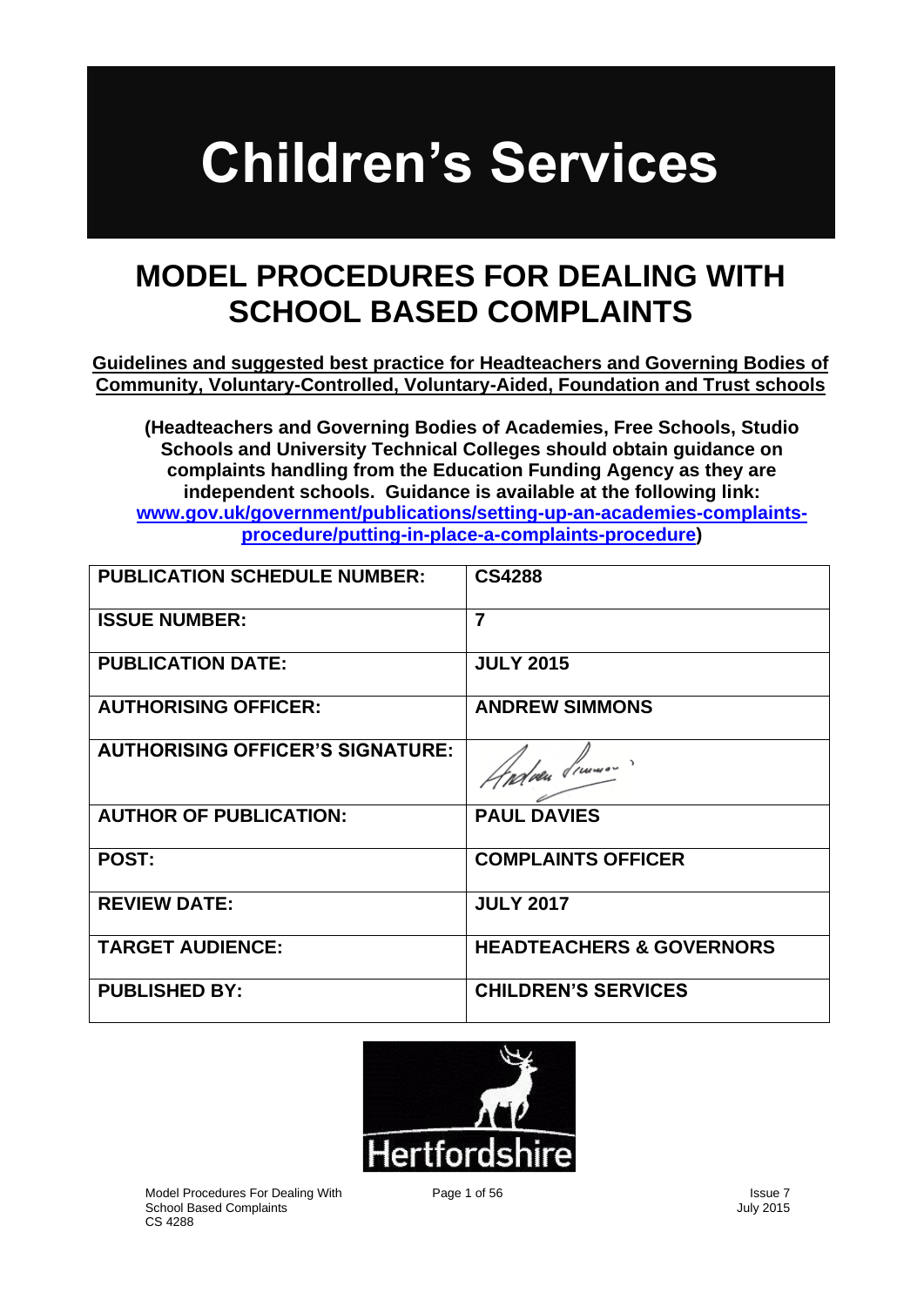# Children's Services

## MODEL PROCEDURES FOR DEALING WITH SCHOOL BASED COMPLAINTS

**Guidelines and suggested best practice for Headteachers and Governing Bodies of Community, Voluntary-Controlled, Voluntary-Aided, Foundation and Trust schools**

**(Headteachers and Governing Bodies of Academies, Free Schools, Studio Schools and University Technical Colleges should obtain guidance on complaints handling from the Education Funding Agency as they are independent schools. Guidance is available at the following link: [www.gov.uk/government/publications/setting-up-an-academies-complaints-procedure/putting-in-place-a-complaints-procedure](www.gov.uk/government/publications/setting-up-an-academies-complaints-procedure/putting-in-place-a-complaints-procedure))**

| | |
|---|---|
| **PUBLICATION SCHEDULE NUMBER:** | **CS4288** |
| **ISSUE NUMBER:** | **7** |
| **PUBLICATION DATE:** | **JULY 2015** |
| **AUTHORISING OFFICER:** | **ANDREW SIMMONS** |
| **AUTHORISING OFFICER'S SIGNATURE:** | Andrew Simmons |
| **AUTHOR OF PUBLICATION:** | **PAUL DAVIES** |
| **POST:** | **COMPLAINTS OFFICER** |
| **REVIEW DATE:** | **JULY 2017** |
| **TARGET AUDIENCE:** | **HEADTEACHERS & GOVERNORS** |
| **PUBLISHED BY:** | **CHILDREN'S SERVICES** |

Hertfordshire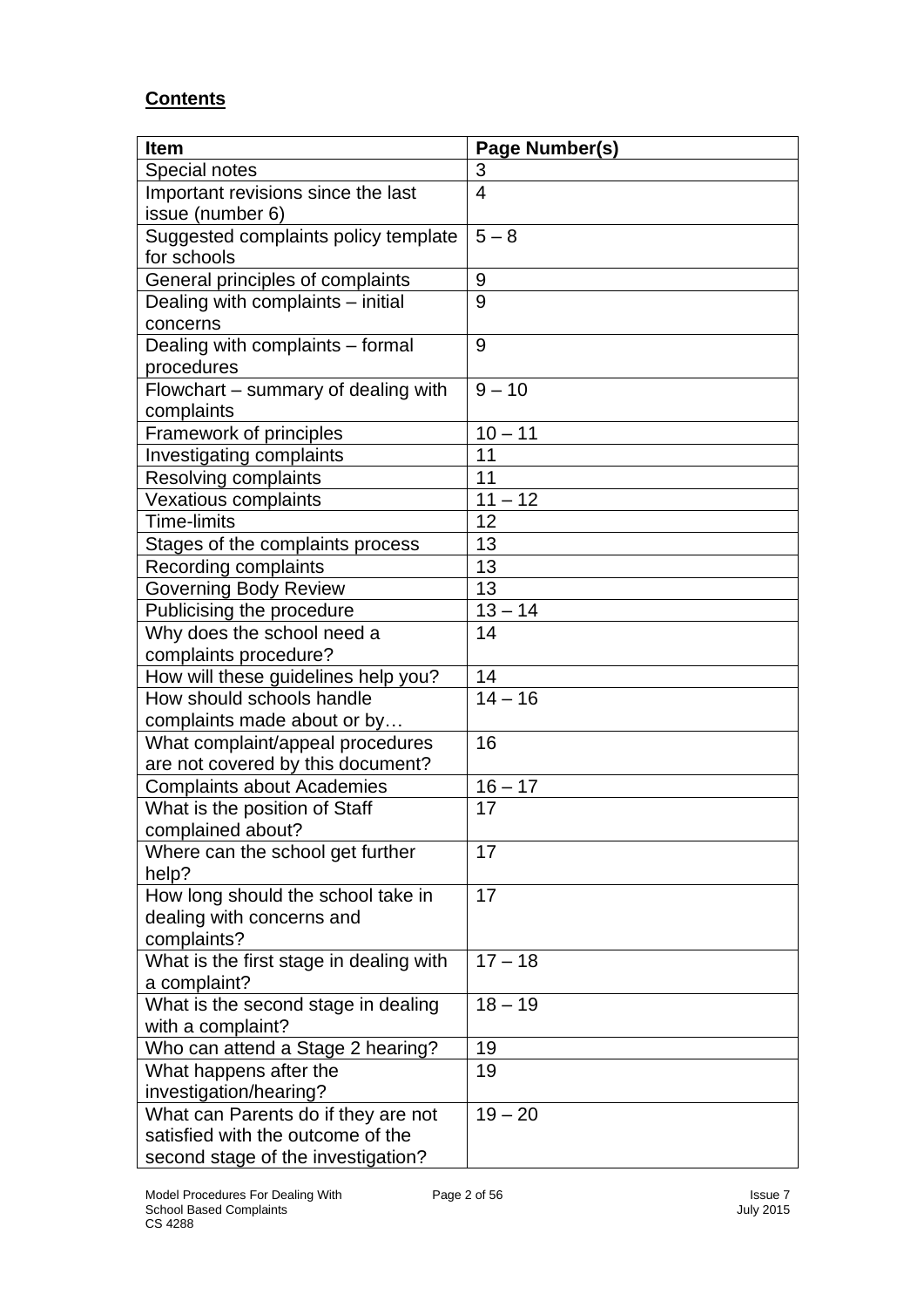**Contents**

| Item | Page Number(s) |
|---|---|
| Special notes | 3 |
| Important revisions since the last issue (number 6) | 4 |
| Suggested complaints policy template for schools | 5 – 8 |
| General principles of complaints | 9 |
| Dealing with complaints – initial concerns | 9 |
| Dealing with complaints – formal procedures | 9 |
| Flowchart – summary of dealing with complaints | 9 – 10 |
| Framework of principles | 10 – 11 |
| Investigating complaints | 11 |
| Resolving complaints | 11 |
| Vexatious complaints | 11 – 12 |
| Time-limits | 12 |
| Stages of the complaints process | 13 |
| Recording complaints | 13 |
| Governing Body Review | 13 |
| Publicising the procedure | 13 – 14 |
| Why does the school need a complaints procedure? | 14 |
| How will these guidelines help you? | 14 |
| How should schools handle complaints made about or by… | 14 – 16 |
| What complaint/appeal procedures are not covered by this document? | 16 |
| Complaints about Academies | 16 – 17 |
| What is the position of Staff complained about? | 17 |
| Where can the school get further help? | 17 |
| How long should the school take in dealing with concerns and complaints? | 17 |
| What is the first stage in dealing with a complaint? | 17 – 18 |
| What is the second stage in dealing with a complaint? | 18 – 19 |
| Who can attend a Stage 2 hearing? | 19 |
| What happens after the investigation/hearing? | 19 |
| What can Parents do if they are not satisfied with the outcome of the second stage of the investigation? | 19 – 20 |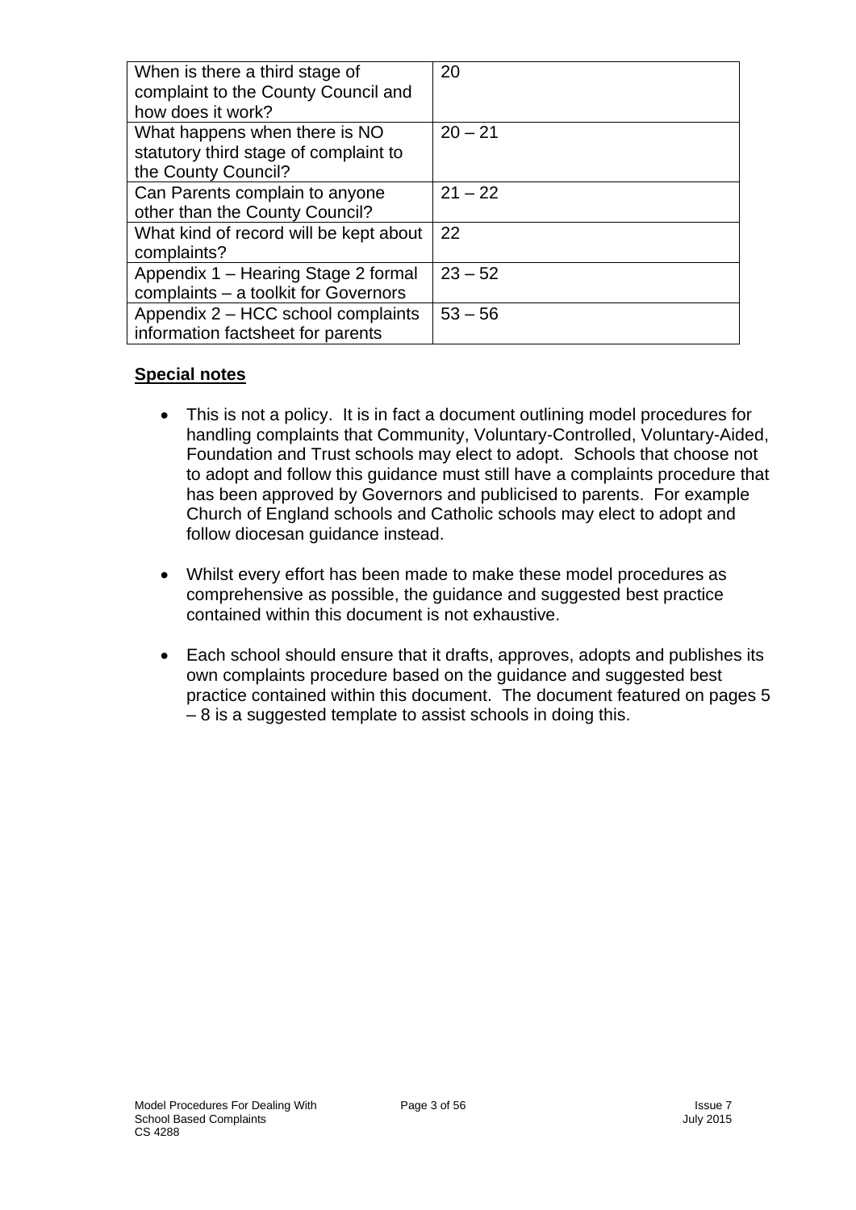| | |
|---|---|
| When is there a third stage of complaint to the County Council and how does it work? | 20 |
| What happens when there is NO statutory third stage of complaint to the County Council? | 20 – 21 |
| Can Parents complain to anyone other than the County Council? | 21 – 22 |
| What kind of record will be kept about complaints? | 22 |
| Appendix 1 – Hearing Stage 2 formal complaints – a toolkit for Governors | 23 – 52 |
| Appendix 2 – HCC school complaints information factsheet for parents | 53 – 56 |

## **Special notes**

- This is not a policy. It is in fact a document outlining model procedures for handling complaints that Community, Voluntary-Controlled, Voluntary-Aided, Foundation and Trust schools may elect to adopt. Schools that choose not to adopt and follow this guidance must still have a complaints procedure that has been approved by Governors and publicised to parents. For example Church of England schools and Catholic schools may elect to adopt and follow diocesan guidance instead.

- Whilst every effort has been made to make these model procedures as comprehensive as possible, the guidance and suggested best practice contained within this document is not exhaustive.

- Each school should ensure that it drafts, approves, adopts and publishes its own complaints procedure based on the guidance and suggested best practice contained within this document. The document featured on pages 5 – 8 is a suggested template to assist schools in doing this.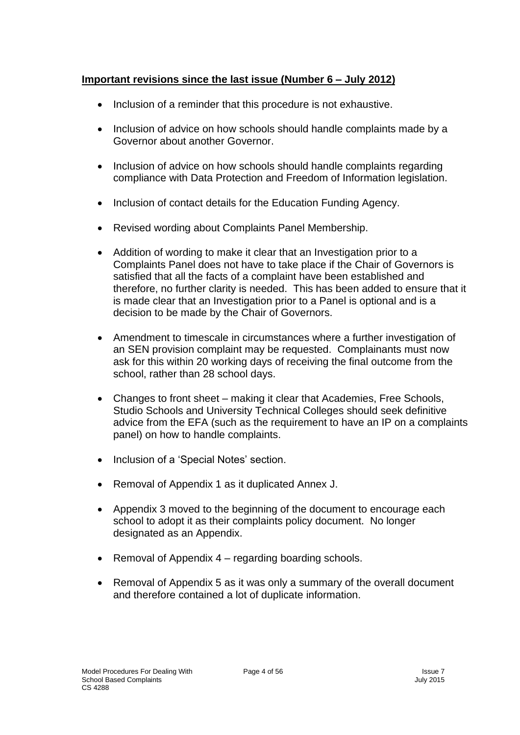**Important revisions since the last issue (Number 6 – July 2012)**

- Inclusion of a reminder that this procedure is not exhaustive.
- Inclusion of advice on how schools should handle complaints made by a Governor about another Governor.
- Inclusion of advice on how schools should handle complaints regarding compliance with Data Protection and Freedom of Information legislation.
- Inclusion of contact details for the Education Funding Agency.
- Revised wording about Complaints Panel Membership.
- Addition of wording to make it clear that an Investigation prior to a Complaints Panel does not have to take place if the Chair of Governors is satisfied that all the facts of a complaint have been established and therefore, no further clarity is needed. This has been added to ensure that it is made clear that an Investigation prior to a Panel is optional and is a decision to be made by the Chair of Governors.
- Amendment to timescale in circumstances where a further investigation of an SEN provision complaint may be requested. Complainants must now ask for this within 20 working days of receiving the final outcome from the school, rather than 28 school days.
- Changes to front sheet – making it clear that Academies, Free Schools, Studio Schools and University Technical Colleges should seek definitive advice from the EFA (such as the requirement to have an IP on a complaints panel) on how to handle complaints.
- Inclusion of a 'Special Notes' section.
- Removal of Appendix 1 as it duplicated Annex J.
- Appendix 3 moved to the beginning of the document to encourage each school to adopt it as their complaints policy document. No longer designated as an Appendix.
- Removal of Appendix 4 – regarding boarding schools.
- Removal of Appendix 5 as it was only a summary of the overall document and therefore contained a lot of duplicate information.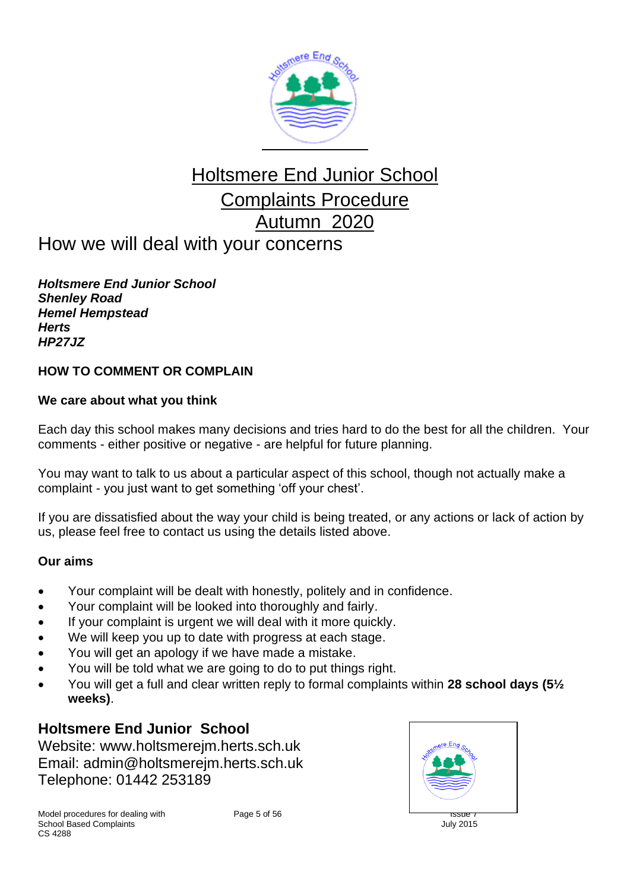# Holtsmere End Junior School Complaints Procedure Autumn 2020

## How we will deal with your concerns

***Holtsmere End Junior School***
***Shenley Road***
***Hemel Hempstead***
***Herts***
***HP27JZ***

**HOW TO COMMENT OR COMPLAIN**

**We care about what you think**

Each day this school makes many decisions and tries hard to do the best for all the children. Your comments - either positive or negative - are helpful for future planning.

You may want to talk to us about a particular aspect of this school, though not actually make a complaint - you just want to get something 'off your chest'.

If you are dissatisfied about the way your child is being treated, or any actions or lack of action by us, please feel free to contact us using the details listed above.

**Our aims**

- Your complaint will be dealt with honestly, politely and in confidence.
- Your complaint will be looked into thoroughly and fairly.
- If your complaint is urgent we will deal with it more quickly.
- We will keep you up to date with progress at each stage.
- You will get an apology if we have made a mistake.
- You will be told what we are going to do to put things right.
- You will get a full and clear written reply to formal complaints within **28 school days (5½ weeks)**.

**Holtsmere End Junior School**
Website: www.holtsmerejm.herts.sch.uk
Email: admin@holtsmerejm.herts.sch.uk
Telephone: 01442 253189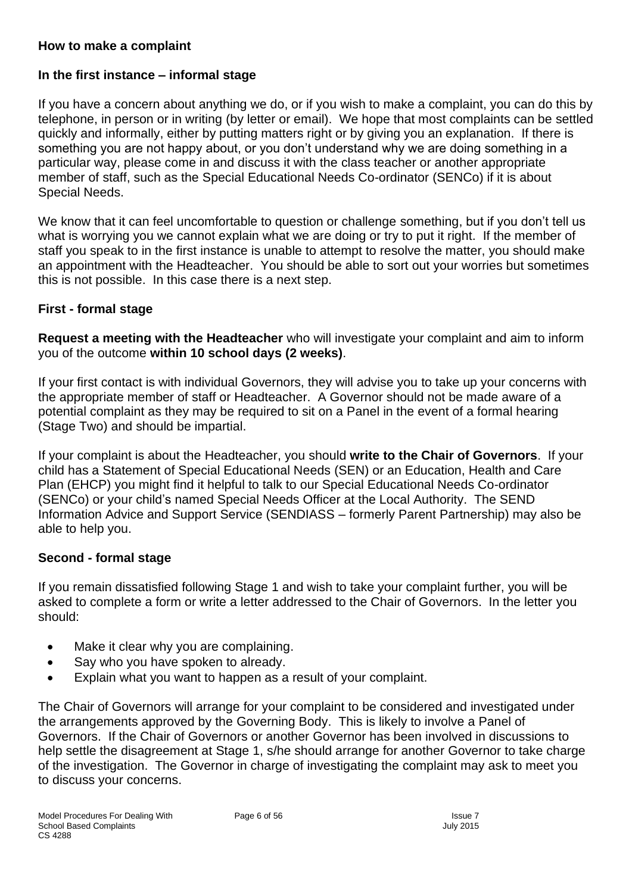### How to make a complaint

### In the first instance – informal stage

If you have a concern about anything we do, or if you wish to make a complaint, you can do this by telephone, in person or in writing (by letter or email). We hope that most complaints can be settled quickly and informally, either by putting matters right or by giving you an explanation. If there is something you are not happy about, or you don't understand why we are doing something in a particular way, please come in and discuss it with the class teacher or another appropriate member of staff, such as the Special Educational Needs Co-ordinator (SENCo) if it is about Special Needs.

We know that it can feel uncomfortable to question or challenge something, but if you don't tell us what is worrying you we cannot explain what we are doing or try to put it right. If the member of staff you speak to in the first instance is unable to attempt to resolve the matter, you should make an appointment with the Headteacher. You should be able to sort out your worries but sometimes this is not possible. In this case there is a next step.

### First - formal stage

**Request a meeting with the Headteacher** who will investigate your complaint and aim to inform you of the outcome **within 10 school days (2 weeks)**.

If your first contact is with individual Governors, they will advise you to take up your concerns with the appropriate member of staff or Headteacher. A Governor should not be made aware of a potential complaint as they may be required to sit on a Panel in the event of a formal hearing (Stage Two) and should be impartial.

If your complaint is about the Headteacher, you should **write to the Chair of Governors**. If your child has a Statement of Special Educational Needs (SEN) or an Education, Health and Care Plan (EHCP) you might find it helpful to talk to our Special Educational Needs Co-ordinator (SENCo) or your child's named Special Needs Officer at the Local Authority. The SEND Information Advice and Support Service (SENDIASS – formerly Parent Partnership) may also be able to help you.

### Second - formal stage

If you remain dissatisfied following Stage 1 and wish to take your complaint further, you will be asked to complete a form or write a letter addressed to the Chair of Governors. In the letter you should:

- Make it clear why you are complaining.
- Say who you have spoken to already.
- Explain what you want to happen as a result of your complaint.

The Chair of Governors will arrange for your complaint to be considered and investigated under the arrangements approved by the Governing Body. This is likely to involve a Panel of Governors. If the Chair of Governors or another Governor has been involved in discussions to help settle the disagreement at Stage 1, s/he should arrange for another Governor to take charge of the investigation. The Governor in charge of investigating the complaint may ask to meet you to discuss your concerns.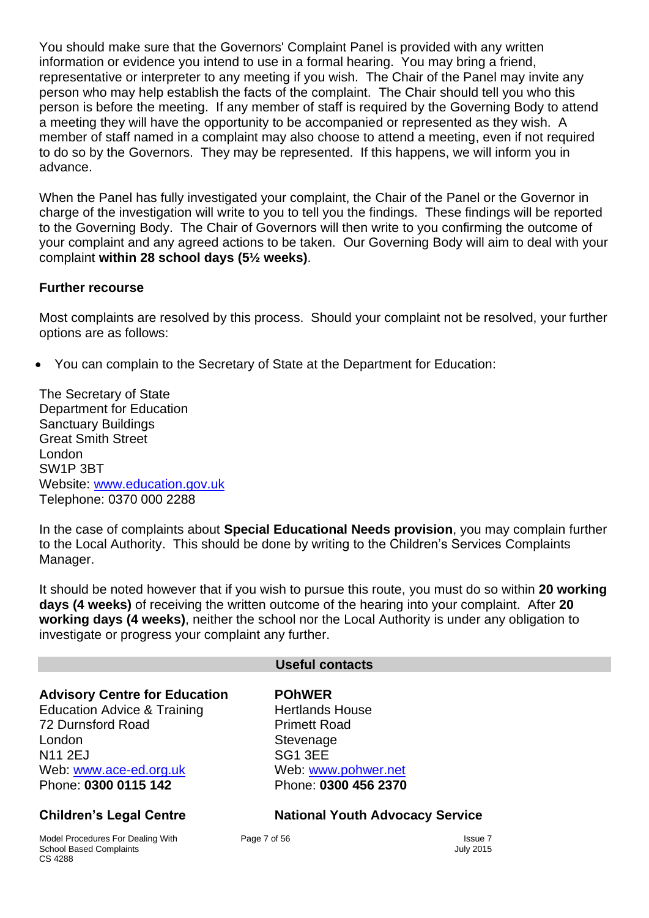You should make sure that the Governors' Complaint Panel is provided with any written information or evidence you intend to use in a formal hearing. You may bring a friend, representative or interpreter to any meeting if you wish. The Chair of the Panel may invite any person who may help establish the facts of the complaint. The Chair should tell you who this person is before the meeting. If any member of staff is required by the Governing Body to attend a meeting they will have the opportunity to be accompanied or represented as they wish. A member of staff named in a complaint may also choose to attend a meeting, even if not required to do so by the Governors. They may be represented. If this happens, we will inform you in advance.

When the Panel has fully investigated your complaint, the Chair of the Panel or the Governor in charge of the investigation will write to you to tell you the findings. These findings will be reported to the Governing Body. The Chair of Governors will then write to you confirming the outcome of your complaint and any agreed actions to be taken. Our Governing Body will aim to deal with your complaint **within 28 school days (5½ weeks)**.

### Further recourse

Most complaints are resolved by this process. Should your complaint not be resolved, your further options are as follows:

- You can complain to the Secretary of State at the Department for Education:

The Secretary of State
Department for Education
Sanctuary Buildings
Great Smith Street
London
SW1P 3BT
Website: [www.education.gov.uk](http://www.education.gov.uk)
Telephone: 0370 000 2288

In the case of complaints about **Special Educational Needs provision**, you may complain further to the Local Authority. This should be done by writing to the Children's Services Complaints Manager.

It should be noted however that if you wish to pursue this route, you must do so within **20 working days (4 weeks)** of receiving the written outcome of the hearing into your complaint. After **20 working days (4 weeks)**, neither the school nor the Local Authority is under any obligation to investigate or progress your complaint any further.

## Useful contacts

**Advisory Centre for Education**
Education Advice & Training
72 Durnsford Road
London
N11 2EJ
Web: [www.ace-ed.org.uk](http://www.ace-ed.org.uk)
Phone: **0300 0115 142**

**POhWER**
Hertlands House
Primett Road
Stevenage
SG1 3EE
Web: [www.pohwer.net](http://www.pohwer.net)
Phone: **0300 456 2370**

**Children's Legal Centre**

**National Youth Advocacy Service**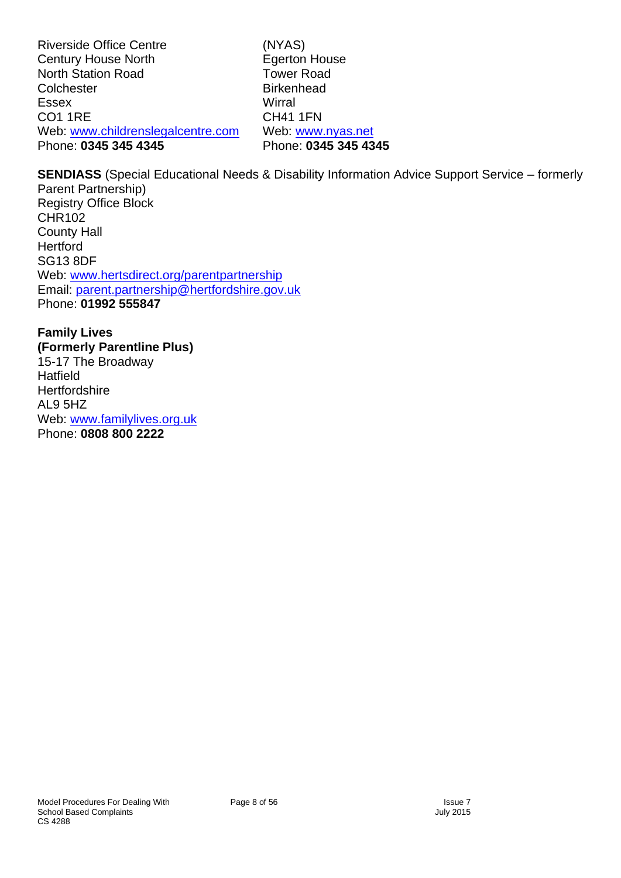Riverside Office Centre
Century House North
North Station Road
Colchester
Essex
CO1 1RE
Web: www.childrenslegalcentre.com
Phone: **0345 345 4345**

(NYAS)
Egerton House
Tower Road
Birkenhead
Wirral
CH41 1FN
Web: www.nyas.net
Phone: **0345 345 4345**

**SENDIASS** (Special Educational Needs & Disability Information Advice Support Service – formerly Parent Partnership)
Registry Office Block
CHR102
County Hall
Hertford
SG13 8DF
Web: www.hertsdirect.org/parentpartnership
Email: parent.partnership@hertfordshire.gov.uk
Phone: **01992 555847**

**Family Lives**
**(Formerly Parentline Plus)**
15-17 The Broadway
Hatfield
Hertfordshire
AL9 5HZ
Web: www.familylives.org.uk
Phone: **0808 800 2222**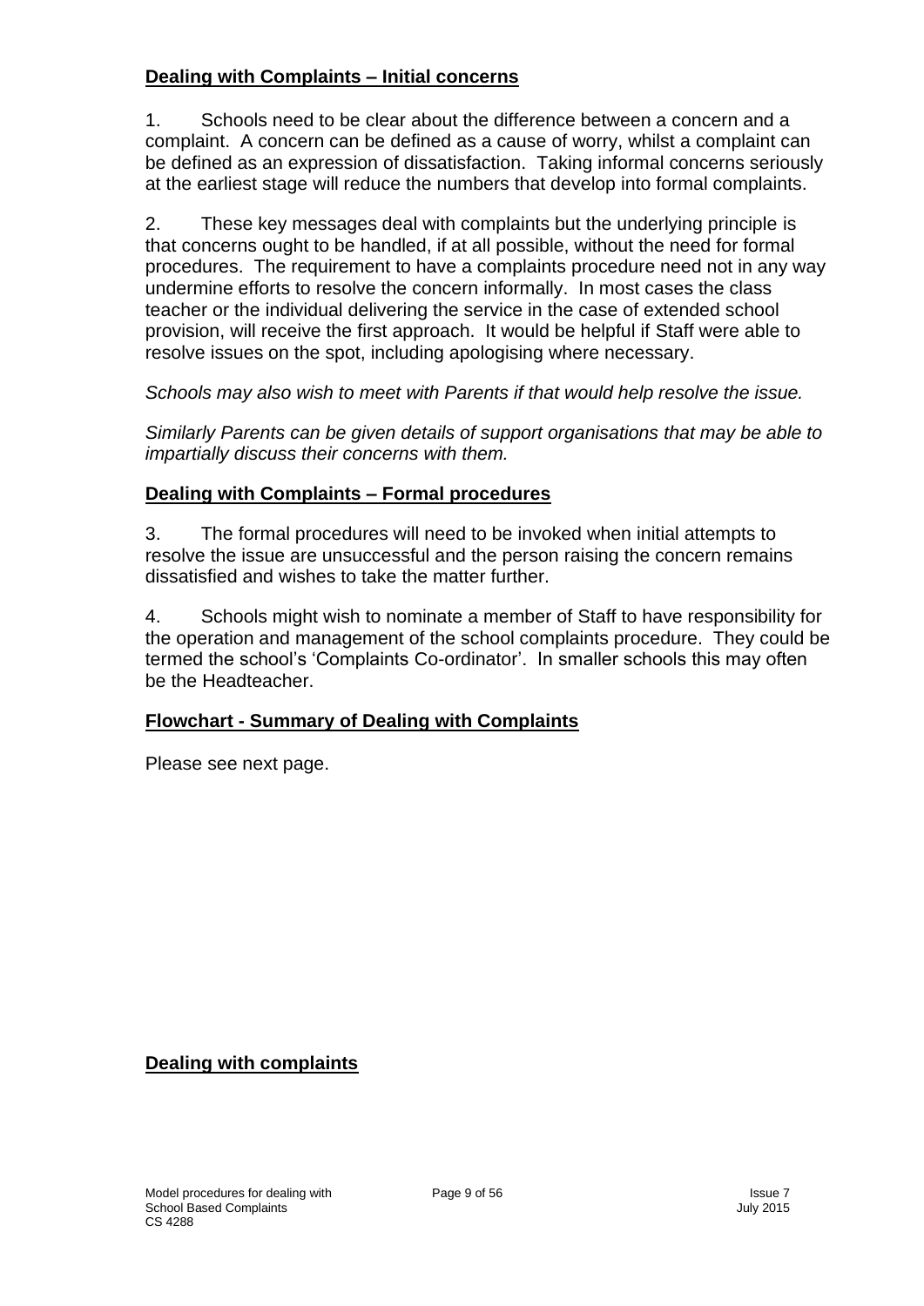**Dealing with Complaints – Initial concerns**

1. Schools need to be clear about the difference between a concern and a complaint. A concern can be defined as a cause of worry, whilst a complaint can be defined as an expression of dissatisfaction. Taking informal concerns seriously at the earliest stage will reduce the numbers that develop into formal complaints.

2. These key messages deal with complaints but the underlying principle is that concerns ought to be handled, if at all possible, without the need for formal procedures. The requirement to have a complaints procedure need not in any way undermine efforts to resolve the concern informally. In most cases the class teacher or the individual delivering the service in the case of extended school provision, will receive the first approach. It would be helpful if Staff were able to resolve issues on the spot, including apologising where necessary.

*Schools may also wish to meet with Parents if that would help resolve the issue.*

*Similarly Parents can be given details of support organisations that may be able to impartially discuss their concerns with them.*

**Dealing with Complaints – Formal procedures**

3. The formal procedures will need to be invoked when initial attempts to resolve the issue are unsuccessful and the person raising the concern remains dissatisfied and wishes to take the matter further.

4. Schools might wish to nominate a member of Staff to have responsibility for the operation and management of the school complaints procedure. They could be termed the school's 'Complaints Co-ordinator'. In smaller schools this may often be the Headteacher.

**Flowchart - Summary of Dealing with Complaints**

Please see next page.

**Dealing with complaints**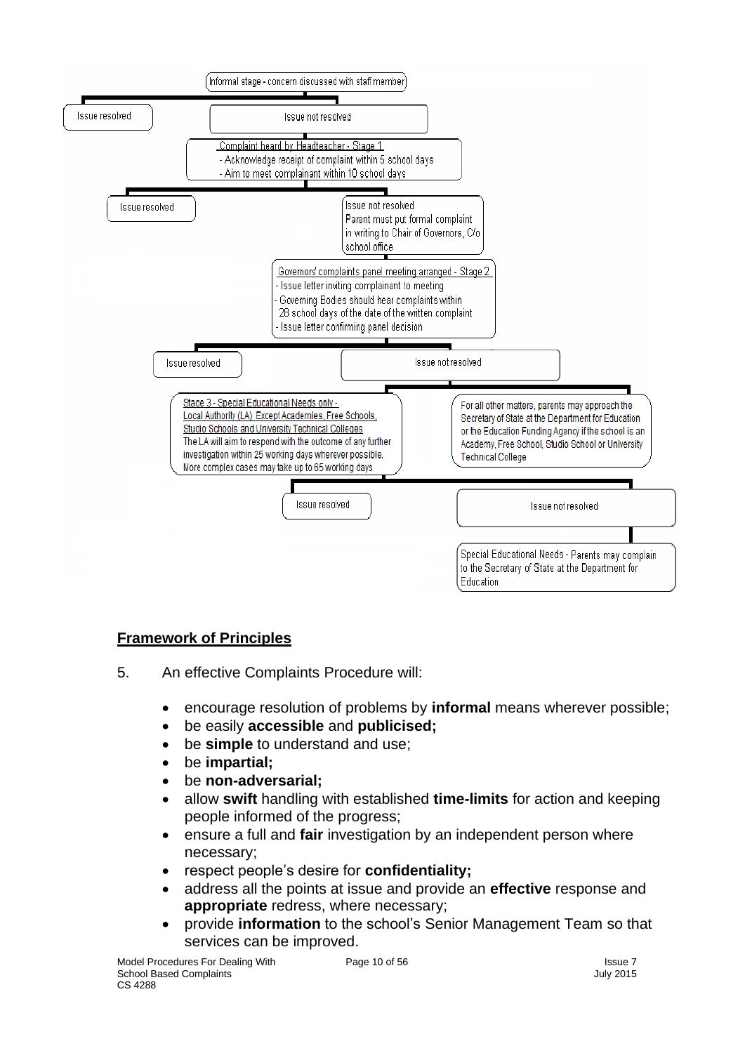Informal stage - concern discussed with staff member

Issue resolved

Issue not resolved

Complaint heard by Headteacher - Stage 1
- Acknowledge receipt of complaint within 5 school days
- Aim to meet complainant within 10 school days

Issue resolved

Issue not resolved
Parent must put formal complaint in writing to Chair of Governors, C/o school office

Governors' complaints panel meeting arranged - Stage 2
- Issue letter inviting complainant to meeting
- Governing Bodies should hear complaints within 28 school days of the date of the written complaint
- Issue letter confirming panel decision

Issue resolved

Issue not resolved

Stage 3 - Special Educational Needs only - Local Authority (LA) Except Academies, Free Schools, Studio Schools and University Technical Colleges
The LA will aim to respond with the outcome of any further investigation within 25 working days wherever possible. More complex cases may take up to 65 working days

For all other matters, parents may approach the Secretary of State at the Department for Education or the Education Funding Agency if the school is an Academy, Free School, Studio School or University Technical College

Issue resolved

Issue not resolved

Special Educational Needs - Parents may complain to the Secretary of State at the Department for Education

## Framework of Principles

5. An effective Complaints Procedure will:

- encourage resolution of problems by **informal** means wherever possible;
- be easily **accessible** and **publicised;**
- be **simple** to understand and use;
- be **impartial;**
- be **non-adversarial;**
- allow **swift** handling with established **time-limits** for action and keeping people informed of the progress;
- ensure a full and **fair** investigation by an independent person where necessary;
- respect people's desire for **confidentiality;**
- address all the points at issue and provide an **effective** response and **appropriate** redress, where necessary;
- provide **information** to the school's Senior Management Team so that services can be improved.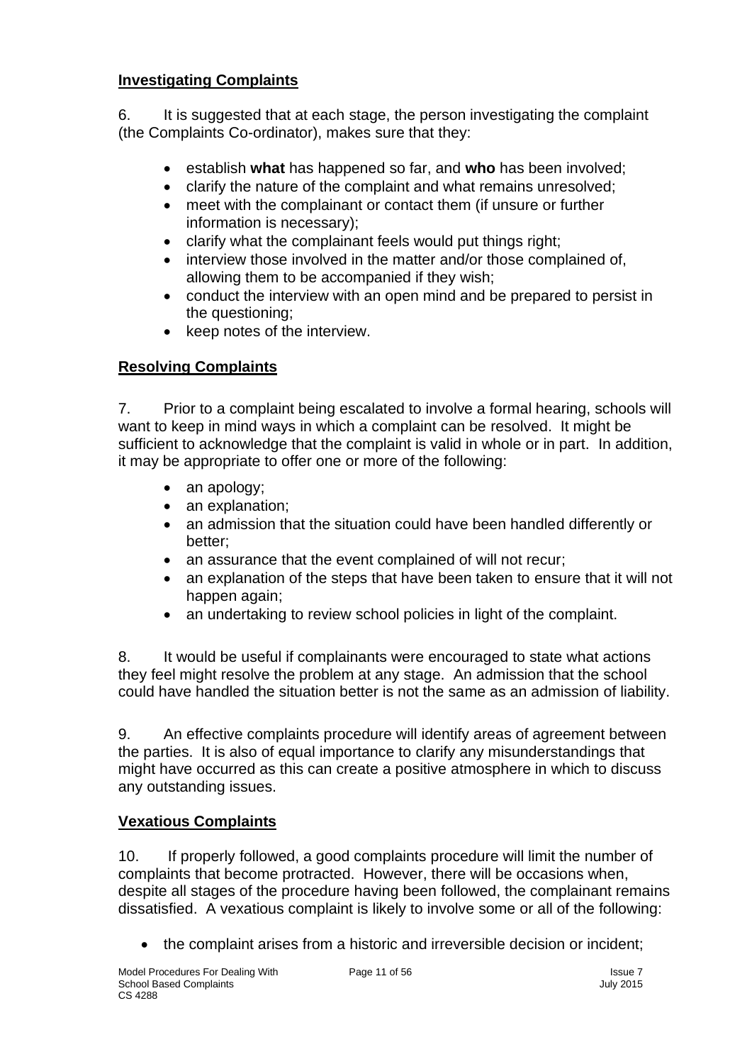## Investigating Complaints

6. It is suggested that at each stage, the person investigating the complaint (the Complaints Co-ordinator), makes sure that they:

- establish **what** has happened so far, and **who** has been involved;
- clarify the nature of the complaint and what remains unresolved;
- meet with the complainant or contact them (if unsure or further information is necessary);
- clarify what the complainant feels would put things right;
- interview those involved in the matter and/or those complained of, allowing them to be accompanied if they wish;
- conduct the interview with an open mind and be prepared to persist in the questioning;
- keep notes of the interview.

## Resolving Complaints

7. Prior to a complaint being escalated to involve a formal hearing, schools will want to keep in mind ways in which a complaint can be resolved. It might be sufficient to acknowledge that the complaint is valid in whole or in part. In addition, it may be appropriate to offer one or more of the following:

- an apology;
- an explanation;
- an admission that the situation could have been handled differently or better;
- an assurance that the event complained of will not recur;
- an explanation of the steps that have been taken to ensure that it will not happen again;
- an undertaking to review school policies in light of the complaint.

8. It would be useful if complainants were encouraged to state what actions they feel might resolve the problem at any stage. An admission that the school could have handled the situation better is not the same as an admission of liability.

9. An effective complaints procedure will identify areas of agreement between the parties. It is also of equal importance to clarify any misunderstandings that might have occurred as this can create a positive atmosphere in which to discuss any outstanding issues.

## Vexatious Complaints

10. If properly followed, a good complaints procedure will limit the number of complaints that become protracted. However, there will be occasions when, despite all stages of the procedure having been followed, the complainant remains dissatisfied. A vexatious complaint is likely to involve some or all of the following:

- the complaint arises from a historic and irreversible decision or incident;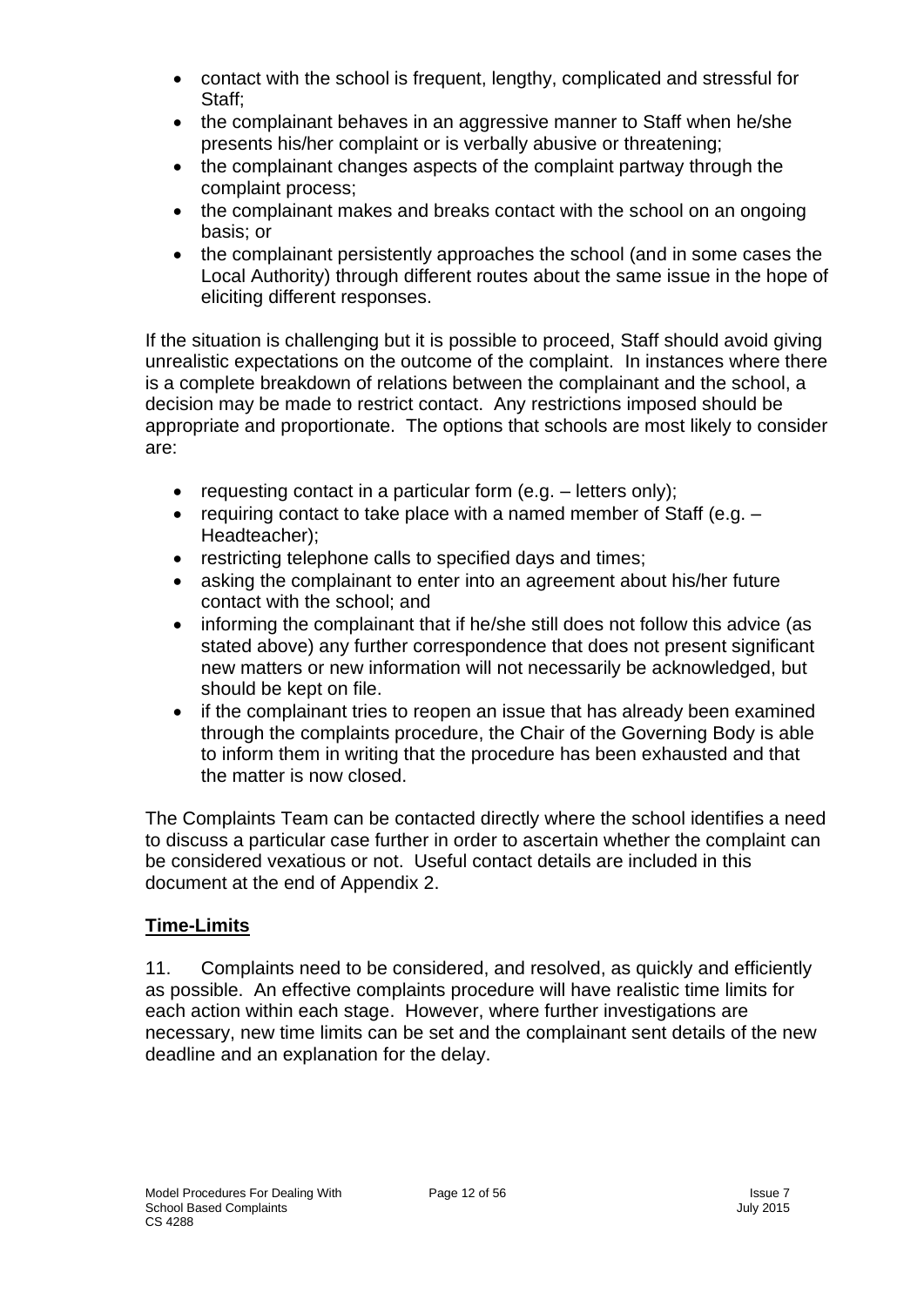- contact with the school is frequent, lengthy, complicated and stressful for Staff;
- the complainant behaves in an aggressive manner to Staff when he/she presents his/her complaint or is verbally abusive or threatening;
- the complainant changes aspects of the complaint partway through the complaint process;
- the complainant makes and breaks contact with the school on an ongoing basis; or
- the complainant persistently approaches the school (and in some cases the Local Authority) through different routes about the same issue in the hope of eliciting different responses.

If the situation is challenging but it is possible to proceed, Staff should avoid giving unrealistic expectations on the outcome of the complaint. In instances where there is a complete breakdown of relations between the complainant and the school, a decision may be made to restrict contact. Any restrictions imposed should be appropriate and proportionate. The options that schools are most likely to consider are:

- requesting contact in a particular form (e.g. – letters only);
- requiring contact to take place with a named member of Staff (e.g. – Headteacher);
- restricting telephone calls to specified days and times;
- asking the complainant to enter into an agreement about his/her future contact with the school; and
- informing the complainant that if he/she still does not follow this advice (as stated above) any further correspondence that does not present significant new matters or new information will not necessarily be acknowledged, but should be kept on file.
- if the complainant tries to reopen an issue that has already been examined through the complaints procedure, the Chair of the Governing Body is able to inform them in writing that the procedure has been exhausted and that the matter is now closed.

The Complaints Team can be contacted directly where the school identifies a need to discuss a particular case further in order to ascertain whether the complaint can be considered vexatious or not. Useful contact details are included in this document at the end of Appendix 2.

## Time-Limits

11. Complaints need to be considered, and resolved, as quickly and efficiently as possible. An effective complaints procedure will have realistic time limits for each action within each stage. However, where further investigations are necessary, new time limits can be set and the complainant sent details of the new deadline and an explanation for the delay.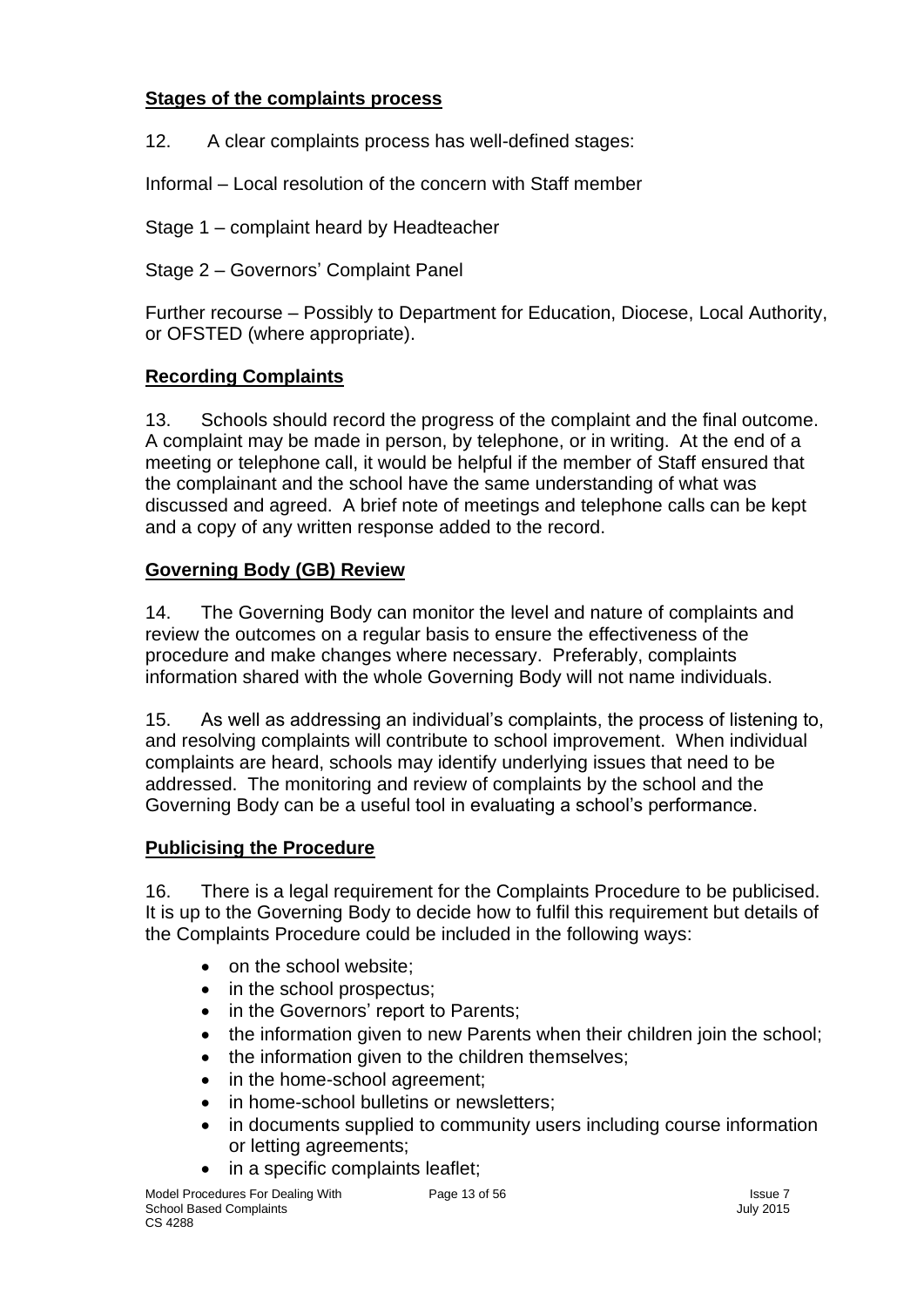## Stages of the complaints process

12. A clear complaints process has well-defined stages:

Informal – Local resolution of the concern with Staff member

Stage 1 – complaint heard by Headteacher

Stage 2 – Governors' Complaint Panel

Further recourse – Possibly to Department for Education, Diocese, Local Authority, or OFSTED (where appropriate).

## Recording Complaints

13. Schools should record the progress of the complaint and the final outcome. A complaint may be made in person, by telephone, or in writing. At the end of a meeting or telephone call, it would be helpful if the member of Staff ensured that the complainant and the school have the same understanding of what was discussed and agreed. A brief note of meetings and telephone calls can be kept and a copy of any written response added to the record.

## Governing Body (GB) Review

14. The Governing Body can monitor the level and nature of complaints and review the outcomes on a regular basis to ensure the effectiveness of the procedure and make changes where necessary. Preferably, complaints information shared with the whole Governing Body will not name individuals.

15. As well as addressing an individual's complaints, the process of listening to, and resolving complaints will contribute to school improvement. When individual complaints are heard, schools may identify underlying issues that need to be addressed. The monitoring and review of complaints by the school and the Governing Body can be a useful tool in evaluating a school's performance.

## Publicising the Procedure

16. There is a legal requirement for the Complaints Procedure to be publicised. It is up to the Governing Body to decide how to fulfil this requirement but details of the Complaints Procedure could be included in the following ways:

- on the school website;
- in the school prospectus;
- in the Governors' report to Parents;
- the information given to new Parents when their children join the school;
- the information given to the children themselves;
- in the home-school agreement;
- in home-school bulletins or newsletters;
- in documents supplied to community users including course information or letting agreements;
- in a specific complaints leaflet;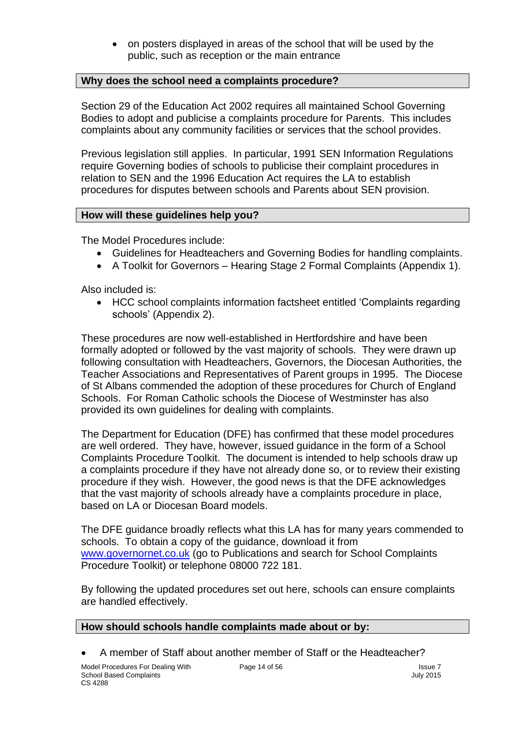- on posters displayed in areas of the school that will be used by the public, such as reception or the main entrance

### Why does the school need a complaints procedure?

Section 29 of the Education Act 2002 requires all maintained School Governing Bodies to adopt and publicise a complaints procedure for Parents. This includes complaints about any community facilities or services that the school provides.

Previous legislation still applies. In particular, 1991 SEN Information Regulations require Governing bodies of schools to publicise their complaint procedures in relation to SEN and the 1996 Education Act requires the LA to establish procedures for disputes between schools and Parents about SEN provision.

### How will these guidelines help you?

The Model Procedures include:

- Guidelines for Headteachers and Governing Bodies for handling complaints.
- A Toolkit for Governors – Hearing Stage 2 Formal Complaints (Appendix 1).

Also included is:

- HCC school complaints information factsheet entitled 'Complaints regarding schools' (Appendix 2).

These procedures are now well-established in Hertfordshire and have been formally adopted or followed by the vast majority of schools. They were drawn up following consultation with Headteachers, Governors, the Diocesan Authorities, the Teacher Associations and Representatives of Parent groups in 1995. The Diocese of St Albans commended the adoption of these procedures for Church of England Schools. For Roman Catholic schools the Diocese of Westminster has also provided its own guidelines for dealing with complaints.

The Department for Education (DFE) has confirmed that these model procedures are well ordered. They have, however, issued guidance in the form of a School Complaints Procedure Toolkit. The document is intended to help schools draw up a complaints procedure if they have not already done so, or to review their existing procedure if they wish. However, the good news is that the DFE acknowledges that the vast majority of schools already have a complaints procedure in place, based on LA or Diocesan Board models.

The DFE guidance broadly reflects what this LA has for many years commended to schools. To obtain a copy of the guidance, download it from www.governornet.co.uk (go to Publications and search for School Complaints Procedure Toolkit) or telephone 08000 722 181.

By following the updated procedures set out here, schools can ensure complaints are handled effectively.

### How should schools handle complaints made about or by:

- A member of Staff about another member of Staff or the Headteacher?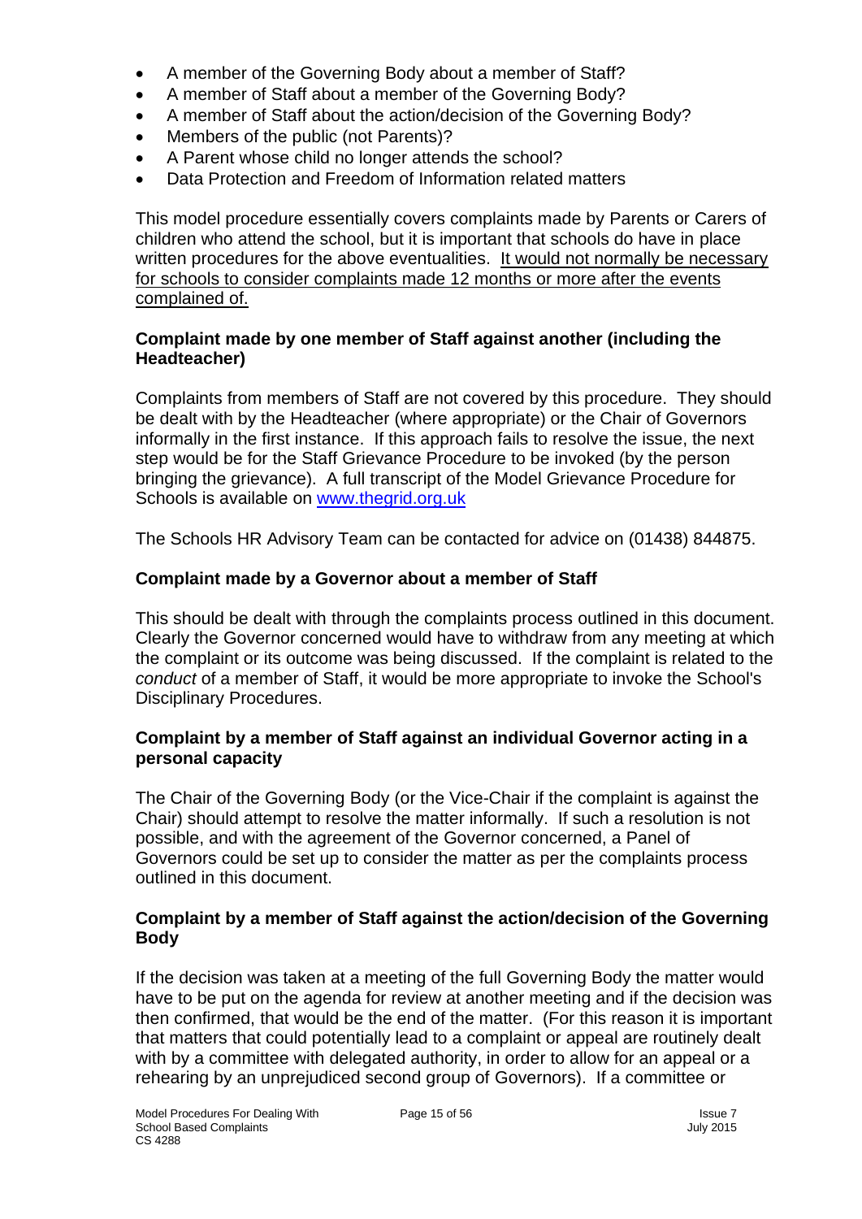- A member of the Governing Body about a member of Staff?
- A member of Staff about a member of the Governing Body?
- A member of Staff about the action/decision of the Governing Body?
- Members of the public (not Parents)?
- A Parent whose child no longer attends the school?
- Data Protection and Freedom of Information related matters

This model procedure essentially covers complaints made by Parents or Carers of children who attend the school, but it is important that schools do have in place written procedures for the above eventualities. <u>It would not normally be necessary for schools to consider complaints made 12 months or more after the events complained of.</u>

**Complaint made by one member of Staff against another (including the Headteacher)**

Complaints from members of Staff are not covered by this procedure. They should be dealt with by the Headteacher (where appropriate) or the Chair of Governors informally in the first instance. If this approach fails to resolve the issue, the next step would be for the Staff Grievance Procedure to be invoked (by the person bringing the grievance). A full transcript of the Model Grievance Procedure for Schools is available on [www.thegrid.org.uk](www.thegrid.org.uk)

The Schools HR Advisory Team can be contacted for advice on (01438) 844875.

**Complaint made by a Governor about a member of Staff**

This should be dealt with through the complaints process outlined in this document. Clearly the Governor concerned would have to withdraw from any meeting at which the complaint or its outcome was being discussed. If the complaint is related to the *conduct* of a member of Staff, it would be more appropriate to invoke the School's Disciplinary Procedures.

**Complaint by a member of Staff against an individual Governor acting in a personal capacity**

The Chair of the Governing Body (or the Vice-Chair if the complaint is against the Chair) should attempt to resolve the matter informally. If such a resolution is not possible, and with the agreement of the Governor concerned, a Panel of Governors could be set up to consider the matter as per the complaints process outlined in this document.

**Complaint by a member of Staff against the action/decision of the Governing Body**

If the decision was taken at a meeting of the full Governing Body the matter would have to be put on the agenda for review at another meeting and if the decision was then confirmed, that would be the end of the matter. (For this reason it is important that matters that could potentially lead to a complaint or appeal are routinely dealt with by a committee with delegated authority, in order to allow for an appeal or a rehearing by an unprejudiced second group of Governors). If a committee or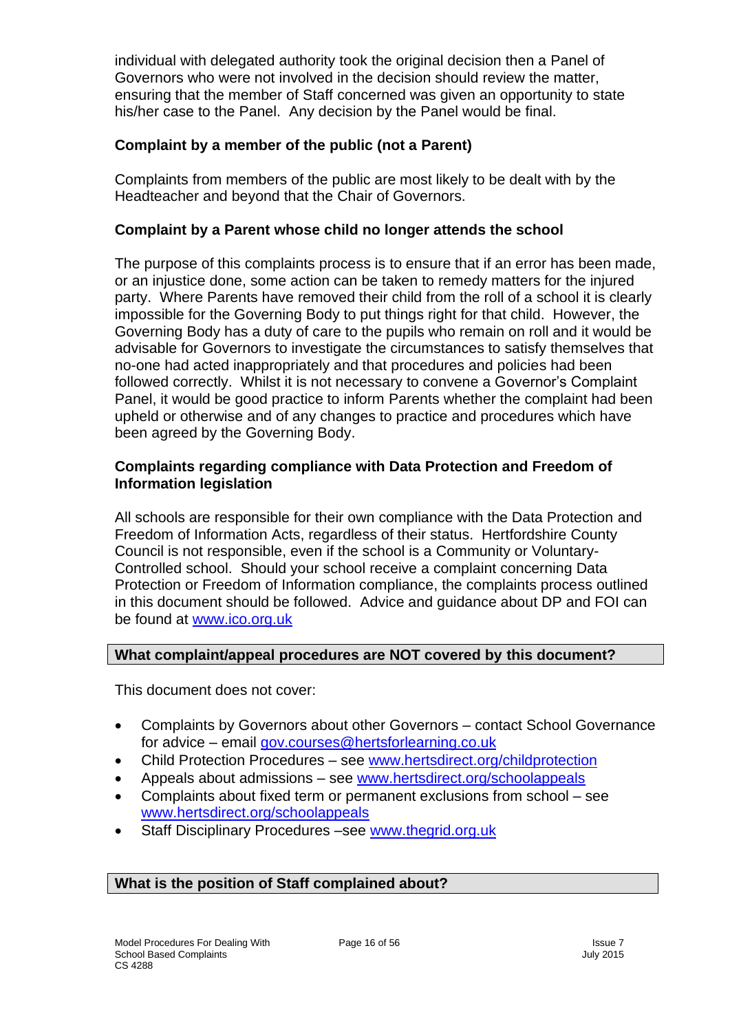individual with delegated authority took the original decision then a Panel of Governors who were not involved in the decision should review the matter, ensuring that the member of Staff concerned was given an opportunity to state his/her case to the Panel. Any decision by the Panel would be final.

**Complaint by a member of the public (not a Parent)**

Complaints from members of the public are most likely to be dealt with by the Headteacher and beyond that the Chair of Governors.

**Complaint by a Parent whose child no longer attends the school**

The purpose of this complaints process is to ensure that if an error has been made, or an injustice done, some action can be taken to remedy matters for the injured party. Where Parents have removed their child from the roll of a school it is clearly impossible for the Governing Body to put things right for that child. However, the Governing Body has a duty of care to the pupils who remain on roll and it would be advisable for Governors to investigate the circumstances to satisfy themselves that no-one had acted inappropriately and that procedures and policies had been followed correctly. Whilst it is not necessary to convene a Governor's Complaint Panel, it would be good practice to inform Parents whether the complaint had been upheld or otherwise and of any changes to practice and procedures which have been agreed by the Governing Body.

**Complaints regarding compliance with Data Protection and Freedom of Information legislation**

All schools are responsible for their own compliance with the Data Protection and Freedom of Information Acts, regardless of their status. Hertfordshire County Council is not responsible, even if the school is a Community or Voluntary-Controlled school. Should your school receive a complaint concerning Data Protection or Freedom of Information compliance, the complaints process outlined in this document should be followed. Advice and guidance about DP and FOI can be found at www.ico.org.uk

## What complaint/appeal procedures are NOT covered by this document?

This document does not cover:

- Complaints by Governors about other Governors – contact School Governance for advice – email gov.courses@hertsforlearning.co.uk
- Child Protection Procedures – see www.hertsdirect.org/childprotection
- Appeals about admissions – see www.hertsdirect.org/schoolappeals
- Complaints about fixed term or permanent exclusions from school – see www.hertsdirect.org/schoolappeals
- Staff Disciplinary Procedures –see www.thegrid.org.uk

## What is the position of Staff complained about?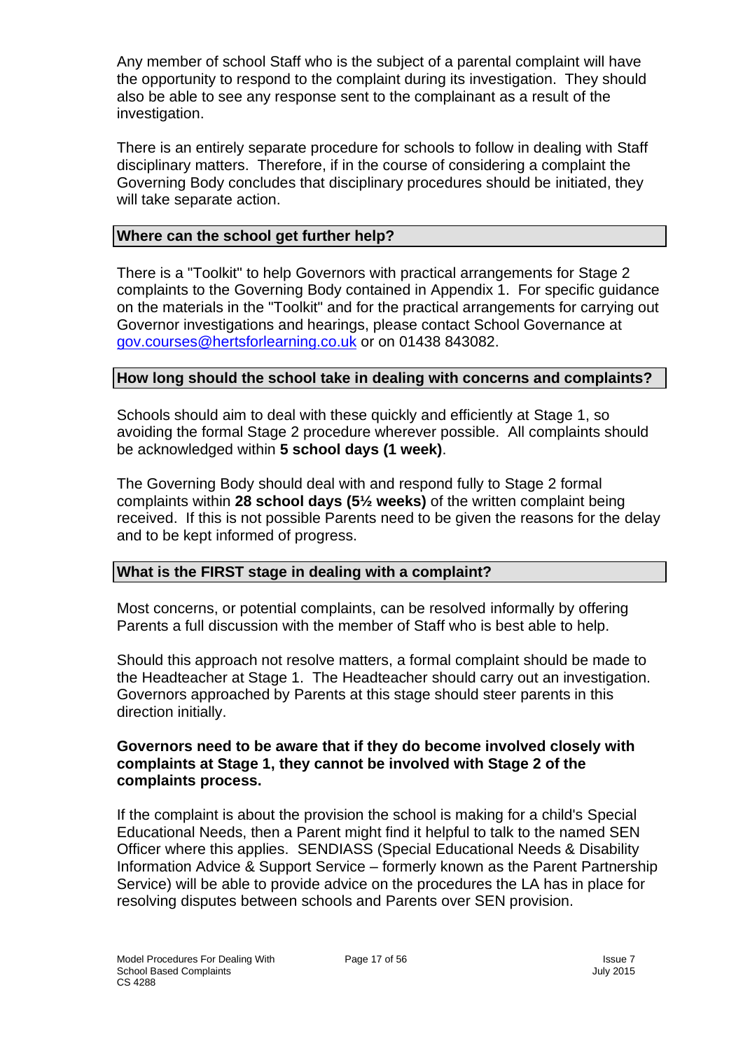Any member of school Staff who is the subject of a parental complaint will have the opportunity to respond to the complaint during its investigation. They should also be able to see any response sent to the complainant as a result of the investigation.

There is an entirely separate procedure for schools to follow in dealing with Staff disciplinary matters. Therefore, if in the course of considering a complaint the Governing Body concludes that disciplinary procedures should be initiated, they will take separate action.

## Where can the school get further help?

There is a "Toolkit" to help Governors with practical arrangements for Stage 2 complaints to the Governing Body contained in Appendix 1. For specific guidance on the materials in the "Toolkit" and for the practical arrangements for carrying out Governor investigations and hearings, please contact School Governance at gov.courses@hertsforlearning.co.uk or on 01438 843082.

## How long should the school take in dealing with concerns and complaints?

Schools should aim to deal with these quickly and efficiently at Stage 1, so avoiding the formal Stage 2 procedure wherever possible. All complaints should be acknowledged within **5 school days (1 week)**.

The Governing Body should deal with and respond fully to Stage 2 formal complaints within **28 school days (5½ weeks)** of the written complaint being received. If this is not possible Parents need to be given the reasons for the delay and to be kept informed of progress.

## What is the FIRST stage in dealing with a complaint?

Most concerns, or potential complaints, can be resolved informally by offering Parents a full discussion with the member of Staff who is best able to help.

Should this approach not resolve matters, a formal complaint should be made to the Headteacher at Stage 1. The Headteacher should carry out an investigation. Governors approached by Parents at this stage should steer parents in this direction initially.

**Governors need to be aware that if they do become involved closely with complaints at Stage 1, they cannot be involved with Stage 2 of the complaints process.**

If the complaint is about the provision the school is making for a child's Special Educational Needs, then a Parent might find it helpful to talk to the named SEN Officer where this applies. SENDIASS (Special Educational Needs & Disability Information Advice & Support Service – formerly known as the Parent Partnership Service) will be able to provide advice on the procedures the LA has in place for resolving disputes between schools and Parents over SEN provision.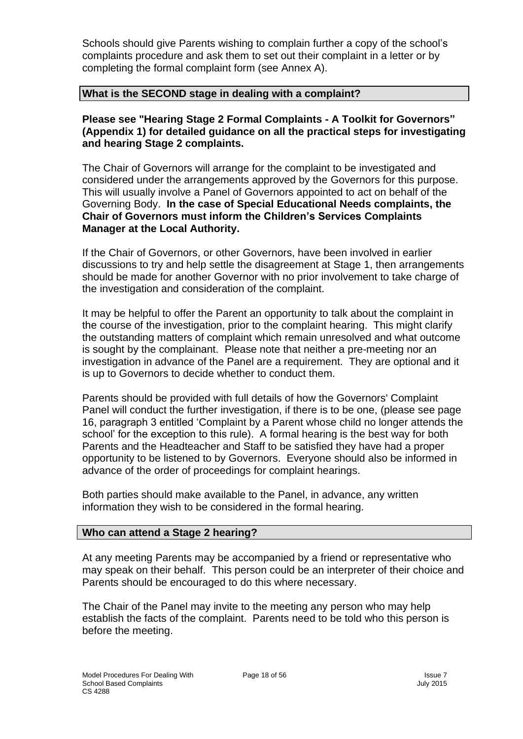Schools should give Parents wishing to complain further a copy of the school's complaints procedure and ask them to set out their complaint in a letter or by completing the formal complaint form (see Annex A).

## What is the SECOND stage in dealing with a complaint?

**Please see "Hearing Stage 2 Formal Complaints - A Toolkit for Governors" (Appendix 1) for detailed guidance on all the practical steps for investigating and hearing Stage 2 complaints.**

The Chair of Governors will arrange for the complaint to be investigated and considered under the arrangements approved by the Governors for this purpose. This will usually involve a Panel of Governors appointed to act on behalf of the Governing Body. **In the case of Special Educational Needs complaints, the Chair of Governors must inform the Children's Services Complaints Manager at the Local Authority.**

If the Chair of Governors, or other Governors, have been involved in earlier discussions to try and help settle the disagreement at Stage 1, then arrangements should be made for another Governor with no prior involvement to take charge of the investigation and consideration of the complaint.

It may be helpful to offer the Parent an opportunity to talk about the complaint in the course of the investigation, prior to the complaint hearing. This might clarify the outstanding matters of complaint which remain unresolved and what outcome is sought by the complainant. Please note that neither a pre-meeting nor an investigation in advance of the Panel are a requirement. They are optional and it is up to Governors to decide whether to conduct them.

Parents should be provided with full details of how the Governors' Complaint Panel will conduct the further investigation, if there is to be one, (please see page 16, paragraph 3 entitled 'Complaint by a Parent whose child no longer attends the school' for the exception to this rule). A formal hearing is the best way for both Parents and the Headteacher and Staff to be satisfied they have had a proper opportunity to be listened to by Governors. Everyone should also be informed in advance of the order of proceedings for complaint hearings.

Both parties should make available to the Panel, in advance, any written information they wish to be considered in the formal hearing.

## Who can attend a Stage 2 hearing?

At any meeting Parents may be accompanied by a friend or representative who may speak on their behalf. This person could be an interpreter of their choice and Parents should be encouraged to do this where necessary.

The Chair of the Panel may invite to the meeting any person who may help establish the facts of the complaint. Parents need to be told who this person is before the meeting.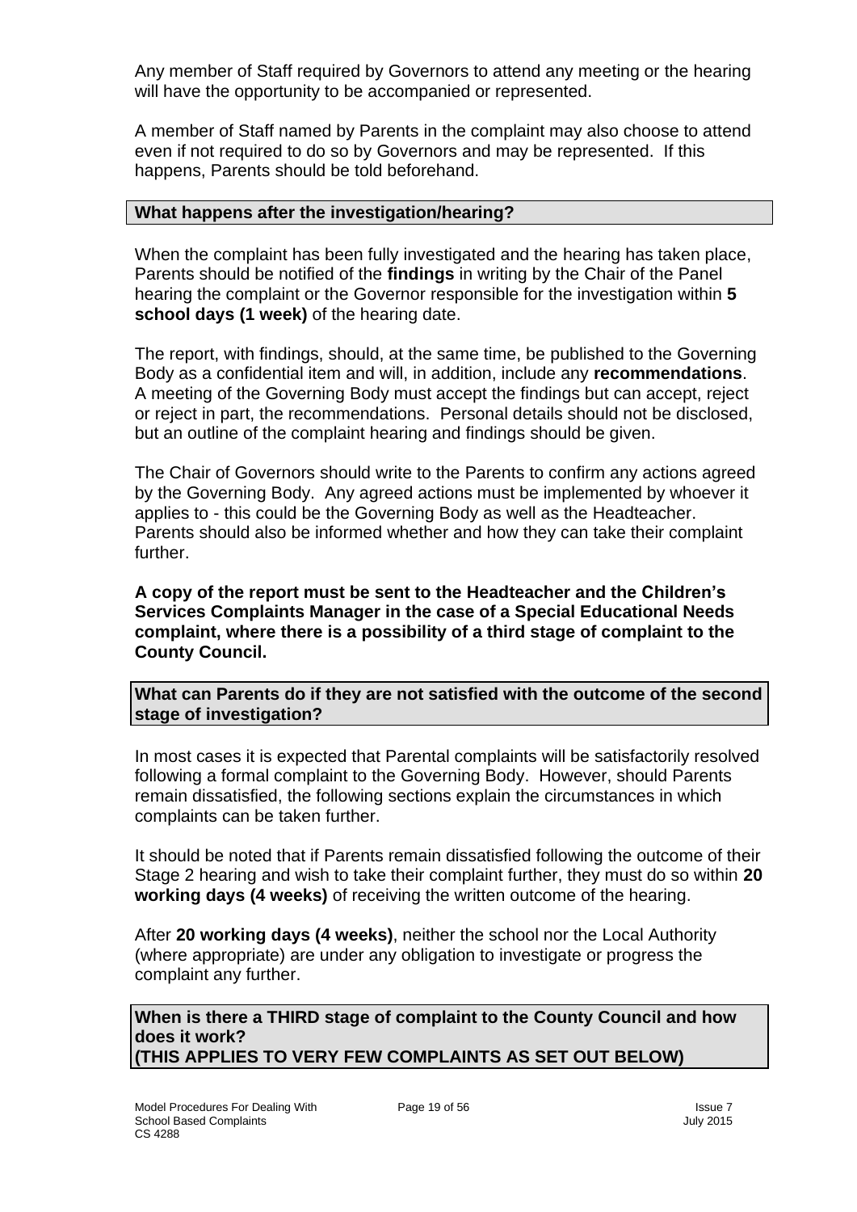Any member of Staff required by Governors to attend any meeting or the hearing will have the opportunity to be accompanied or represented.

A member of Staff named by Parents in the complaint may also choose to attend even if not required to do so by Governors and may be represented. If this happens, Parents should be told beforehand.

### What happens after the investigation/hearing?

When the complaint has been fully investigated and the hearing has taken place, Parents should be notified of the **findings** in writing by the Chair of the Panel hearing the complaint or the Governor responsible for the investigation within **5 school days (1 week)** of the hearing date.

The report, with findings, should, at the same time, be published to the Governing Body as a confidential item and will, in addition, include any **recommendations**. A meeting of the Governing Body must accept the findings but can accept, reject or reject in part, the recommendations. Personal details should not be disclosed, but an outline of the complaint hearing and findings should be given.

The Chair of Governors should write to the Parents to confirm any actions agreed by the Governing Body. Any agreed actions must be implemented by whoever it applies to - this could be the Governing Body as well as the Headteacher. Parents should also be informed whether and how they can take their complaint further.

**A copy of the report must be sent to the Headteacher and the Children's Services Complaints Manager in the case of a Special Educational Needs complaint, where there is a possibility of a third stage of complaint to the County Council.**

### What can Parents do if they are not satisfied with the outcome of the second stage of investigation?

In most cases it is expected that Parental complaints will be satisfactorily resolved following a formal complaint to the Governing Body. However, should Parents remain dissatisfied, the following sections explain the circumstances in which complaints can be taken further.

It should be noted that if Parents remain dissatisfied following the outcome of their Stage 2 hearing and wish to take their complaint further, they must do so within **20 working days (4 weeks)** of receiving the written outcome of the hearing.

After **20 working days (4 weeks)**, neither the school nor the Local Authority (where appropriate) are under any obligation to investigate or progress the complaint any further.

### When is there a THIRD stage of complaint to the County Council and how does it work?
### (THIS APPLIES TO VERY FEW COMPLAINTS AS SET OUT BELOW)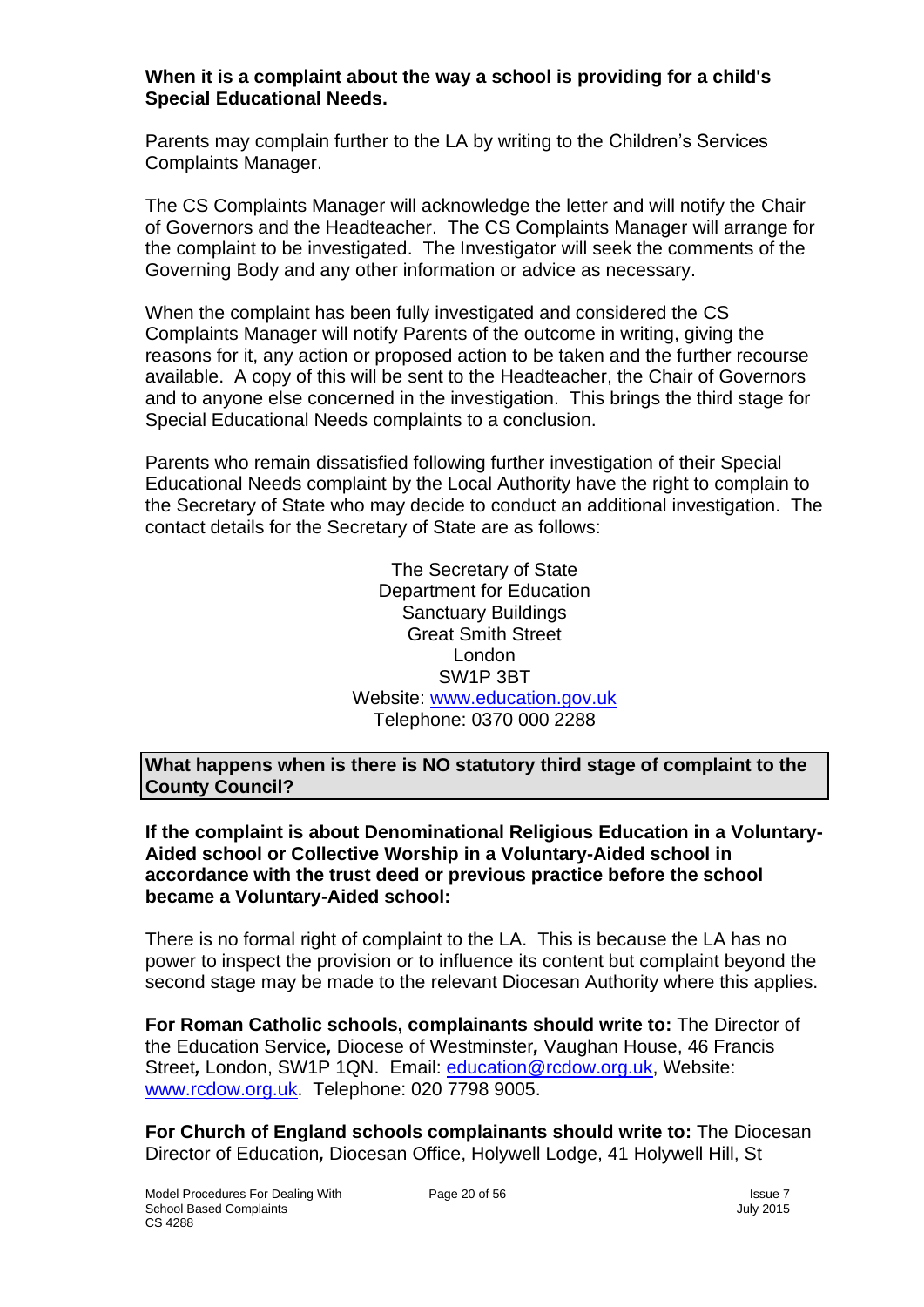**When it is a complaint about the way a school is providing for a child's Special Educational Needs.**

Parents may complain further to the LA by writing to the Children's Services Complaints Manager.

The CS Complaints Manager will acknowledge the letter and will notify the Chair of Governors and the Headteacher. The CS Complaints Manager will arrange for the complaint to be investigated. The Investigator will seek the comments of the Governing Body and any other information or advice as necessary.

When the complaint has been fully investigated and considered the CS Complaints Manager will notify Parents of the outcome in writing, giving the reasons for it, any action or proposed action to be taken and the further recourse available. A copy of this will be sent to the Headteacher, the Chair of Governors and to anyone else concerned in the investigation. This brings the third stage for Special Educational Needs complaints to a conclusion.

Parents who remain dissatisfied following further investigation of their Special Educational Needs complaint by the Local Authority have the right to complain to the Secretary of State who may decide to conduct an additional investigation. The contact details for the Secretary of State are as follows:

The Secretary of State
Department for Education
Sanctuary Buildings
Great Smith Street
London
SW1P 3BT
Website: www.education.gov.uk
Telephone: 0370 000 2288

**What happens when is there is NO statutory third stage of complaint to the County Council?**

**If the complaint is about Denominational Religious Education in a Voluntary-Aided school or Collective Worship in a Voluntary-Aided school in accordance with the trust deed or previous practice before the school became a Voluntary-Aided school:**

There is no formal right of complaint to the LA. This is because the LA has no power to inspect the provision or to influence its content but complaint beyond the second stage may be made to the relevant Diocesan Authority where this applies.

**For Roman Catholic schools, complainants should write to:** The Director of the Education Service**,** Diocese of Westminster**,** Vaughan House, 46 Francis Street**,** London, SW1P 1QN. Email: education@rcdow.org.uk, Website: www.rcdow.org.uk. Telephone: 020 7798 9005.

**For Church of England schools complainants should write to:** The Diocesan Director of Education**,** Diocesan Office, Holywell Lodge, 41 Holywell Hill, St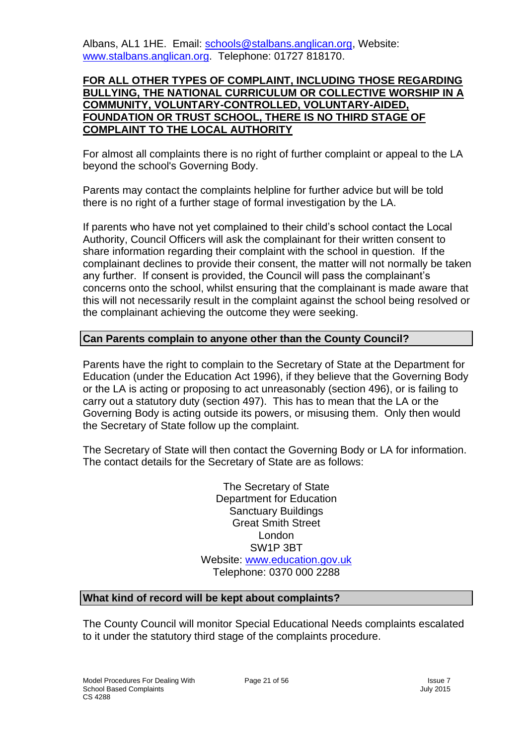Albans, AL1 1HE. Email: schools@stalbans.anglican.org, Website: www.stalbans.anglican.org. Telephone: 01727 818170.

**FOR ALL OTHER TYPES OF COMPLAINT, INCLUDING THOSE REGARDING BULLYING, THE NATIONAL CURRICULUM OR COLLECTIVE WORSHIP IN A COMMUNITY, VOLUNTARY-CONTROLLED, VOLUNTARY-AIDED, FOUNDATION OR TRUST SCHOOL, THERE IS NO THIRD STAGE OF COMPLAINT TO THE LOCAL AUTHORITY**

For almost all complaints there is no right of further complaint or appeal to the LA beyond the school's Governing Body.

Parents may contact the complaints helpline for further advice but will be told there is no right of a further stage of formal investigation by the LA.

If parents who have not yet complained to their child's school contact the Local Authority, Council Officers will ask the complainant for their written consent to share information regarding their complaint with the school in question. If the complainant declines to provide their consent, the matter will not normally be taken any further. If consent is provided, the Council will pass the complainant's concerns onto the school, whilst ensuring that the complainant is made aware that this will not necessarily result in the complaint against the school being resolved or the complainant achieving the outcome they were seeking.

## Can Parents complain to anyone other than the County Council?

Parents have the right to complain to the Secretary of State at the Department for Education (under the Education Act 1996), if they believe that the Governing Body or the LA is acting or proposing to act unreasonably (section 496), or is failing to carry out a statutory duty (section 497). This has to mean that the LA or the Governing Body is acting outside its powers, or misusing them. Only then would the Secretary of State follow up the complaint.

The Secretary of State will then contact the Governing Body or LA for information. The contact details for the Secretary of State are as follows:

The Secretary of State
Department for Education
Sanctuary Buildings
Great Smith Street
London
SW1P 3BT
Website: www.education.gov.uk
Telephone: 0370 000 2288

## What kind of record will be kept about complaints?

The County Council will monitor Special Educational Needs complaints escalated to it under the statutory third stage of the complaints procedure.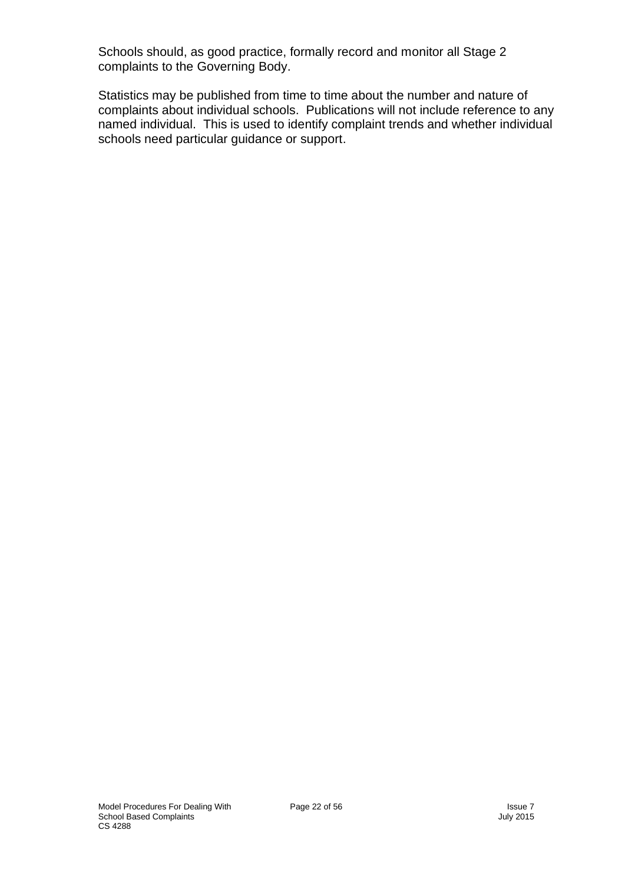Schools should, as good practice, formally record and monitor all Stage 2 complaints to the Governing Body.

Statistics may be published from time to time about the number and nature of complaints about individual schools. Publications will not include reference to any named individual. This is used to identify complaint trends and whether individual schools need particular guidance or support.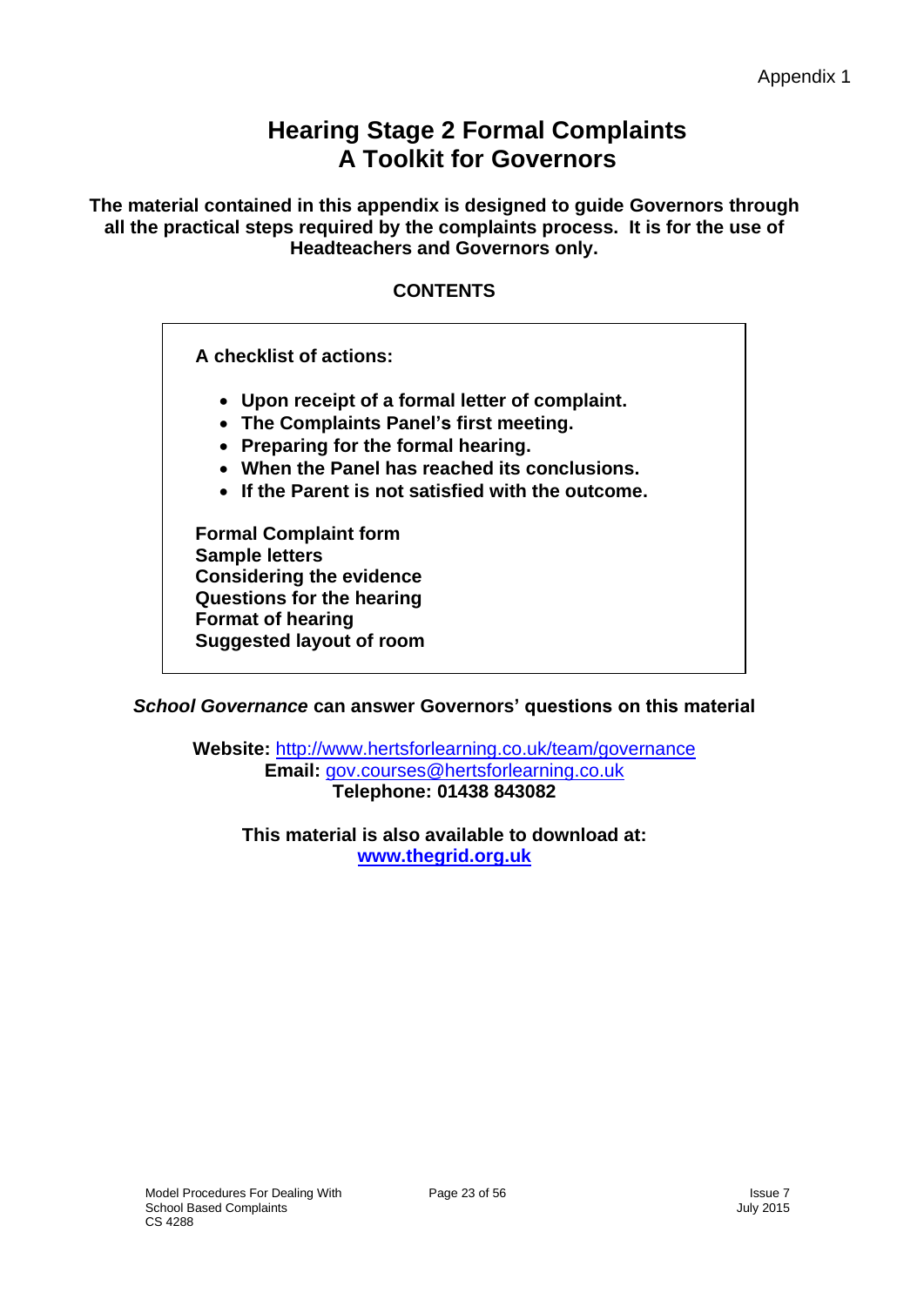Appendix 1

# Hearing Stage 2 Formal Complaints
# A Toolkit for Governors

**The material contained in this appendix is designed to guide Governors through all the practical steps required by the complaints process. It is for the use of Headteachers and Governors only.**

## CONTENTS

**A checklist of actions:**

- **Upon receipt of a formal letter of complaint.**
- **The Complaints Panel's first meeting.**
- **Preparing for the formal hearing.**
- **When the Panel has reached its conclusions.**
- **If the Parent is not satisfied with the outcome.**

**Formal Complaint form**
**Sample letters**
**Considering the evidence**
**Questions for the hearing**
**Format of hearing**
**Suggested layout of room**

***School Governance* can answer Governors' questions on this material**

**Website:** http://www.hertsforlearning.co.uk/team/governance
**Email:** gov.courses@hertsforlearning.co.uk
**Telephone: 01438 843082**

**This material is also available to download at:**
**www.thegrid.org.uk**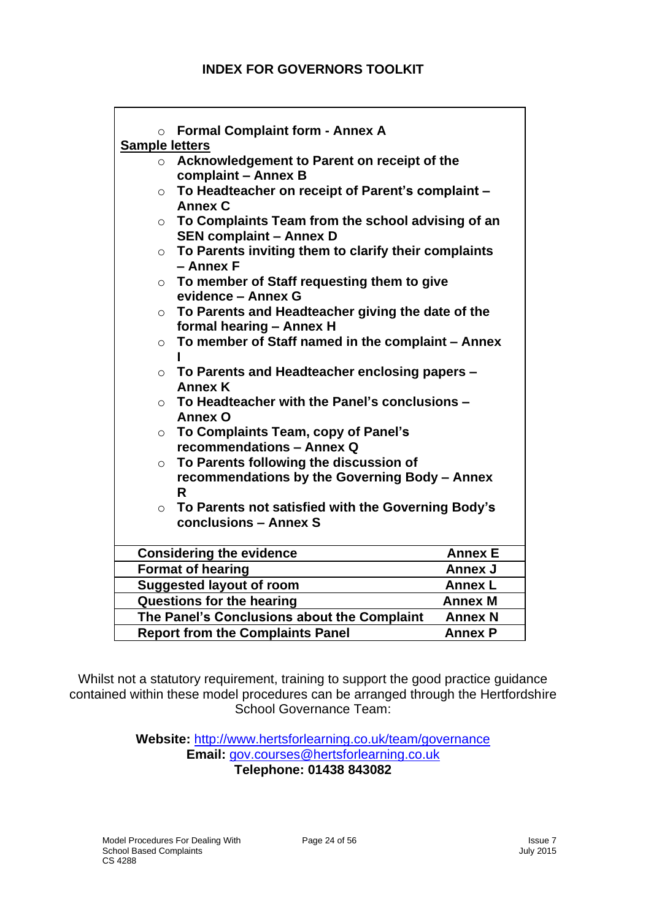## INDEX FOR GOVERNORS TOOLKIT

- **Formal Complaint form - Annex A**

**Sample letters**

- **Acknowledgement to Parent on receipt of the complaint – Annex B**
- **To Headteacher on receipt of Parent's complaint – Annex C**
- **To Complaints Team from the school advising of an SEN complaint – Annex D**
- **To Parents inviting them to clarify their complaints – Annex F**
- **To member of Staff requesting them to give evidence – Annex G**
- **To Parents and Headteacher giving the date of the formal hearing – Annex H**
- **To member of Staff named in the complaint – Annex I**
- **To Parents and Headteacher enclosing papers – Annex K**
- **To Headteacher with the Panel's conclusions – Annex O**
- **To Complaints Team, copy of Panel's recommendations – Annex Q**
- **To Parents following the discussion of recommendations by the Governing Body – Annex R**
- **To Parents not satisfied with the Governing Body's conclusions – Annex S**

| | |
|---|---|
| **Considering the evidence** | **Annex E** |
| **Format of hearing** | **Annex J** |
| **Suggested layout of room** | **Annex L** |
| **Questions for the hearing** | **Annex M** |
| **The Panel's Conclusions about the Complaint** | **Annex N** |
| **Report from the Complaints Panel** | **Annex P** |

Whilst not a statutory requirement, training to support the good practice guidance contained within these model procedures can be arranged through the Hertfordshire School Governance Team:

**Website:** http://www.hertsforlearning.co.uk/team/governance
**Email:** gov.courses@hertsforlearning.co.uk
**Telephone: 01438 843082**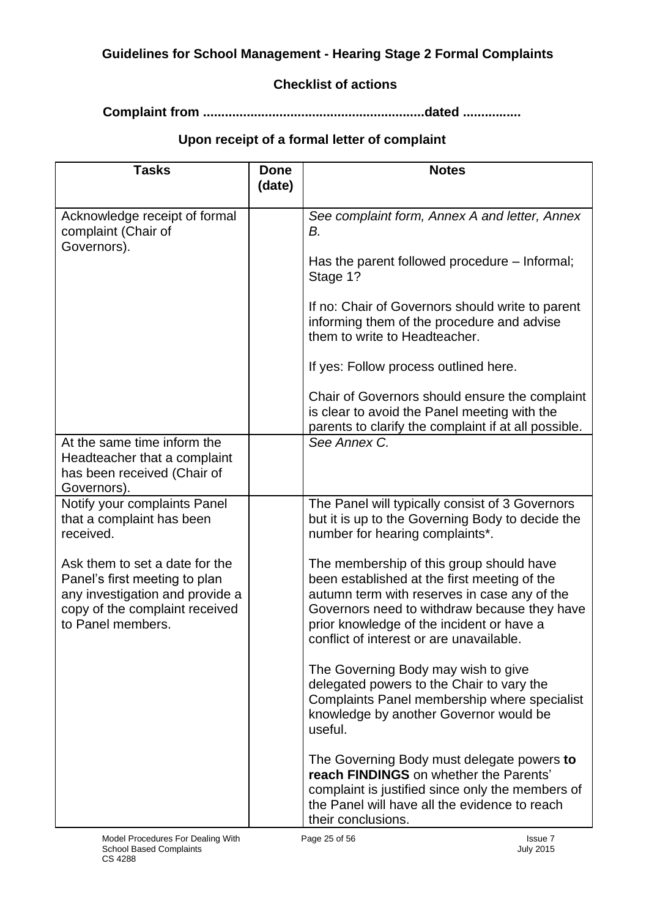## Guidelines for School Management - Hearing Stage 2 Formal Complaints

### Checklist of actions

**Complaint from ............................................................dated ................**

### Upon receipt of a formal letter of complaint

| Tasks | Done (date) | Notes |
|---|---|---|
| Acknowledge receipt of formal complaint (Chair of Governors). | | *See complaint form, Annex A and letter, Annex B.*<br><br>Has the parent followed procedure – Informal; Stage 1?<br><br>If no: Chair of Governors should write to parent informing them of the procedure and advise them to write to Headteacher.<br><br>If yes: Follow process outlined here.<br><br>Chair of Governors should ensure the complaint is clear to avoid the Panel meeting with the parents to clarify the complaint if at all possible. |
| At the same time inform the Headteacher that a complaint has been received (Chair of Governors). | | *See Annex C.* |
| Notify your complaints Panel that a complaint has been received.<br><br>Ask them to set a date for the Panel's first meeting to plan any investigation and provide a copy of the complaint received to Panel members. | | The Panel will typically consist of 3 Governors but it is up to the Governing Body to decide the number for hearing complaints*.<br><br>The membership of this group should have been established at the first meeting of the autumn term with reserves in case any of the Governors need to withdraw because they have prior knowledge of the incident or have a conflict of interest or are unavailable.<br><br>The Governing Body may wish to give delegated powers to the Chair to vary the Complaints Panel membership where specialist knowledge by another Governor would be useful.<br><br>The Governing Body must delegate powers **to reach FINDINGS** on whether the Parents' complaint is justified since only the members of the Panel will have all the evidence to reach their conclusions. |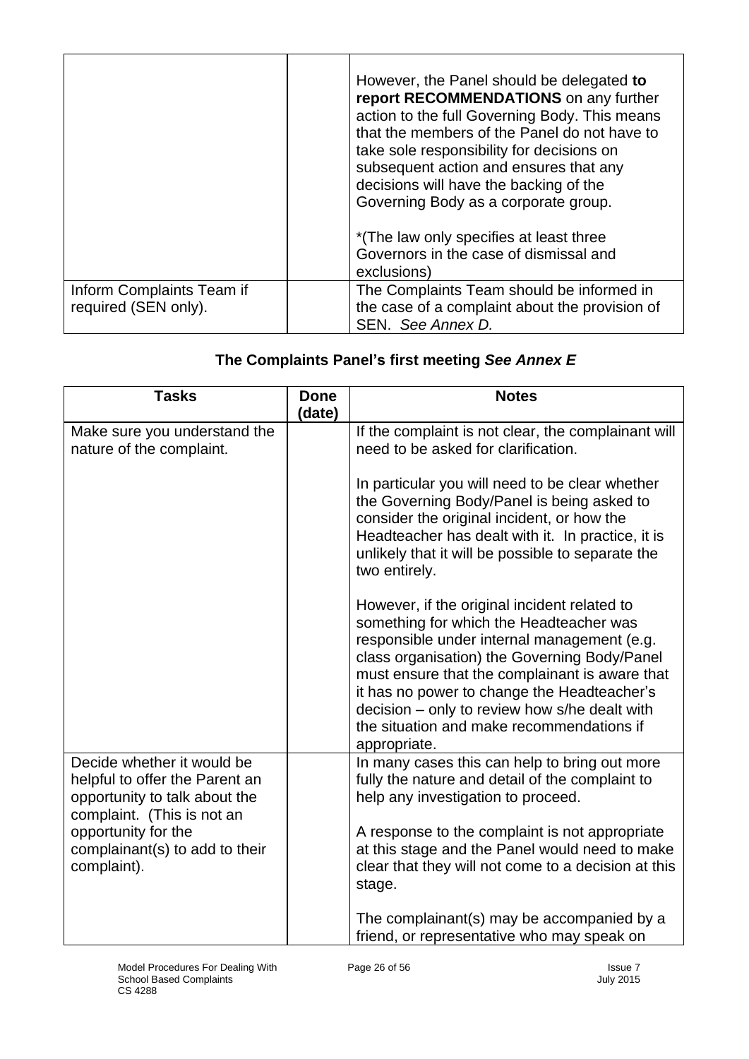| | | |
|---|---|---|
| | | However, the Panel should be delegated **to report RECOMMENDATIONS** on any further action to the full Governing Body. This means that the members of the Panel do not have to take sole responsibility for decisions on subsequent action and ensures that any decisions will have the backing of the Governing Body as a corporate group.<br><br>*(The law only specifies at least three Governors in the case of dismissal and exclusions) |
| Inform Complaints Team if required (SEN only). | | The Complaints Team should be informed in the case of a complaint about the provision of SEN. *See Annex D.* |

### The Complaints Panel's first meeting *See Annex E*

| Tasks | Done (date) | Notes |
|---|---|---|
| Make sure you understand the nature of the complaint. | | If the complaint is not clear, the complainant will need to be asked for clarification.<br><br>In particular you will need to be clear whether the Governing Body/Panel is being asked to consider the original incident, or how the Headteacher has dealt with it. In practice, it is unlikely that it will be possible to separate the two entirely.<br><br>However, if the original incident related to something for which the Headteacher was responsible under internal management (e.g. class organisation) the Governing Body/Panel must ensure that the complainant is aware that it has no power to change the Headteacher's decision – only to review how s/he dealt with the situation and make recommendations if appropriate. |
| Decide whether it would be helpful to offer the Parent an opportunity to talk about the complaint. (This is not an opportunity for the complainant(s) to add to their complaint). | | In many cases this can help to bring out more fully the nature and detail of the complaint to help any investigation to proceed.<br><br>A response to the complaint is not appropriate at this stage and the Panel would need to make clear that they will not come to a decision at this stage.<br><br>The complainant(s) may be accompanied by a friend, or representative who may speak on |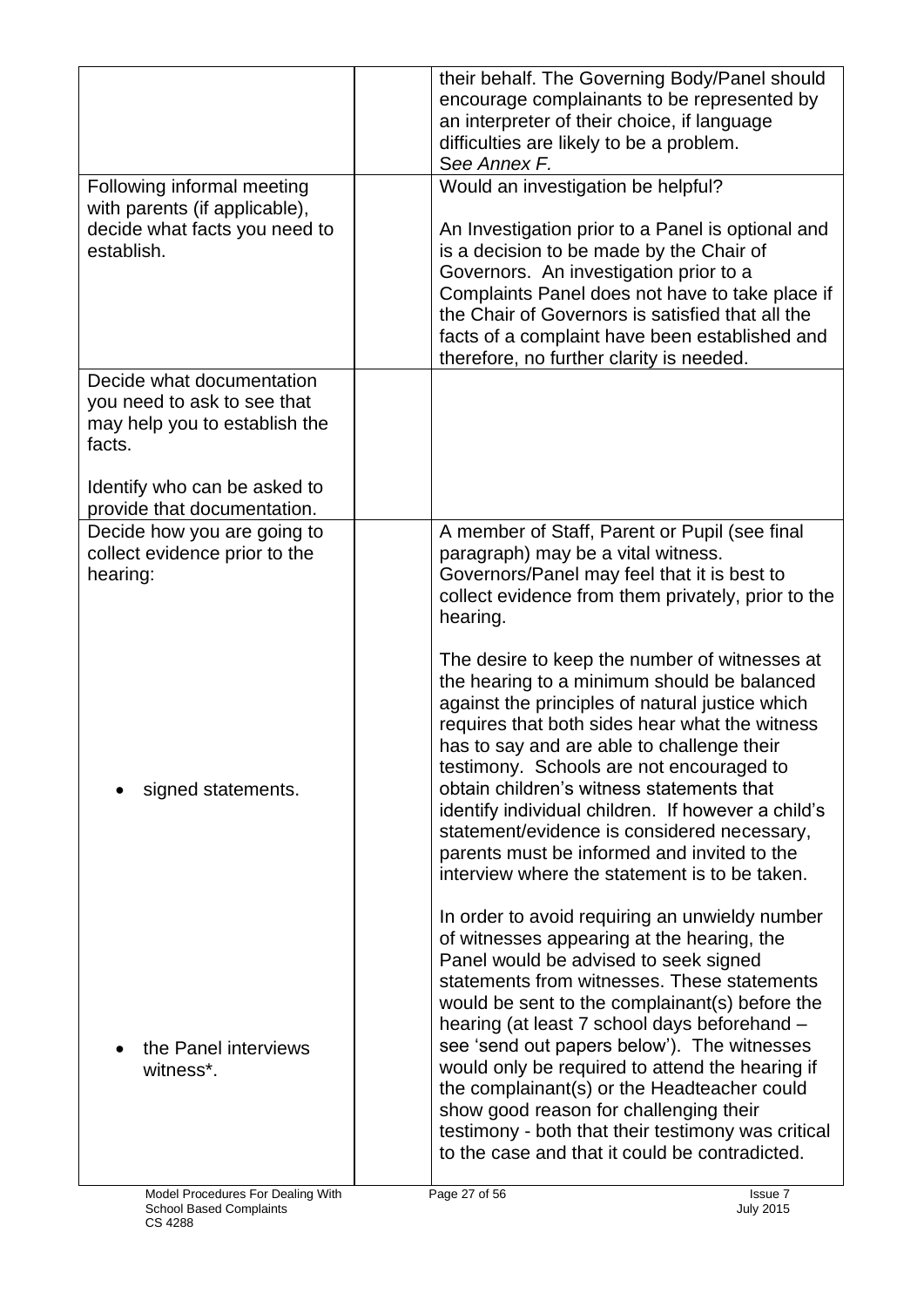| | | |
|---|---|---|
| | | their behalf. The Governing Body/Panel should encourage complainants to be represented by an interpreter of their choice, if language difficulties are likely to be a problem. S*ee Annex F.* |
| Following informal meeting with parents (if applicable), decide what facts you need to establish. | | Would an investigation be helpful?<br><br>An Investigation prior to a Panel is optional and is a decision to be made by the Chair of Governors. An investigation prior to a Complaints Panel does not have to take place if the Chair of Governors is satisfied that all the facts of a complaint have been established and therefore, no further clarity is needed. |
| Decide what documentation you need to ask to see that may help you to establish the facts.<br><br>Identify who can be asked to provide that documentation. | | |
| Decide how you are going to collect evidence prior to the hearing:<br><br>• signed statements.<br><br>• the Panel interviews witness*. | | A member of Staff, Parent or Pupil (see final paragraph) may be a vital witness. Governors/Panel may feel that it is best to collect evidence from them privately, prior to the hearing.<br><br>The desire to keep the number of witnesses at the hearing to a minimum should be balanced against the principles of natural justice which requires that both sides hear what the witness has to say and are able to challenge their testimony. Schools are not encouraged to obtain children's witness statements that identify individual children. If however a child's statement/evidence is considered necessary, parents must be informed and invited to the interview where the statement is to be taken.<br><br>In order to avoid requiring an unwieldy number of witnesses appearing at the hearing, the Panel would be advised to seek signed statements from witnesses. These statements would be sent to the complainant(s) before the hearing (at least 7 school days beforehand – see 'send out papers below'). The witnesses would only be required to attend the hearing if the complainant(s) or the Headteacher could show good reason for challenging their testimony - both that their testimony was critical to the case and that it could be contradicted. |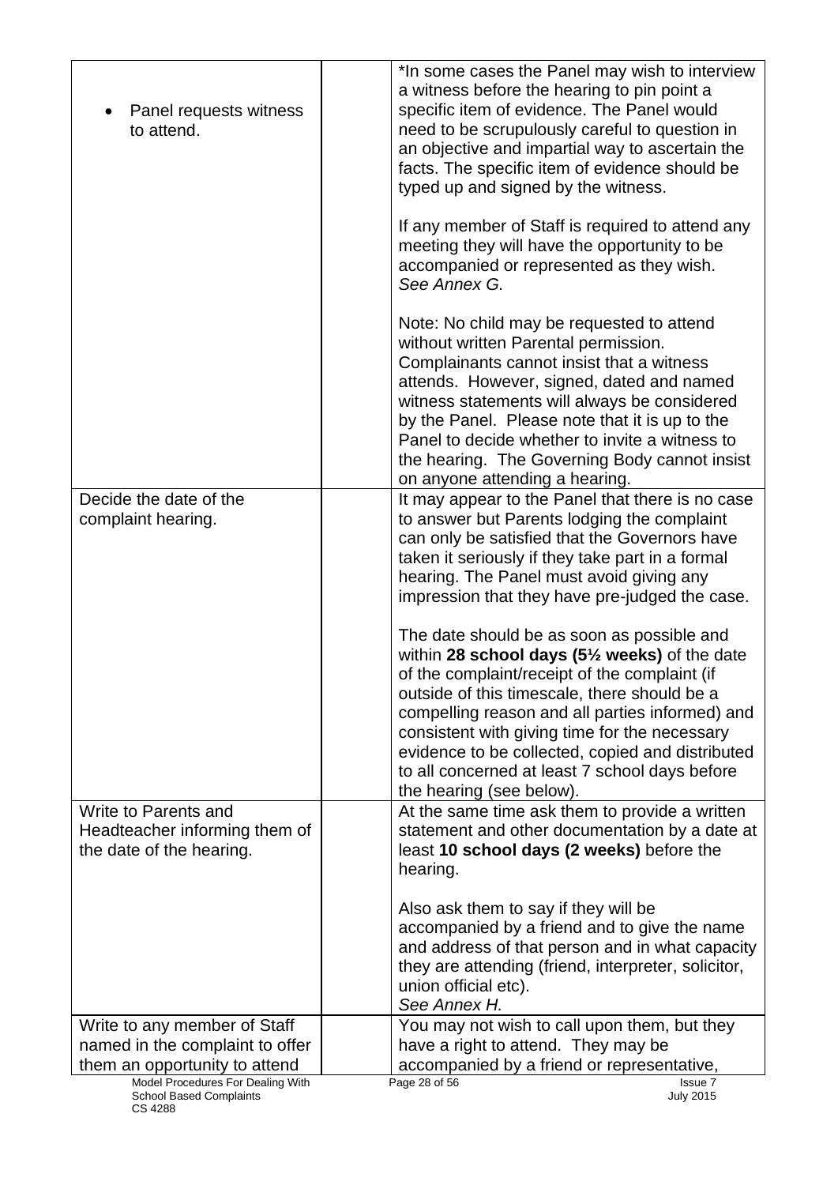| | | |
|---|---|---|
| • Panel requests witness to attend. | | *In some cases the Panel may wish to interview a witness before the hearing to pin point a specific item of evidence. The Panel would need to be scrupulously careful to question in an objective and impartial way to ascertain the facts. The specific item of evidence should be typed up and signed by the witness.<br><br>If any member of Staff is required to attend any meeting they will have the opportunity to be accompanied or represented as they wish. *See Annex G.*<br><br>Note: No child may be requested to attend without written Parental permission. Complainants cannot insist that a witness attends. However, signed, dated and named witness statements will always be considered by the Panel. Please note that it is up to the Panel to decide whether to invite a witness to the hearing. The Governing Body cannot insist on anyone attending a hearing. |
| Decide the date of the complaint hearing. | | It may appear to the Panel that there is no case to answer but Parents lodging the complaint can only be satisfied that the Governors have taken it seriously if they take part in a formal hearing. The Panel must avoid giving any impression that they have pre-judged the case.<br><br>The date should be as soon as possible and within **28 school days (5½ weeks)** of the date of the complaint/receipt of the complaint (if outside of this timescale, there should be a compelling reason and all parties informed) and consistent with giving time for the necessary evidence to be collected, copied and distributed to all concerned at least 7 school days before the hearing (see below). |
| Write to Parents and Headteacher informing them of the date of the hearing. | | At the same time ask them to provide a written statement and other documentation by a date at least **10 school days (2 weeks)** before the hearing.<br><br>Also ask them to say if they will be accompanied by a friend and to give the name and address of that person and in what capacity they are attending (friend, interpreter, solicitor, union official etc).<br>*See Annex H.* |
| Write to any member of Staff named in the complaint to offer them an opportunity to attend | | You may not wish to call upon them, but they have a right to attend. They may be accompanied by a friend or representative, |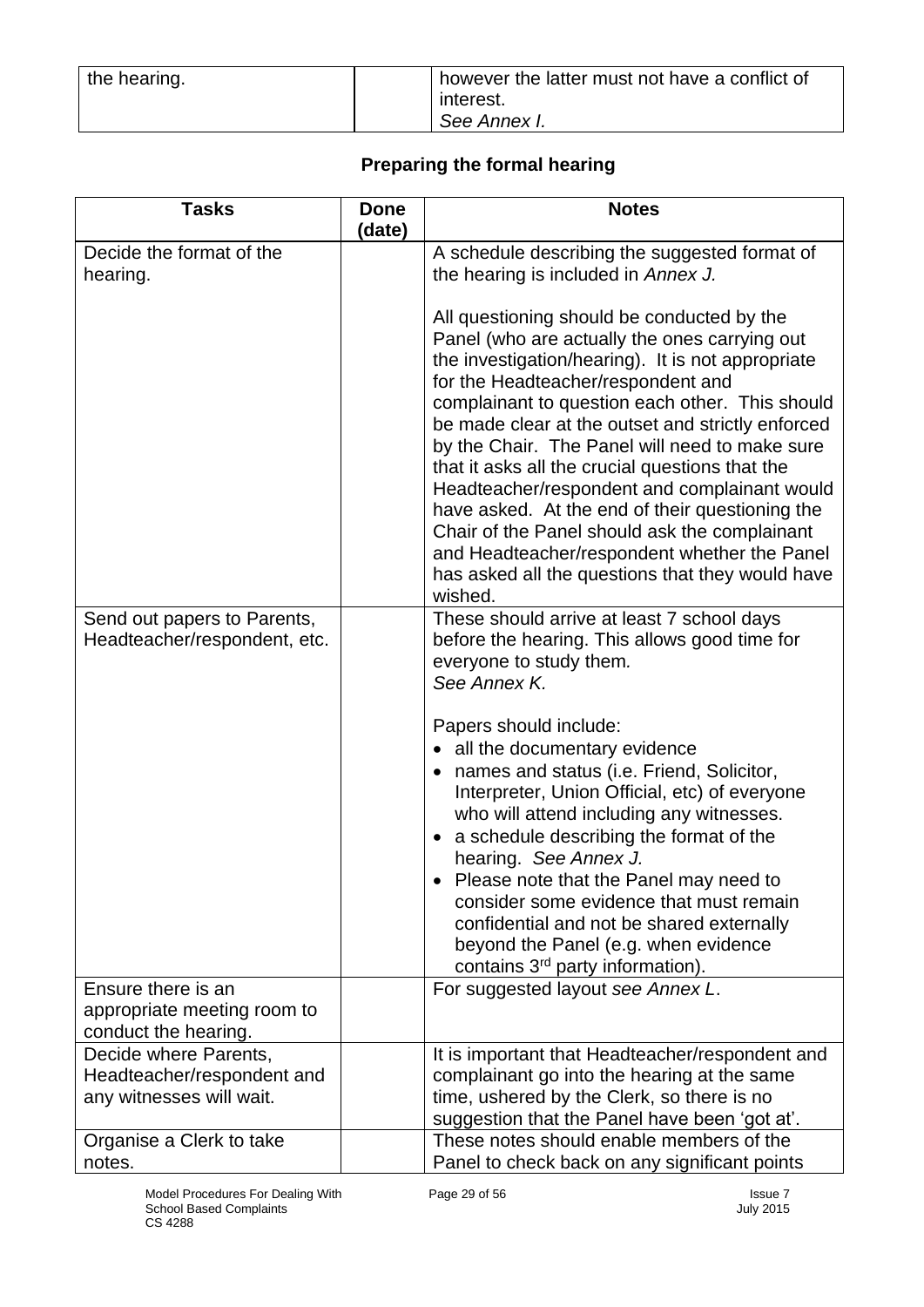| the hearing. | | however the latter must not have a conflict of interest.<br>*See Annex I.* |
|---|---|---|

**Preparing the formal hearing**

| Tasks | Done (date) | Notes |
|---|---|---|
| Decide the format of the hearing. | | A schedule describing the suggested format of the hearing is included in *Annex J.*<br><br>All questioning should be conducted by the Panel (who are actually the ones carrying out the investigation/hearing). It is not appropriate for the Headteacher/respondent and complainant to question each other. This should be made clear at the outset and strictly enforced by the Chair. The Panel will need to make sure that it asks all the crucial questions that the Headteacher/respondent and complainant would have asked. At the end of their questioning the Chair of the Panel should ask the complainant and Headteacher/respondent whether the Panel has asked all the questions that they would have wished. |
| Send out papers to Parents, Headteacher/respondent, etc. | | These should arrive at least 7 school days before the hearing. This allows good time for everyone to study them.<br>*See Annex K.*<br><br>Papers should include:<br>• all the documentary evidence<br>• names and status (i.e. Friend, Solicitor, Interpreter, Union Official, etc) of everyone who will attend including any witnesses.<br>• a schedule describing the format of the hearing. *See Annex J.*<br>• Please note that the Panel may need to consider some evidence that must remain confidential and not be shared externally beyond the Panel (e.g. when evidence contains 3rd party information). |
| Ensure there is an appropriate meeting room to conduct the hearing. | | For suggested layout *see Annex L*. |
| Decide where Parents, Headteacher/respondent and any witnesses will wait. | | It is important that Headteacher/respondent and complainant go into the hearing at the same time, ushered by the Clerk, so there is no suggestion that the Panel have been 'got at'. |
| Organise a Clerk to take notes. | | These notes should enable members of the Panel to check back on any significant points |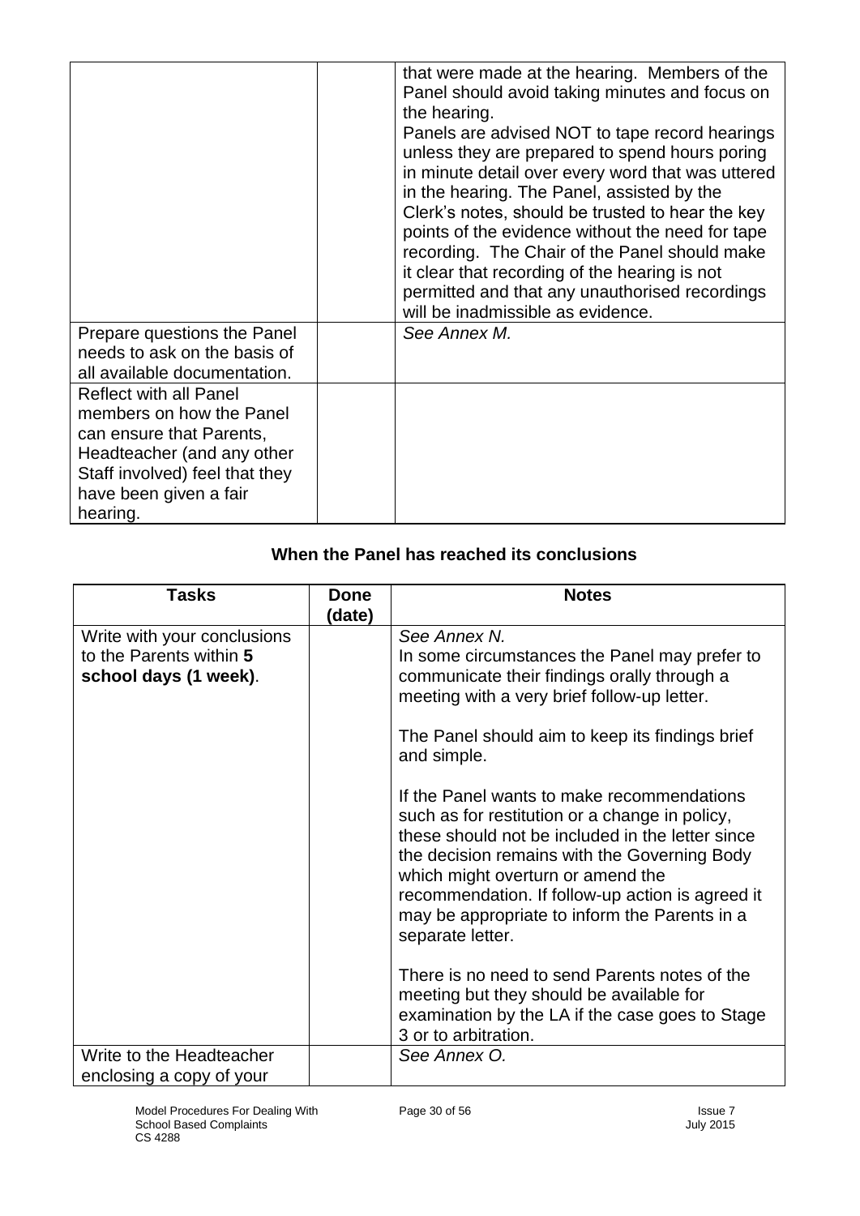| | | |
|---|---|---|
| | | that were made at the hearing. Members of the Panel should avoid taking minutes and focus on the hearing.<br>Panels are advised NOT to tape record hearings unless they are prepared to spend hours poring in minute detail over every word that was uttered in the hearing. The Panel, assisted by the Clerk's notes, should be trusted to hear the key points of the evidence without the need for tape recording. The Chair of the Panel should make it clear that recording of the hearing is not permitted and that any unauthorised recordings will be inadmissible as evidence. |
| Prepare questions the Panel needs to ask on the basis of all available documentation. | | *See Annex M.* |
| Reflect with all Panel members on how the Panel can ensure that Parents, Headteacher (and any other Staff involved) feel that they have been given a fair hearing. | | |

### When the Panel has reached its conclusions

| Tasks | Done (date) | Notes |
|---|---|---|
| Write with your conclusions to the Parents within **5 school days (1 week)**. | | *See Annex N.*<br>In some circumstances the Panel may prefer to communicate their findings orally through a meeting with a very brief follow-up letter.<br><br>The Panel should aim to keep its findings brief and simple.<br><br>If the Panel wants to make recommendations such as for restitution or a change in policy, these should not be included in the letter since the decision remains with the Governing Body which might overturn or amend the recommendation. If follow-up action is agreed it may be appropriate to inform the Parents in a separate letter.<br><br>There is no need to send Parents notes of the meeting but they should be available for examination by the LA if the case goes to Stage 3 or to arbitration. |
| Write to the Headteacher enclosing a copy of your | | *See Annex O.* |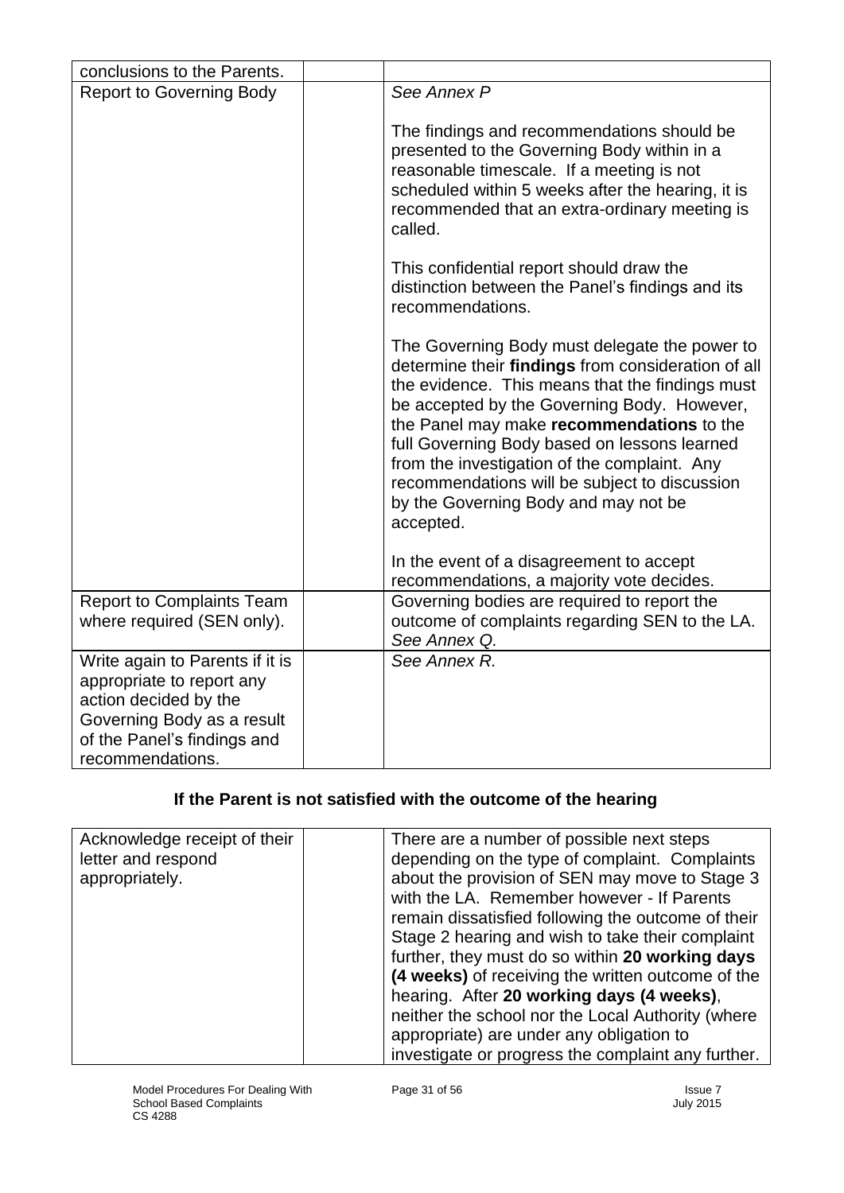| | | |
|---|---|---|
| conclusions to the Parents. | | |
| Report to Governing Body | | *See Annex P*<br><br>The findings and recommendations should be presented to the Governing Body within in a reasonable timescale. If a meeting is not scheduled within 5 weeks after the hearing, it is recommended that an extra-ordinary meeting is called.<br><br>This confidential report should draw the distinction between the Panel's findings and its recommendations.<br><br>The Governing Body must delegate the power to determine their **findings** from consideration of all the evidence. This means that the findings must be accepted by the Governing Body. However, the Panel may make **recommendations** to the full Governing Body based on lessons learned from the investigation of the complaint. Any recommendations will be subject to discussion by the Governing Body and may not be accepted.<br><br>In the event of a disagreement to accept recommendations, a majority vote decides. |
| Report to Complaints Team where required (SEN only). | | Governing bodies are required to report the outcome of complaints regarding SEN to the LA. *See Annex Q.* |
| Write again to Parents if it is appropriate to report any action decided by the Governing Body as a result of the Panel's findings and recommendations. | | *See Annex R.* |

### If the Parent is not satisfied with the outcome of the hearing

| | | |
|---|---|---|
| Acknowledge receipt of their letter and respond appropriately. | | There are a number of possible next steps depending on the type of complaint. Complaints about the provision of SEN may move to Stage 3 with the LA. Remember however - If Parents remain dissatisfied following the outcome of their Stage 2 hearing and wish to take their complaint further, they must do so within **20 working days (4 weeks)** of receiving the written outcome of the hearing. After **20 working days (4 weeks)**, neither the school nor the Local Authority (where appropriate) are under any obligation to investigate or progress the complaint any further. |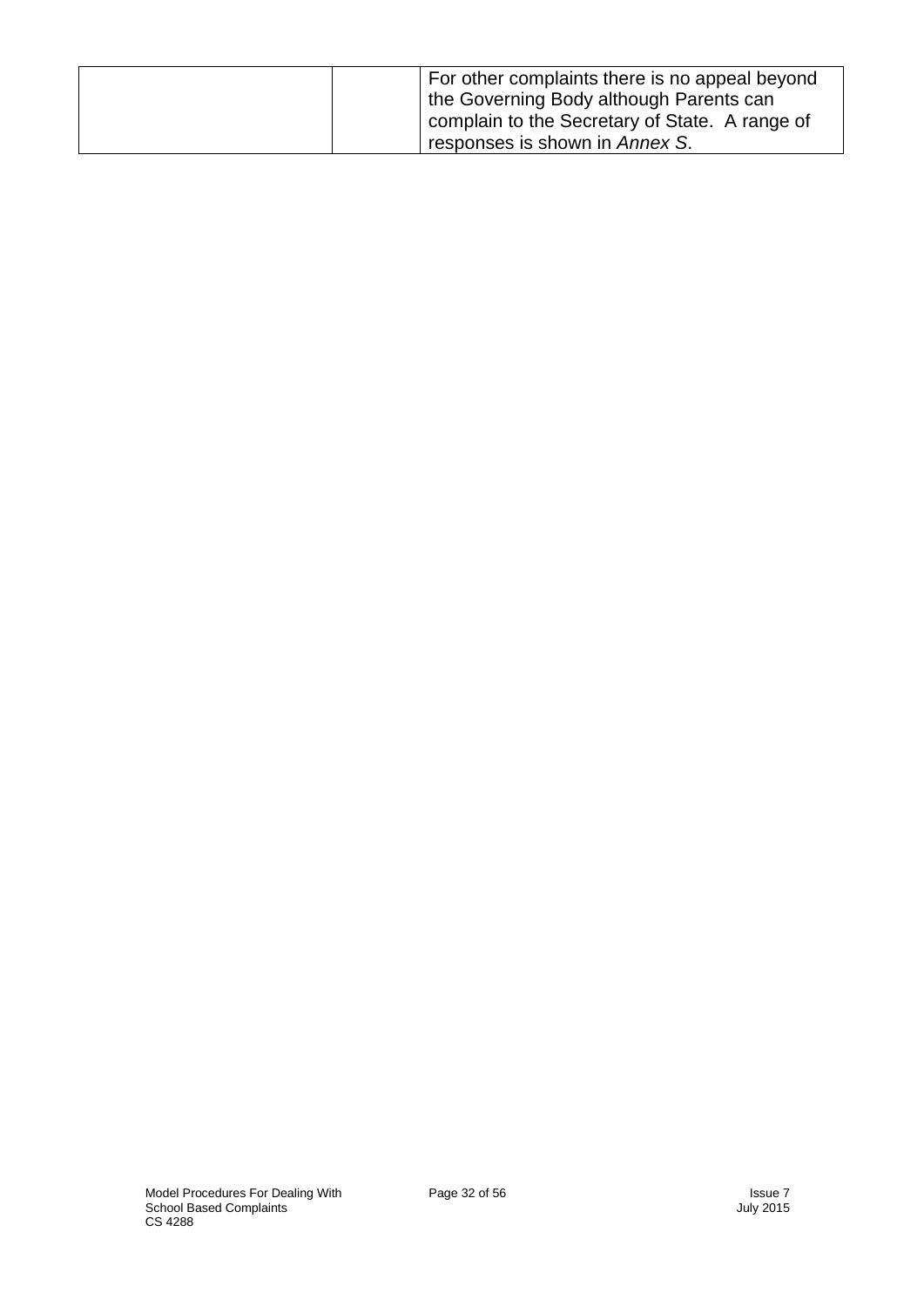|  |  | For other complaints there is no appeal beyond the Governing Body although Parents can complain to the Secretary of State. A range of responses is shown in *Annex S*. |
|---|---|---|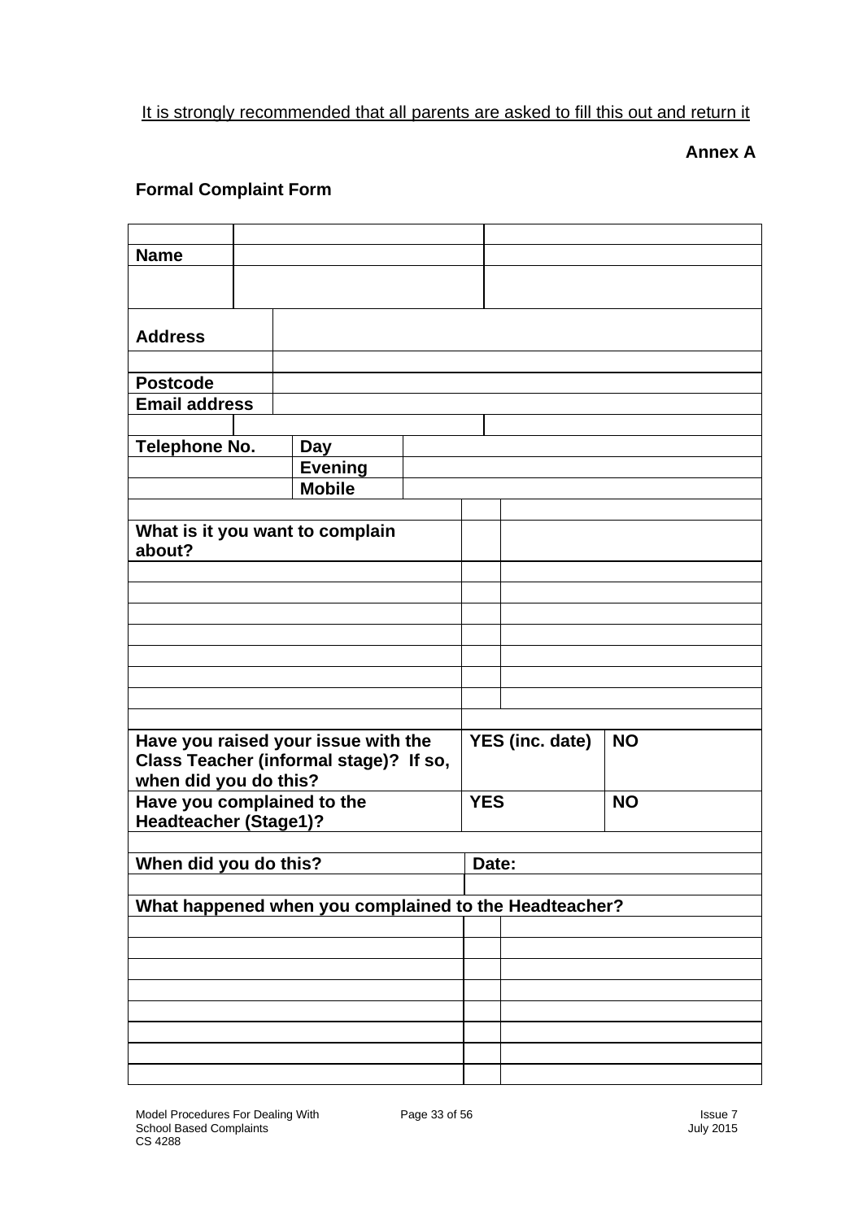<u>It is strongly recommended that all parents are asked to fill this out and return it</u>

**Annex A**

**Formal Complaint Form**

| | | | |
|---|---|---|---|
| **Name** | | | |
| | | | |
| **Address** | | | |
| | | | |
| **Postcode** | | | |
| **Email address** | | | |
| | | | |
| **Telephone No.** | **Day** | | |
| | **Evening** | | |
| | **Mobile** | | |
| | | | |
| **What is it you want to complain about?** | | | |
| | | | |
| | | | |
| | | | |
| | | | |
| | | | |
| | | | |
| | | | |
| | | | |
| **Have you raised your issue with the Class Teacher (informal stage)? If so, when did you do this?** | | **YES (inc. date)** | **NO** |
| **Have you complained to the Headteacher (Stage1)?** | | **YES** | **NO** |
| | | | |
| **When did you do this?** | | **Date:** | |
| | | | |
| **What happened when you complained to the Headteacher?** | | | |
| | | | |
| | | | |
| | | | |
| | | | |
| | | | |
| | | | |
| | | | |
| | | | |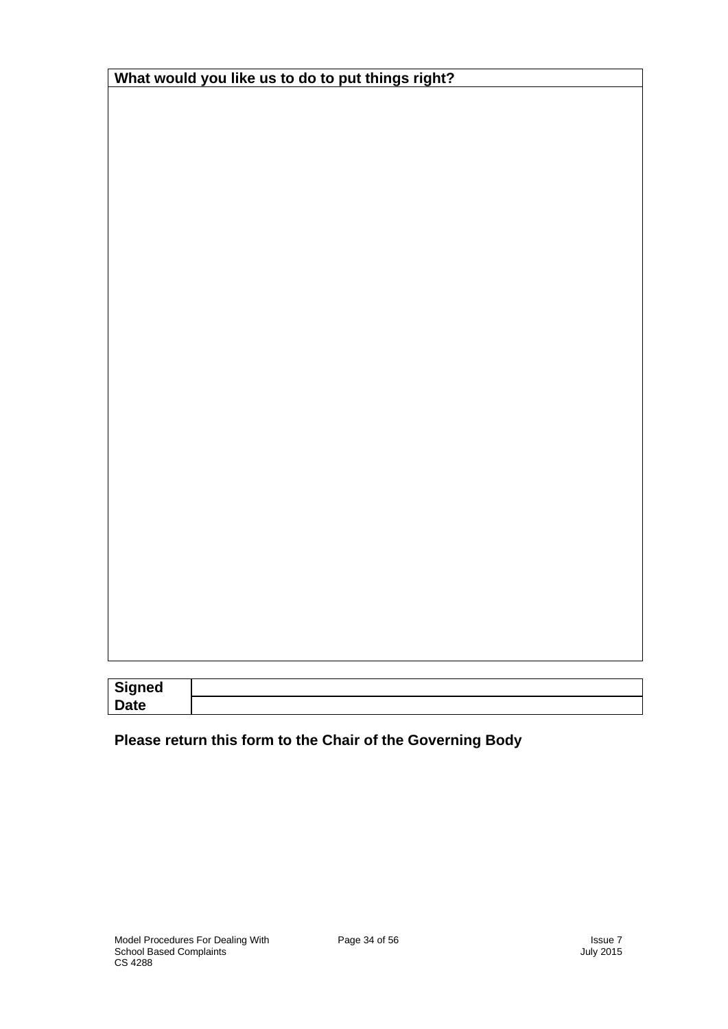| What would you like us to do to put things right? |
| --- |
| |

| Signed | |
| --- | --- |
| Date | |

**Please return this form to the Chair of the Governing Body**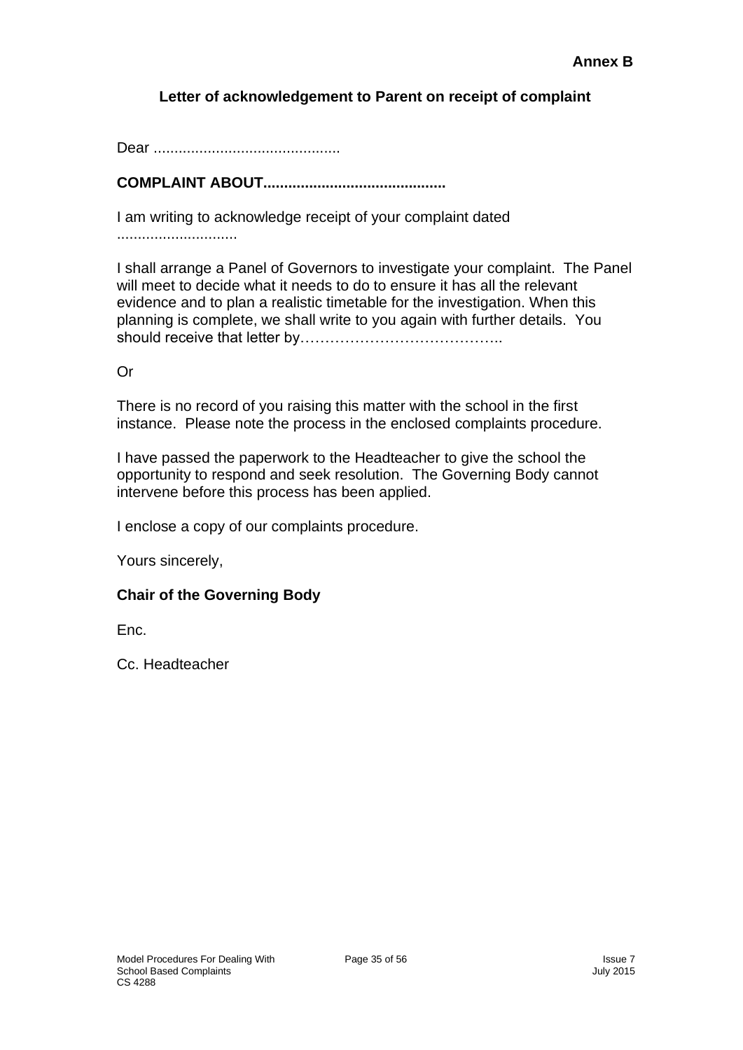**Annex B**

## Letter of acknowledgement to Parent on receipt of complaint

Dear ............................................

**COMPLAINT ABOUT...........................................**

I am writing to acknowledge receipt of your complaint dated ............................

I shall arrange a Panel of Governors to investigate your complaint. The Panel will meet to decide what it needs to do to ensure it has all the relevant evidence and to plan a realistic timetable for the investigation. When this planning is complete, we shall write to you again with further details. You should receive that letter by…………………………………..

Or

There is no record of you raising this matter with the school in the first instance. Please note the process in the enclosed complaints procedure.

I have passed the paperwork to the Headteacher to give the school the opportunity to respond and seek resolution. The Governing Body cannot intervene before this process has been applied.

I enclose a copy of our complaints procedure.

Yours sincerely,

**Chair of the Governing Body**

Enc.

Cc. Headteacher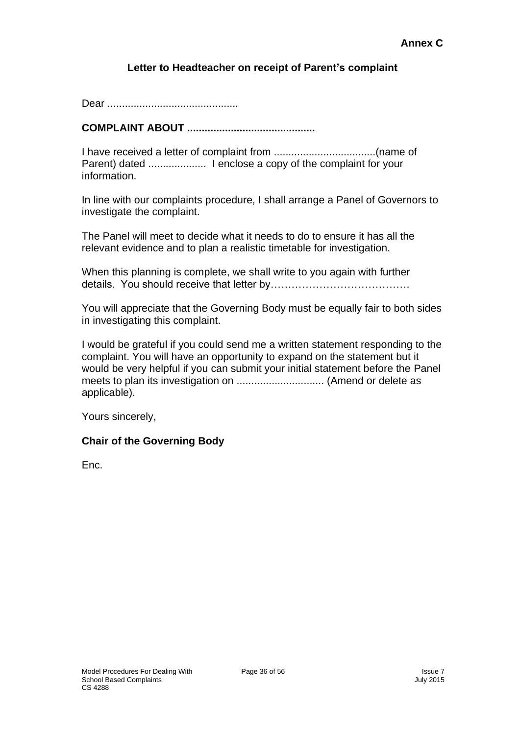**Annex C**

## Letter to Headteacher on receipt of Parent's complaint

Dear ............................................

**COMPLAINT ABOUT ...........................................**

I have received a letter of complaint from ..................................(name of Parent) dated ...................  I enclose a copy of the complaint for your information.

In line with our complaints procedure, I shall arrange a Panel of Governors to investigate the complaint.

The Panel will meet to decide what it needs to do to ensure it has all the relevant evidence and to plan a realistic timetable for investigation.

When this planning is complete, we shall write to you again with further details.  You should receive that letter by…………………………………

You will appreciate that the Governing Body must be equally fair to both sides in investigating this complaint.

I would be grateful if you could send me a written statement responding to the complaint. You will have an opportunity to expand on the statement but it would be very helpful if you can submit your initial statement before the Panel meets to plan its investigation on ............................. (Amend or delete as applicable).

Yours sincerely,

**Chair of the Governing Body**

Enc.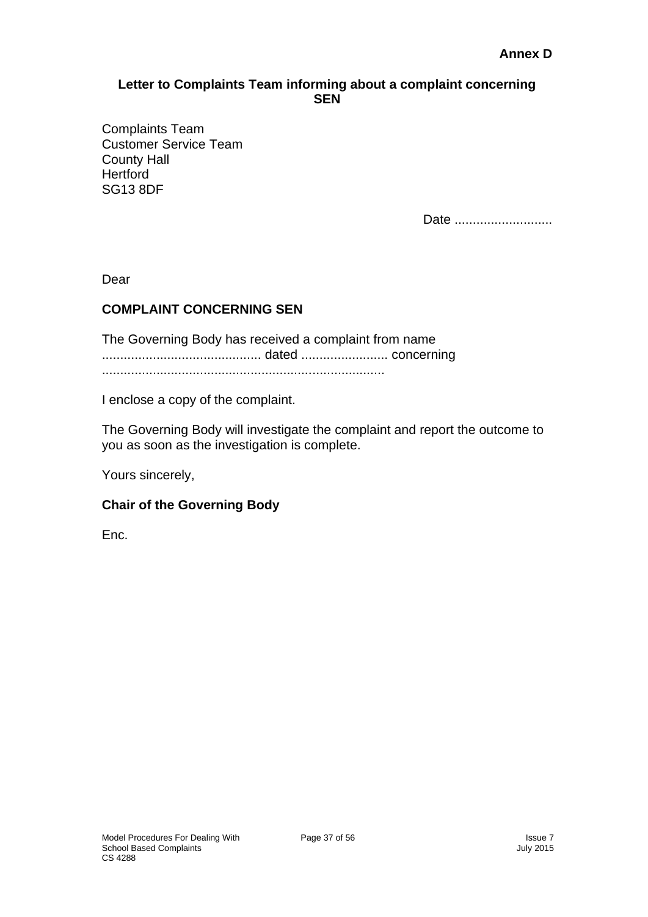**Annex D**

**Letter to Complaints Team informing about a complaint concerning SEN**

Complaints Team
Customer Service Team
County Hall
Hertford
SG13 8DF

Date ...........................

Dear

**COMPLAINT CONCERNING SEN**

The Governing Body has received a complaint from name ............................................ dated ........................ concerning ..............................................................................

I enclose a copy of the complaint.

The Governing Body will investigate the complaint and report the outcome to you as soon as the investigation is complete.

Yours sincerely,

**Chair of the Governing Body**

Enc.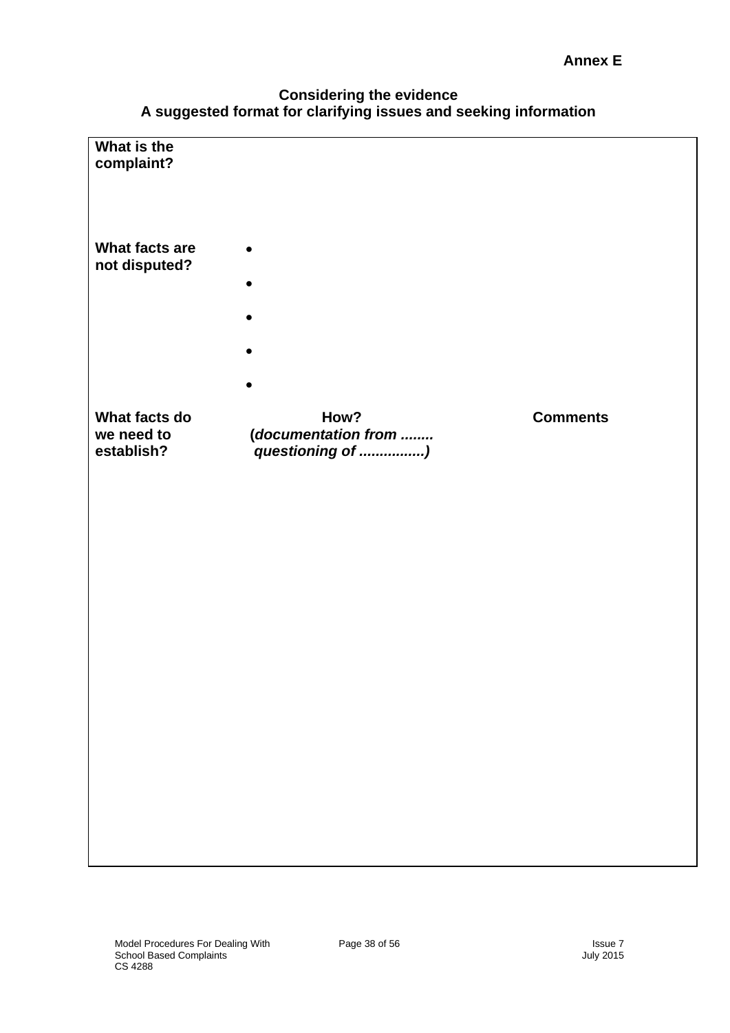**Annex E**

## Considering the evidence
## A suggested format for clarifying issues and seeking information

| | | |
|---|---|---|
| **What is the complaint?** | | |
| **What facts are not disputed?** | • <br> • <br> • <br> • <br> • | |
| **What facts do we need to establish?** | **How?** <br> **(*documentation from ........ questioning of ................*)** | **Comments** |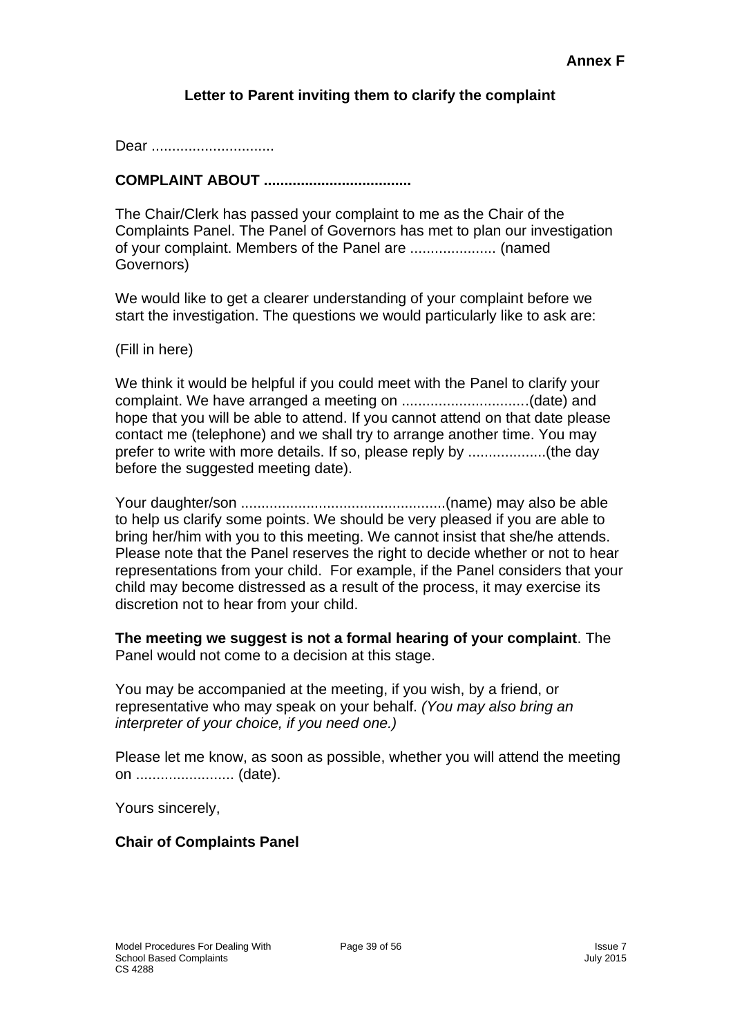**Annex F**

## Letter to Parent inviting them to clarify the complaint

Dear ..............................

**COMPLAINT ABOUT ....................................**

The Chair/Clerk has passed your complaint to me as the Chair of the Complaints Panel. The Panel of Governors has met to plan our investigation of your complaint. Members of the Panel are ..................... (named Governors)

We would like to get a clearer understanding of your complaint before we start the investigation. The questions we would particularly like to ask are:

(Fill in here)

We think it would be helpful if you could meet with the Panel to clarify your complaint. We have arranged a meeting on ...............................(date) and hope that you will be able to attend. If you cannot attend on that date please contact me (telephone) and we shall try to arrange another time. You may prefer to write with more details. If so, please reply by ...................(the day before the suggested meeting date).

Your daughter/son ..................................................(name) may also be able to help us clarify some points. We should be very pleased if you are able to bring her/him with you to this meeting. We cannot insist that she/he attends. Please note that the Panel reserves the right to decide whether or not to hear representations from your child. For example, if the Panel considers that your child may become distressed as a result of the process, it may exercise its discretion not to hear from your child.

**The meeting we suggest is not a formal hearing of your complaint**. The Panel would not come to a decision at this stage.

You may be accompanied at the meeting, if you wish, by a friend, or representative who may speak on your behalf. *(You may also bring an interpreter of your choice, if you need one.)*

Please let me know, as soon as possible, whether you will attend the meeting on ........................ (date).

Yours sincerely,

**Chair of Complaints Panel**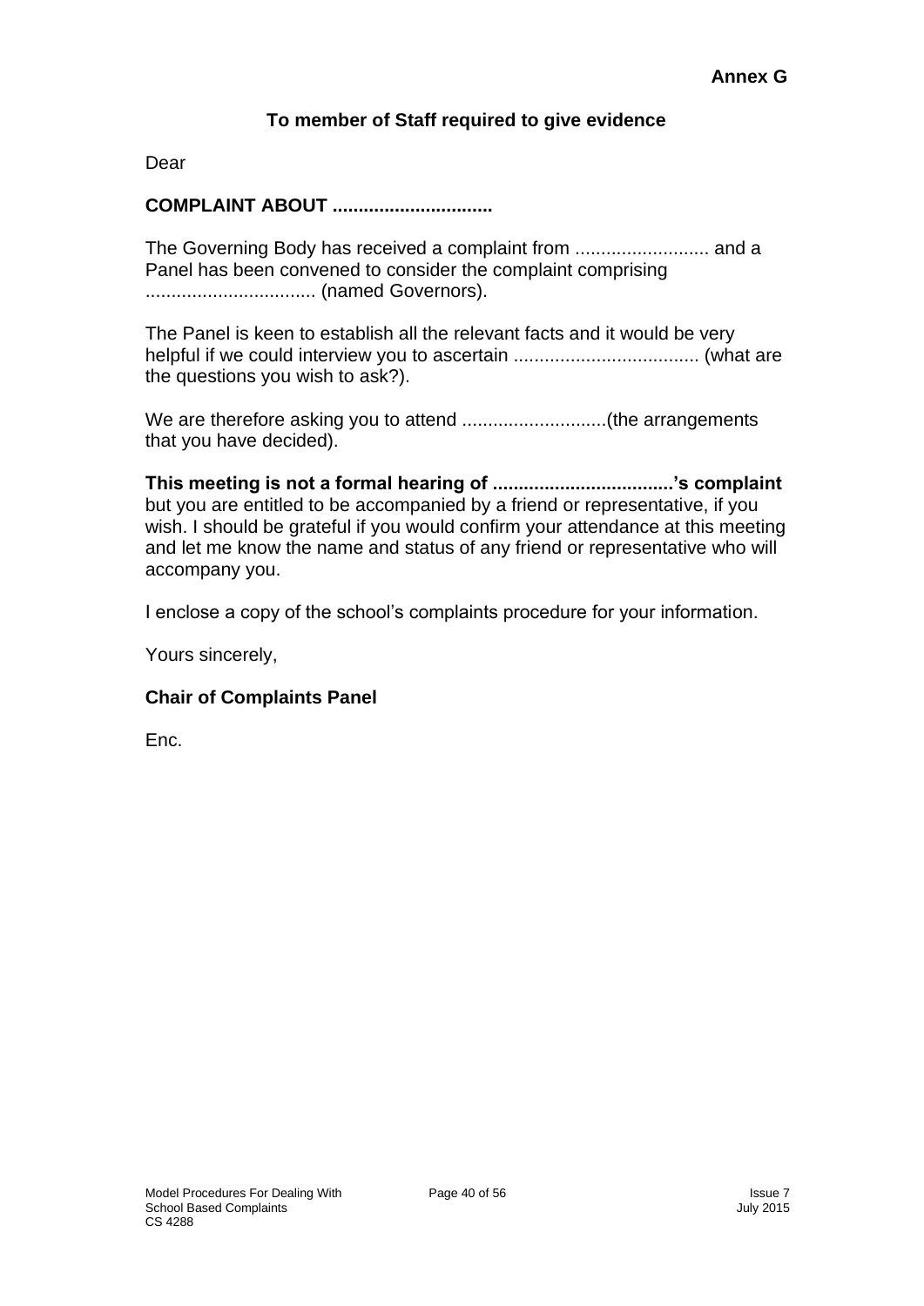**Annex G**

**To member of Staff required to give evidence**

Dear

**COMPLAINT ABOUT ..............................**

The Governing Body has received a complaint from .......................... and a Panel has been convened to consider the complaint comprising ................................. (named Governors).

The Panel is keen to establish all the relevant facts and it would be very helpful if we could interview you to ascertain .................................... (what are the questions you wish to ask?).

We are therefore asking you to attend ............................(the arrangements that you have decided).

**This meeting is not a formal hearing of ...................................'s complaint** but you are entitled to be accompanied by a friend or representative, if you wish. I should be grateful if you would confirm your attendance at this meeting and let me know the name and status of any friend or representative who will accompany you.

I enclose a copy of the school's complaints procedure for your information.

Yours sincerely,

**Chair of Complaints Panel**

Enc.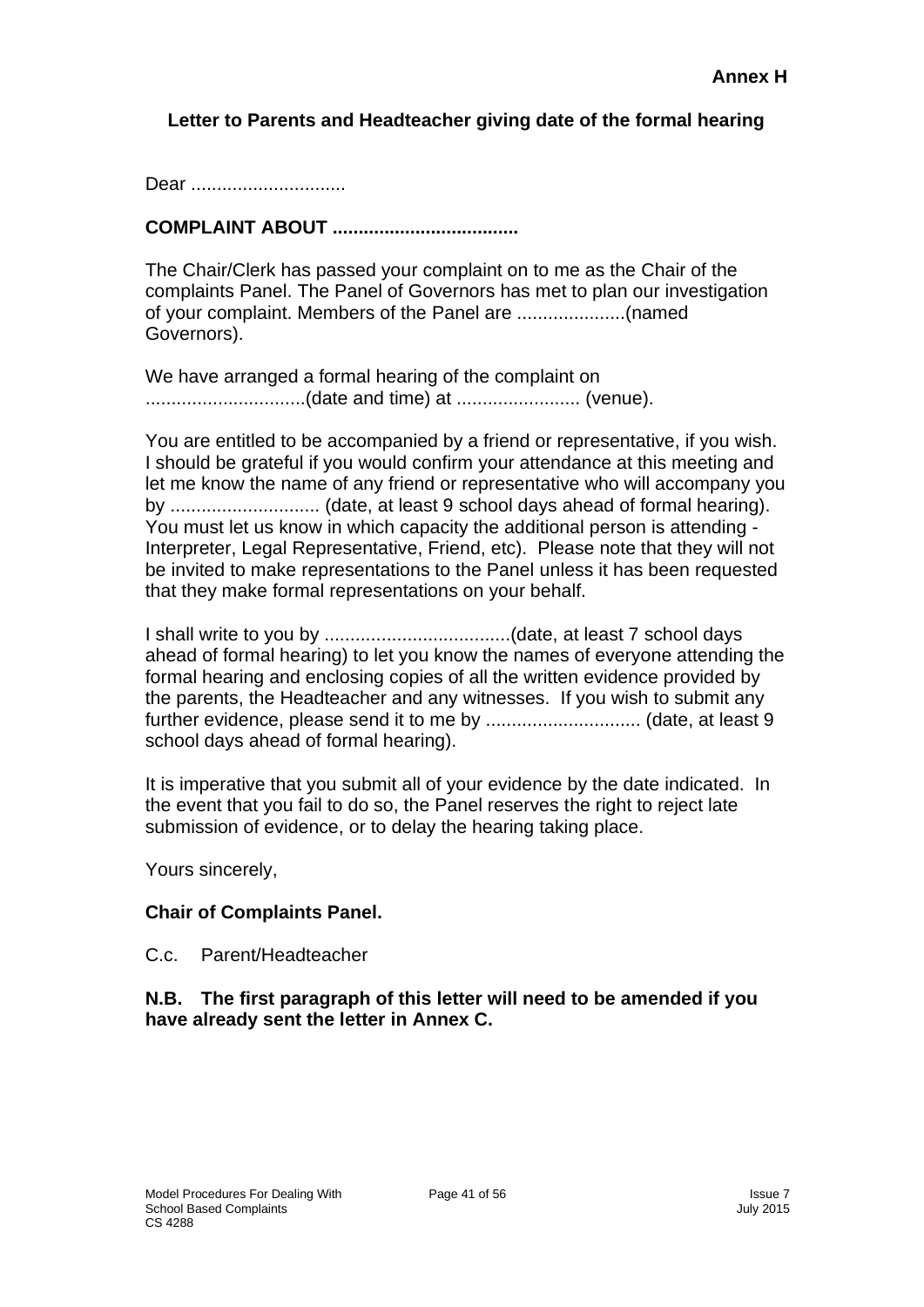**Annex H**

**Letter to Parents and Headteacher giving date of the formal hearing**

Dear ..............................

**COMPLAINT ABOUT ....................................**

The Chair/Clerk has passed your complaint on to me as the Chair of the complaints Panel. The Panel of Governors has met to plan our investigation of your complaint. Members of the Panel are .....................(named Governors).

We have arranged a formal hearing of the complaint on ...............................(date and time) at ........................ (venue).

You are entitled to be accompanied by a friend or representative, if you wish. I should be grateful if you would confirm your attendance at this meeting and let me know the name of any friend or representative who will accompany you by ............................. (date, at least 9 school days ahead of formal hearing). You must let us know in which capacity the additional person is attending - Interpreter, Legal Representative, Friend, etc). Please note that they will not be invited to make representations to the Panel unless it has been requested that they make formal representations on your behalf.

I shall write to you by ....................................(date, at least 7 school days ahead of formal hearing) to let you know the names of everyone attending the formal hearing and enclosing copies of all the written evidence provided by the parents, the Headteacher and any witnesses. If you wish to submit any further evidence, please send it to me by .............................. (date, at least 9 school days ahead of formal hearing).

It is imperative that you submit all of your evidence by the date indicated. In the event that you fail to do so, the Panel reserves the right to reject late submission of evidence, or to delay the hearing taking place.

Yours sincerely,

**Chair of Complaints Panel.**

C.c. Parent/Headteacher

**N.B. The first paragraph of this letter will need to be amended if you have already sent the letter in Annex C.**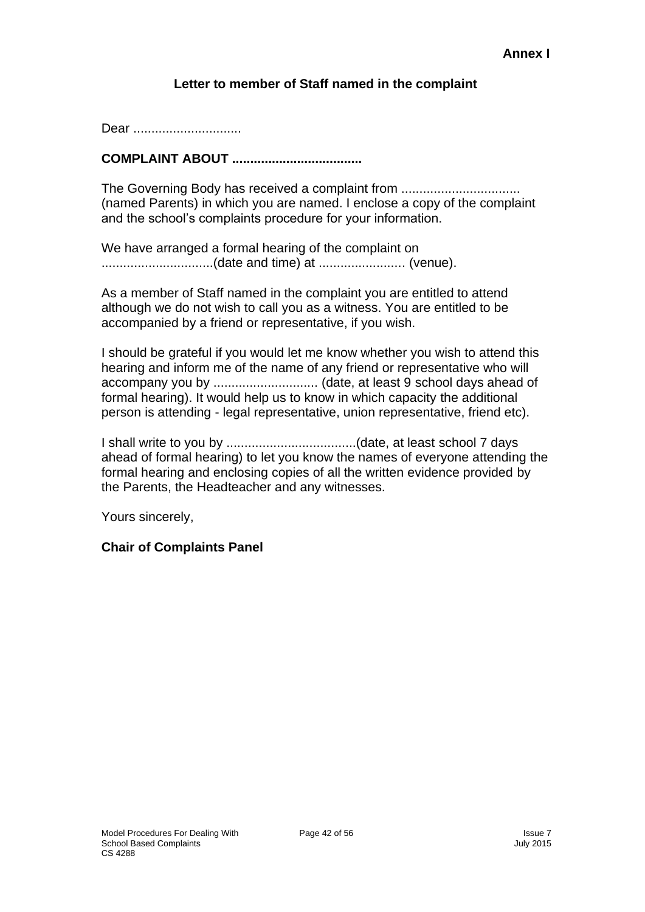**Annex I**

## Letter to member of Staff named in the complaint

Dear ..............................

**COMPLAINT ABOUT ....................................**

The Governing Body has received a complaint from ................................ (named Parents) in which you are named. I enclose a copy of the complaint and the school's complaints procedure for your information.

We have arranged a formal hearing of the complaint on ...............................(date and time) at ........................ (venue).

As a member of Staff named in the complaint you are entitled to attend although we do not wish to call you as a witness. You are entitled to be accompanied by a friend or representative, if you wish.

I should be grateful if you would let me know whether you wish to attend this hearing and inform me of the name of any friend or representative who will accompany you by ............................. (date, at least 9 school days ahead of formal hearing). It would help us to know in which capacity the additional person is attending - legal representative, union representative, friend etc).

I shall write to you by ....................................(date, at least school 7 days ahead of formal hearing) to let you know the names of everyone attending the formal hearing and enclosing copies of all the written evidence provided by the Parents, the Headteacher and any witnesses.

Yours sincerely,

**Chair of Complaints Panel**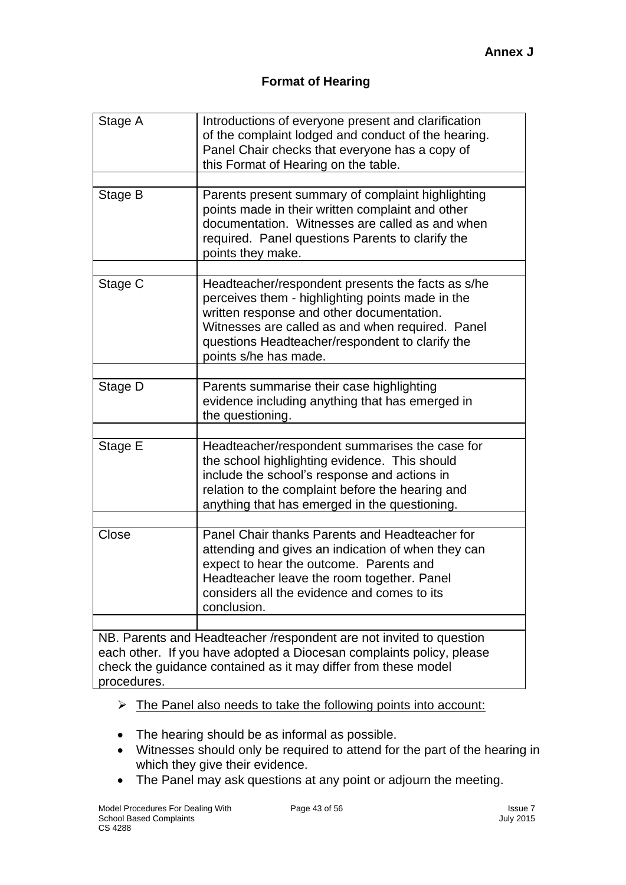**Annex J**

## Format of Hearing

| Stage | Description |
|---|---|
| Stage A | Introductions of everyone present and clarification of the complaint lodged and conduct of the hearing. Panel Chair checks that everyone has a copy of this Format of Hearing on the table. |
| Stage B | Parents present summary of complaint highlighting points made in their written complaint and other documentation. Witnesses are called as and when required. Panel questions Parents to clarify the points they make. |
| Stage C | Headteacher/respondent presents the facts as s/he perceives them - highlighting points made in the written response and other documentation. Witnesses are called as and when required. Panel questions Headteacher/respondent to clarify the points s/he has made. |
| Stage D | Parents summarise their case highlighting evidence including anything that has emerged in the questioning. |
| Stage E | Headteacher/respondent summarises the case for the school highlighting evidence. This should include the school's response and actions in relation to the complaint before the hearing and anything that has emerged in the questioning. |
| Close | Panel Chair thanks Parents and Headteacher for attending and gives an indication of when they can expect to hear the outcome. Parents and Headteacher leave the room together. Panel considers all the evidence and comes to its conclusion. |
| NB. Parents and Headteacher /respondent are not invited to question each other. If you have adopted a Diocesan complaints policy, please check the guidance contained as it may differ from these model procedures. | |

- <u>The Panel also needs to take the following points into account:</u>

- The hearing should be as informal as possible.
- Witnesses should only be required to attend for the part of the hearing in which they give their evidence.
- The Panel may ask questions at any point or adjourn the meeting.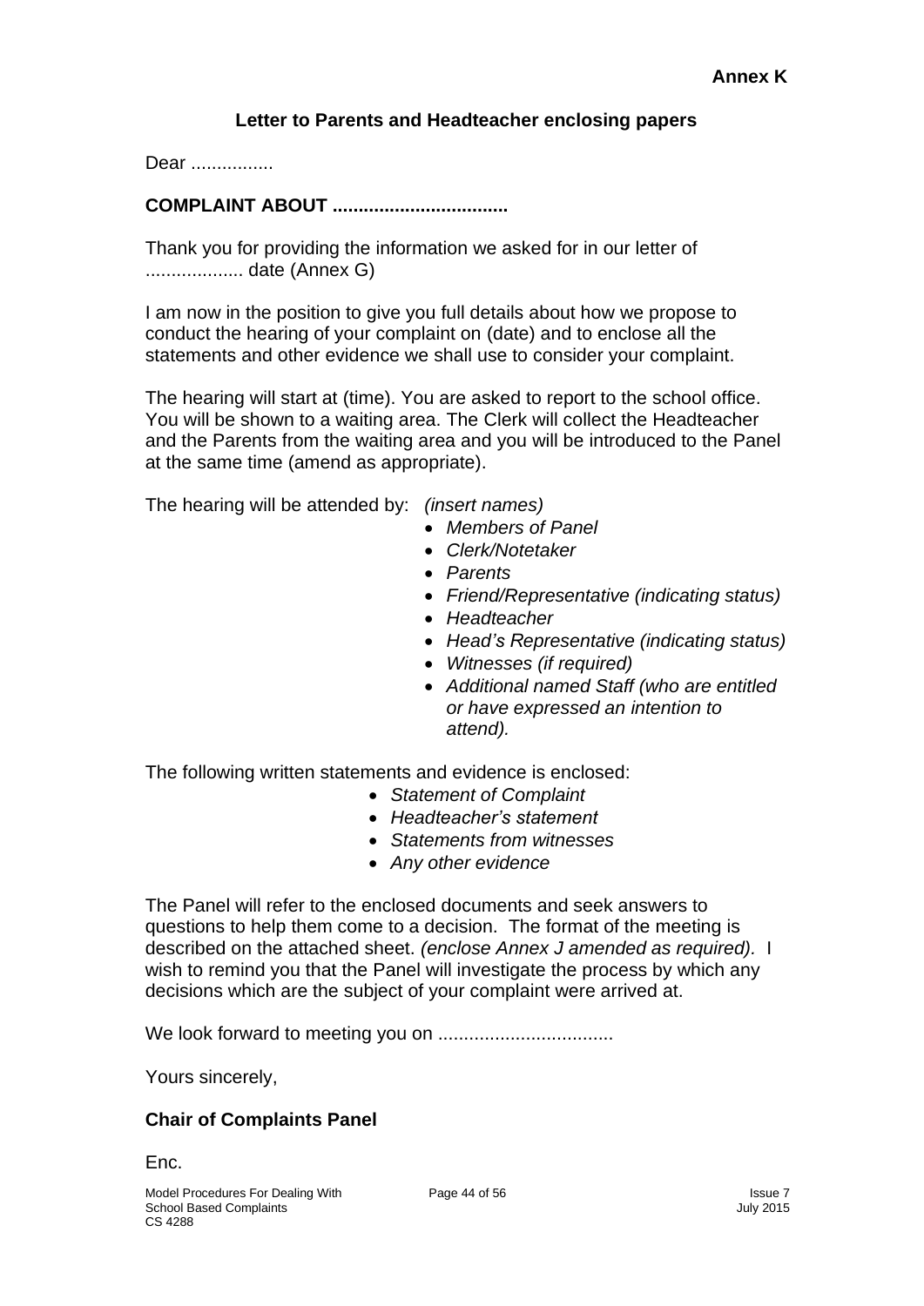**Annex K**

## Letter to Parents and Headteacher enclosing papers

Dear ................

**COMPLAINT ABOUT .................................**

Thank you for providing the information we asked for in our letter of ................... date (Annex G)

I am now in the position to give you full details about how we propose to conduct the hearing of your complaint on (date) and to enclose all the statements and other evidence we shall use to consider your complaint.

The hearing will start at (time). You are asked to report to the school office. You will be shown to a waiting area. The Clerk will collect the Headteacher and the Parents from the waiting area and you will be introduced to the Panel at the same time (amend as appropriate).

The hearing will be attended by: *(insert names)*

- *Members of Panel*
- *Clerk/Notetaker*
- *Parents*
- *Friend/Representative (indicating status)*
- *Headteacher*
- *Head's Representative (indicating status)*
- *Witnesses (if required)*
- *Additional named Staff (who are entitled or have expressed an intention to attend).*

The following written statements and evidence is enclosed:

- *Statement of Complaint*
- *Headteacher's statement*
- *Statements from witnesses*
- *Any other evidence*

The Panel will refer to the enclosed documents and seek answers to questions to help them come to a decision. The format of the meeting is described on the attached sheet. *(enclose Annex J amended as required).* I wish to remind you that the Panel will investigate the process by which any decisions which are the subject of your complaint were arrived at.

We look forward to meeting you on .................................

Yours sincerely,

**Chair of Complaints Panel**

Enc.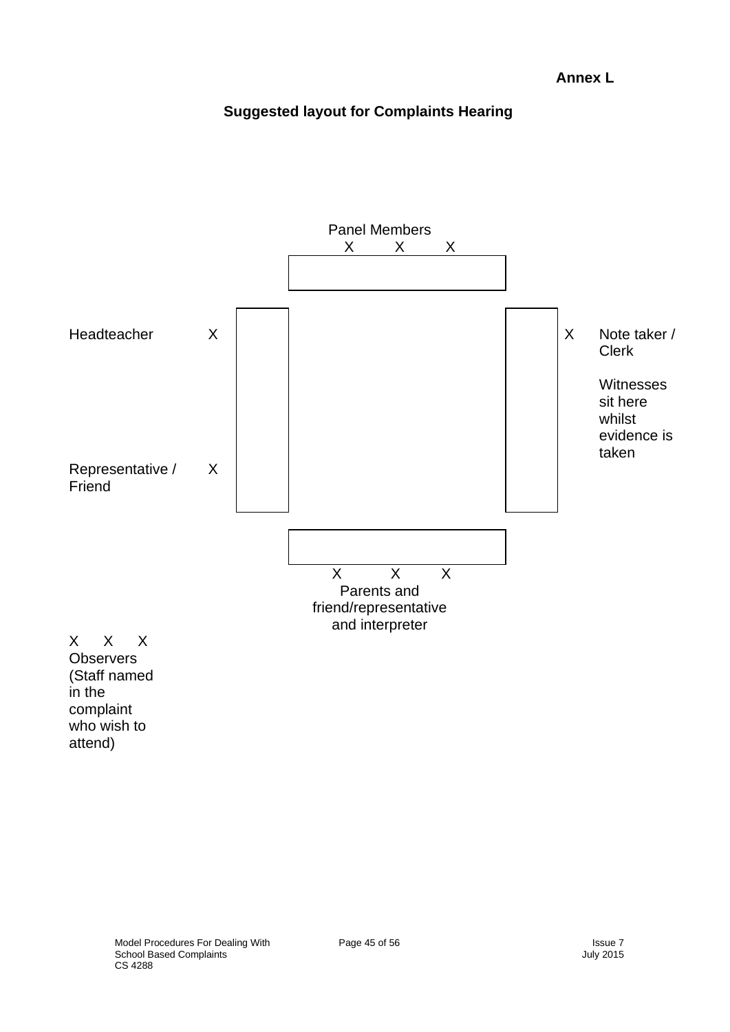**Annex L**

## Suggested layout for Complaints Hearing

Panel Members
X X X

Headteacher X

Representative / Friend X

X Note taker / Clerk

Witnesses sit here whilst evidence is taken

X X X
Parents and friend/representative and interpreter

X X X
Observers (Staff named in the complaint who wish to attend)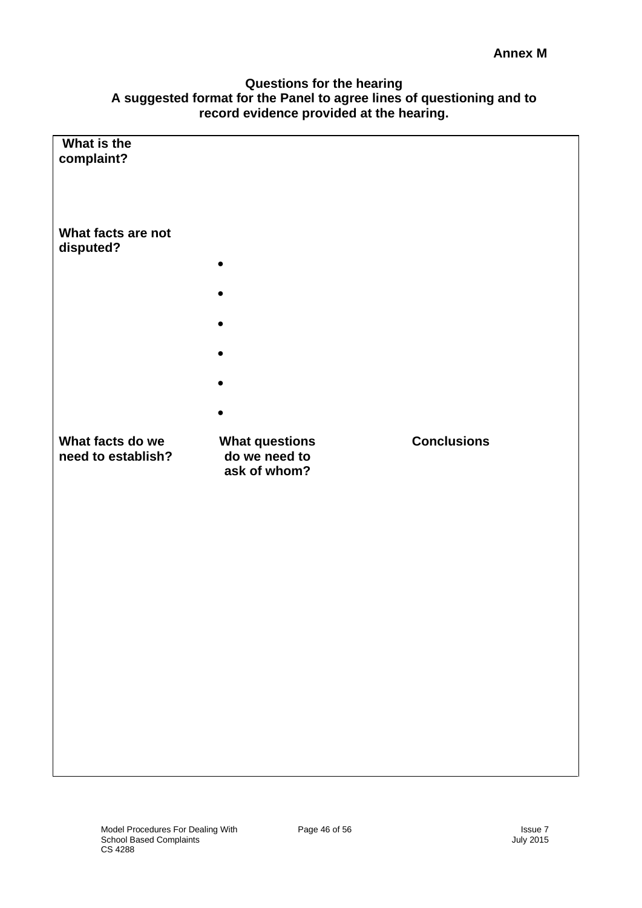**Annex M**

**Questions for the hearing**
**A suggested format for the Panel to agree lines of questioning and to record evidence provided at the hearing.**

| **What is the complaint?** | | |
|---|---|---|
| **What facts are not disputed?** | | |
| | • | |
| | • | |
| | • | |
| | • | |
| | • | |
| | • | |
| **What facts do we need to establish?** | **What questions do we need to ask of whom?** | **Conclusions** |
| | | |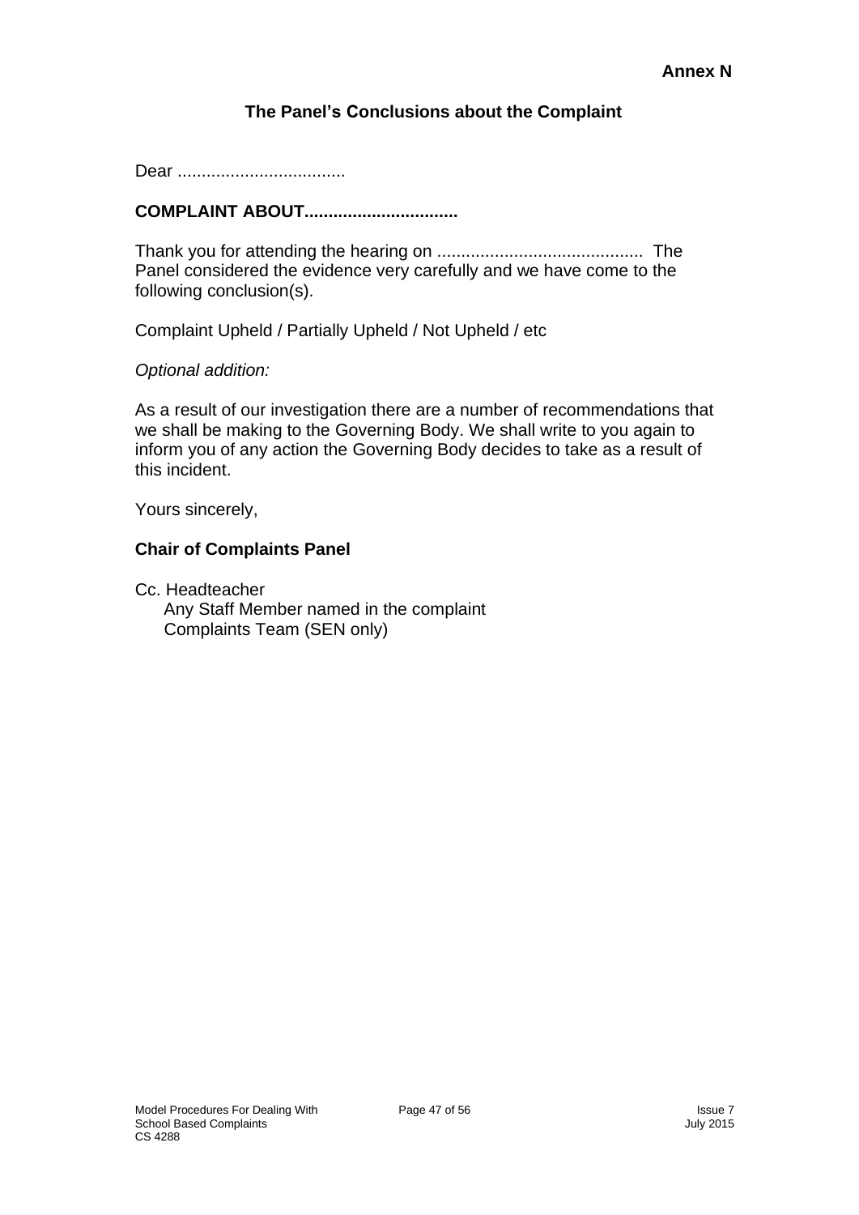**Annex N**

## The Panel's Conclusions about the Complaint

Dear ..................................

**COMPLAINT ABOUT...............................**

Thank you for attending the hearing on .......................................... The Panel considered the evidence very carefully and we have come to the following conclusion(s).

Complaint Upheld / Partially Upheld / Not Upheld / etc

*Optional addition:*

As a result of our investigation there are a number of recommendations that we shall be making to the Governing Body. We shall write to you again to inform you of any action the Governing Body decides to take as a result of this incident.

Yours sincerely,

**Chair of Complaints Panel**

Cc. Headteacher
Any Staff Member named in the complaint
Complaints Team (SEN only)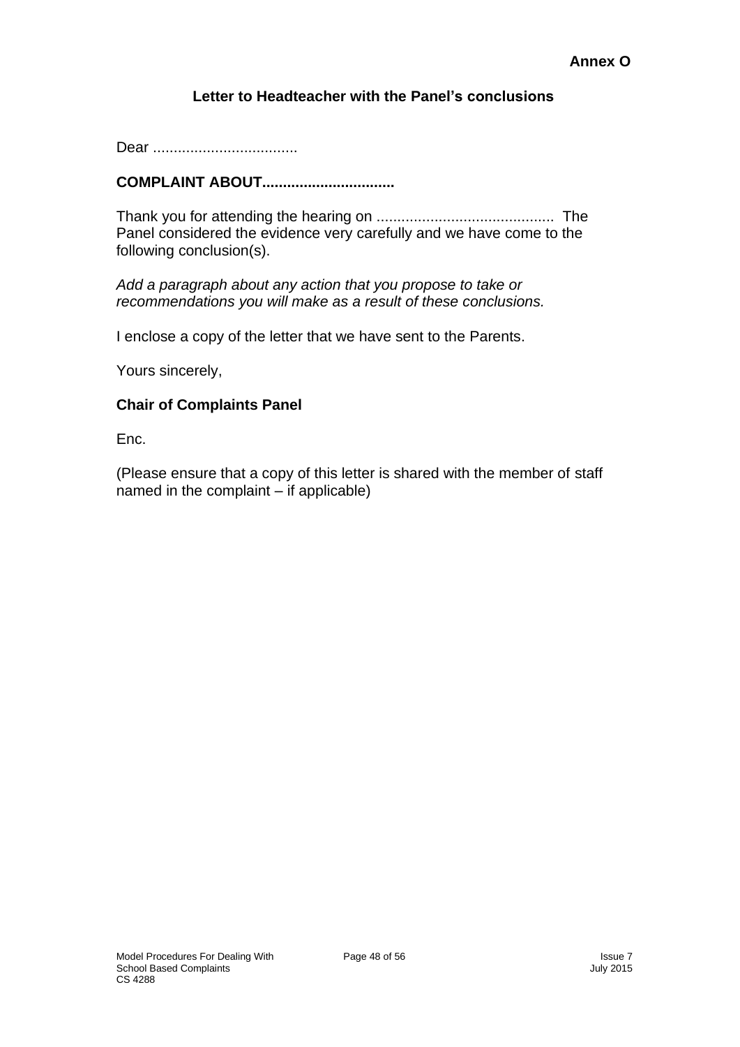**Annex O**

## Letter to Headteacher with the Panel's conclusions

Dear ..................................

**COMPLAINT ABOUT................................**

Thank you for attending the hearing on .......................................... The Panel considered the evidence very carefully and we have come to the following conclusion(s).

*Add a paragraph about any action that you propose to take or recommendations you will make as a result of these conclusions.*

I enclose a copy of the letter that we have sent to the Parents.

Yours sincerely,

**Chair of Complaints Panel**

Enc.

(Please ensure that a copy of this letter is shared with the member of staff named in the complaint – if applicable)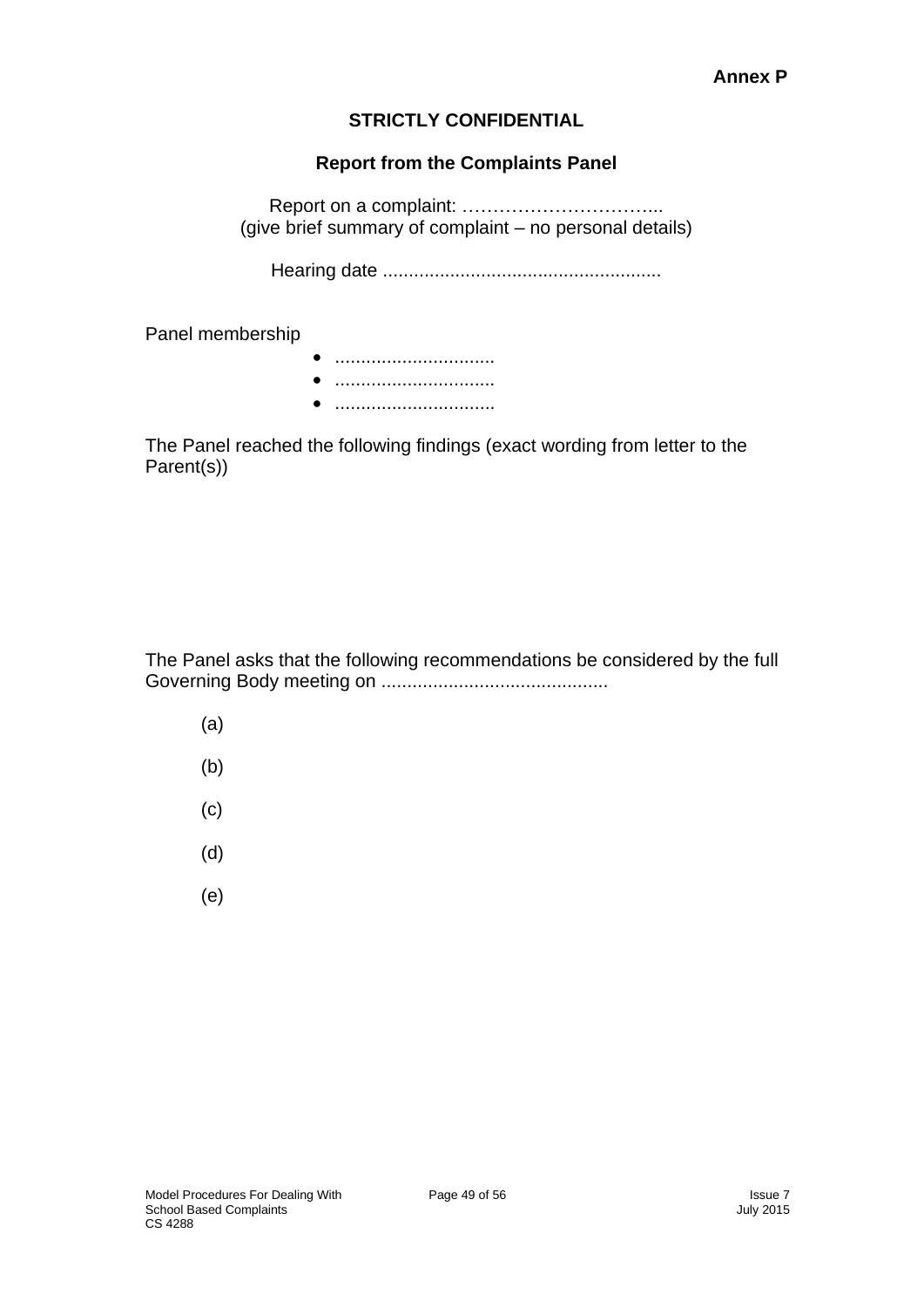**Annex P**

**STRICTLY CONFIDENTIAL**

**Report from the Complaints Panel**

Report on a complaint: …………………………...
(give brief summary of complaint – no personal details)

Hearing date .....................................................

Panel membership

- ..............................
- ..............................
- ..............................

The Panel reached the following findings (exact wording from letter to the Parent(s))

The Panel asks that the following recommendations be considered by the full Governing Body meeting on ...........................................

(a)

(b)

(c)

(d)

(e)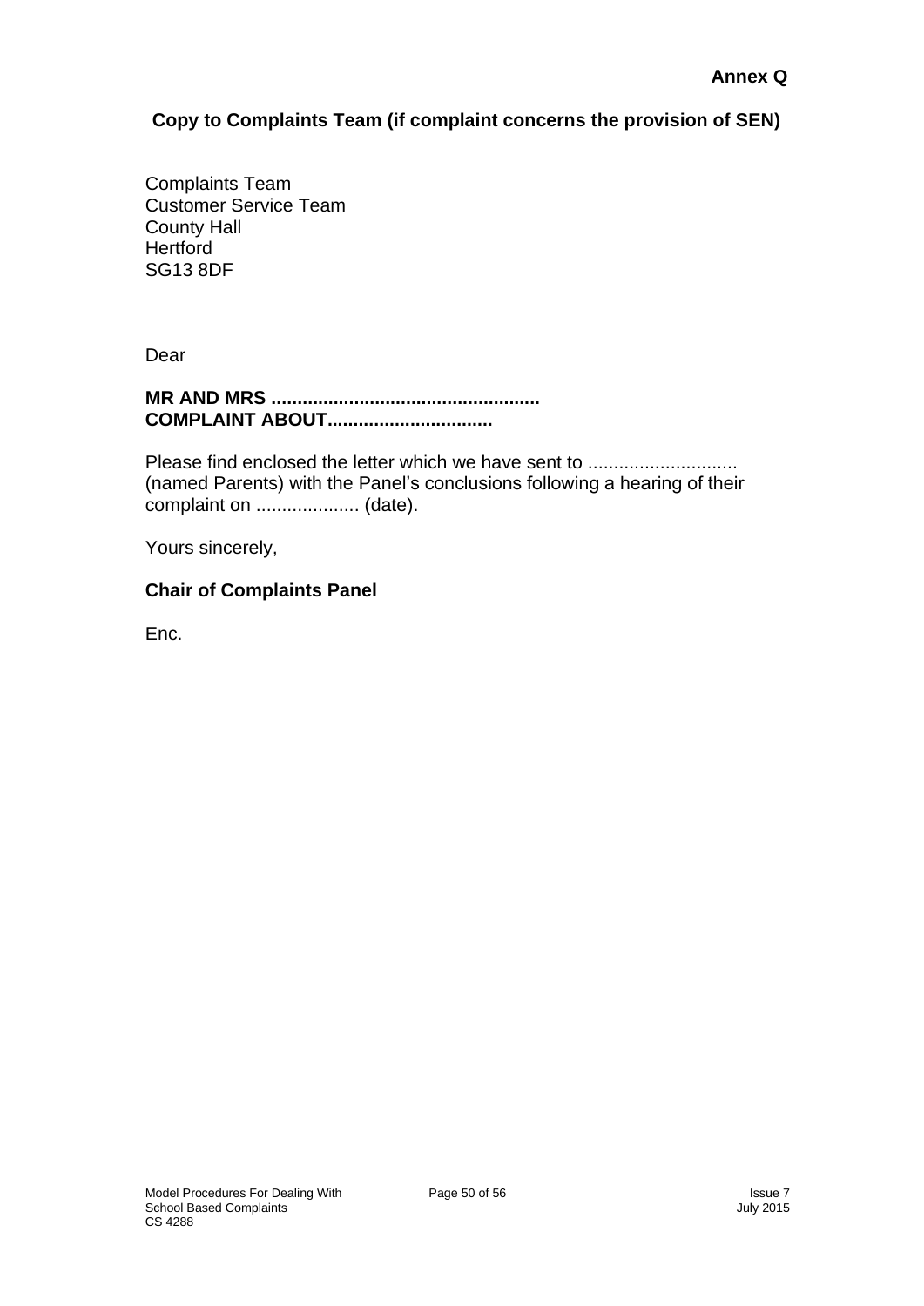**Annex Q**

**Copy to Complaints Team (if complaint concerns the provision of SEN)**

Complaints Team
Customer Service Team
County Hall
Hertford
SG13 8DF

Dear

**MR AND MRS ...................................................**
**COMPLAINT ABOUT................................**

Please find enclosed the letter which we have sent to ............................ (named Parents) with the Panel's conclusions following a hearing of their complaint on .................... (date).

Yours sincerely,

**Chair of Complaints Panel**

Enc.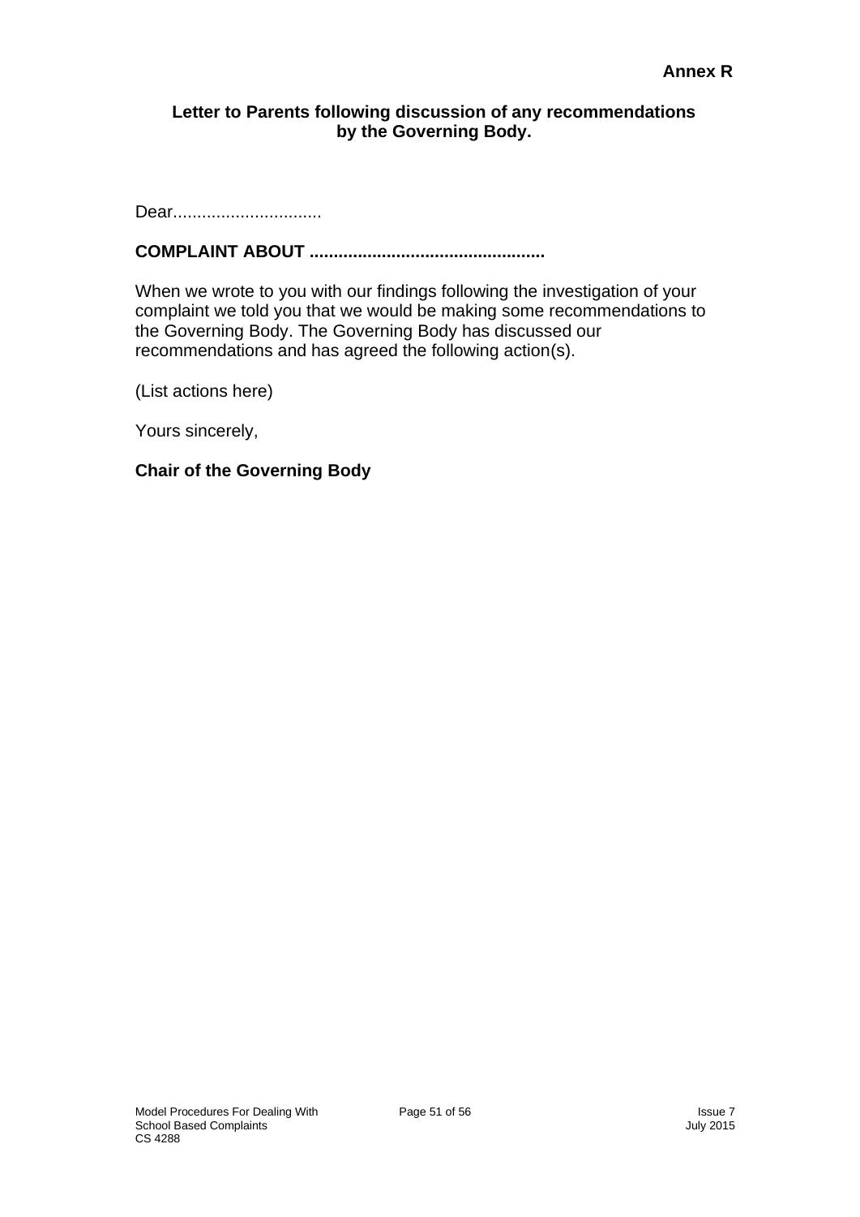**Annex R**

**Letter to Parents following discussion of any recommendations by the Governing Body.**

Dear..............................

**COMPLAINT ABOUT ................................................**

When we wrote to you with our findings following the investigation of your complaint we told you that we would be making some recommendations to the Governing Body. The Governing Body has discussed our recommendations and has agreed the following action(s).

(List actions here)

Yours sincerely,

**Chair of the Governing Body**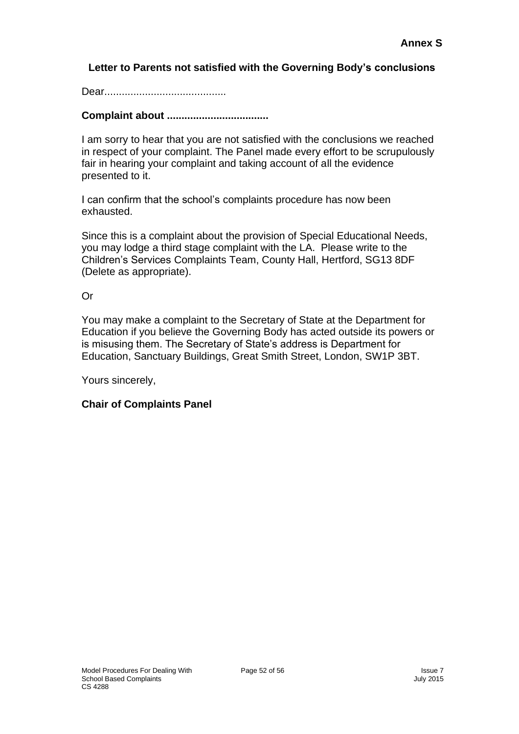**Annex S**

## Letter to Parents not satisfied with the Governing Body's conclusions

Dear..........................................

**Complaint about ..................................**

I am sorry to hear that you are not satisfied with the conclusions we reached in respect of your complaint. The Panel made every effort to be scrupulously fair in hearing your complaint and taking account of all the evidence presented to it.

I can confirm that the school's complaints procedure has now been exhausted.

Since this is a complaint about the provision of Special Educational Needs, you may lodge a third stage complaint with the LA. Please write to the Children's Services Complaints Team, County Hall, Hertford, SG13 8DF (Delete as appropriate).

Or

You may make a complaint to the Secretary of State at the Department for Education if you believe the Governing Body has acted outside its powers or is misusing them. The Secretary of State's address is Department for Education, Sanctuary Buildings, Great Smith Street, London, SW1P 3BT.

Yours sincerely,

**Chair of Complaints Panel**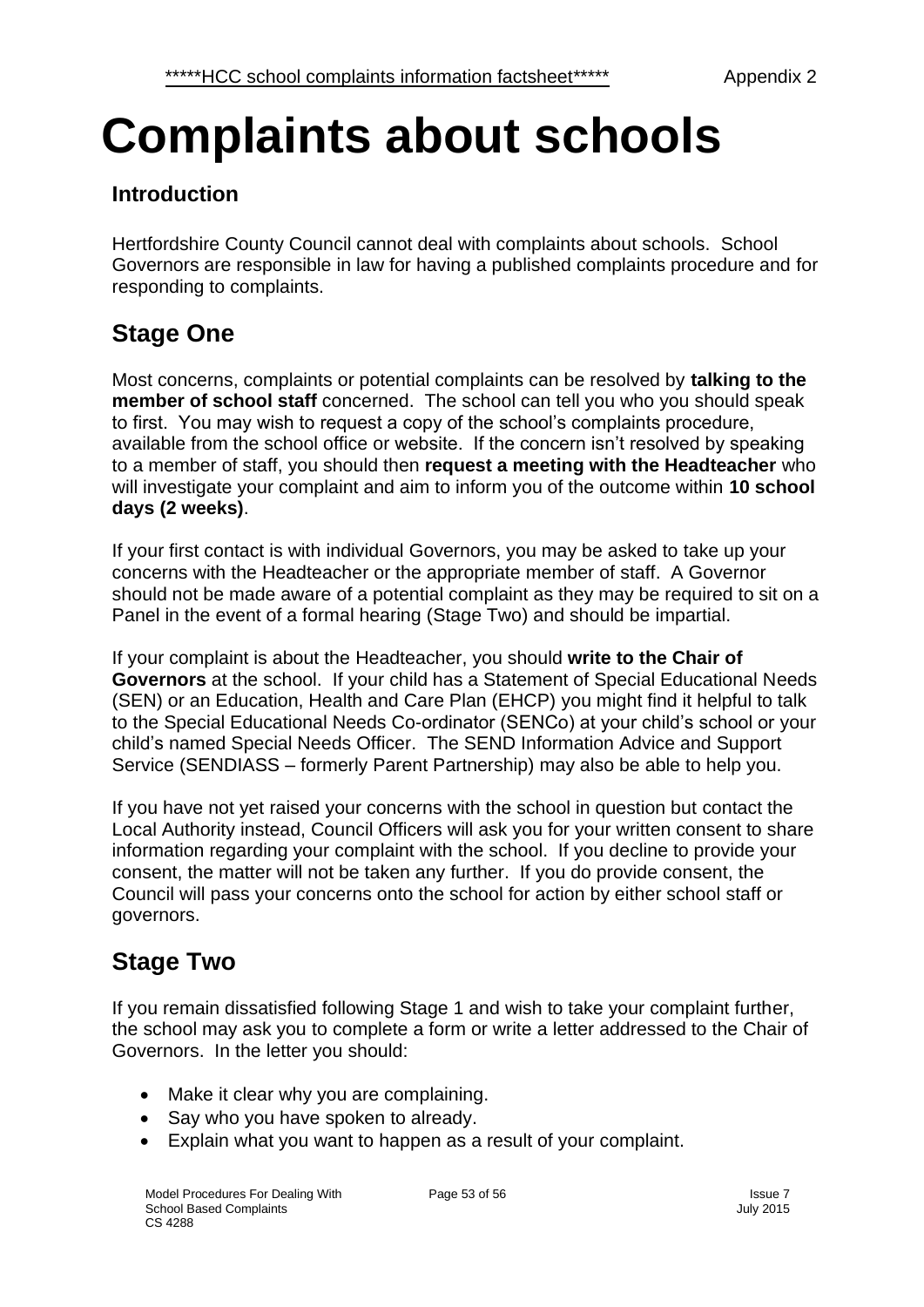# Complaints about schools

### Introduction

Hertfordshire County Council cannot deal with complaints about schools. School Governors are responsible in law for having a published complaints procedure and for responding to complaints.

## Stage One

Most concerns, complaints or potential complaints can be resolved by **talking to the member of school staff** concerned. The school can tell you who you should speak to first. You may wish to request a copy of the school's complaints procedure, available from the school office or website. If the concern isn't resolved by speaking to a member of staff, you should then **request a meeting with the Headteacher** who will investigate your complaint and aim to inform you of the outcome within **10 school days (2 weeks)**.

If your first contact is with individual Governors, you may be asked to take up your concerns with the Headteacher or the appropriate member of staff. A Governor should not be made aware of a potential complaint as they may be required to sit on a Panel in the event of a formal hearing (Stage Two) and should be impartial.

If your complaint is about the Headteacher, you should **write to the Chair of Governors** at the school. If your child has a Statement of Special Educational Needs (SEN) or an Education, Health and Care Plan (EHCP) you might find it helpful to talk to the Special Educational Needs Co-ordinator (SENCo) at your child's school or your child's named Special Needs Officer. The SEND Information Advice and Support Service (SENDIASS – formerly Parent Partnership) may also be able to help you.

If you have not yet raised your concerns with the school in question but contact the Local Authority instead, Council Officers will ask you for your written consent to share information regarding your complaint with the school. If you decline to provide your consent, the matter will not be taken any further. If you do provide consent, the Council will pass your concerns onto the school for action by either school staff or governors.

## Stage Two

If you remain dissatisfied following Stage 1 and wish to take your complaint further, the school may ask you to complete a form or write a letter addressed to the Chair of Governors. In the letter you should:

- Make it clear why you are complaining.
- Say who you have spoken to already.
- Explain what you want to happen as a result of your complaint.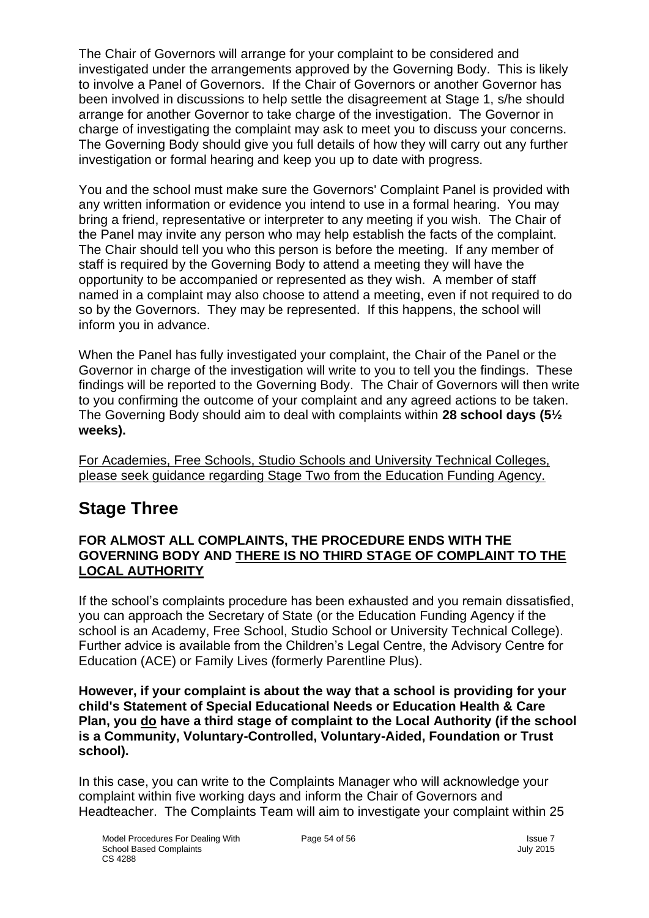The Chair of Governors will arrange for your complaint to be considered and investigated under the arrangements approved by the Governing Body. This is likely to involve a Panel of Governors. If the Chair of Governors or another Governor has been involved in discussions to help settle the disagreement at Stage 1, s/he should arrange for another Governor to take charge of the investigation. The Governor in charge of investigating the complaint may ask to meet you to discuss your concerns. The Governing Body should give you full details of how they will carry out any further investigation or formal hearing and keep you up to date with progress.

You and the school must make sure the Governors' Complaint Panel is provided with any written information or evidence you intend to use in a formal hearing. You may bring a friend, representative or interpreter to any meeting if you wish. The Chair of the Panel may invite any person who may help establish the facts of the complaint. The Chair should tell you who this person is before the meeting. If any member of staff is required by the Governing Body to attend a meeting they will have the opportunity to be accompanied or represented as they wish. A member of staff named in a complaint may also choose to attend a meeting, even if not required to do so by the Governors. They may be represented. If this happens, the school will inform you in advance.

When the Panel has fully investigated your complaint, the Chair of the Panel or the Governor in charge of the investigation will write to you to tell you the findings. These findings will be reported to the Governing Body. The Chair of Governors will then write to you confirming the outcome of your complaint and any agreed actions to be taken. The Governing Body should aim to deal with complaints within **28 school days (5½ weeks).**

<u>For Academies, Free Schools, Studio Schools and University Technical Colleges, please seek guidance regarding Stage Two from the Education Funding Agency.</u>

## Stage Three

**FOR ALMOST ALL COMPLAINTS, THE PROCEDURE ENDS WITH THE GOVERNING BODY AND <u>THERE IS NO THIRD STAGE OF COMPLAINT TO THE LOCAL AUTHORITY</u>**

If the school's complaints procedure has been exhausted and you remain dissatisfied, you can approach the Secretary of State (or the Education Funding Agency if the school is an Academy, Free School, Studio School or University Technical College). Further advice is available from the Children's Legal Centre, the Advisory Centre for Education (ACE) or Family Lives (formerly Parentline Plus).

**However, if your complaint is about the way that a school is providing for your child's Statement of Special Educational Needs or Education Health & Care Plan, you <u>do</u> have a third stage of complaint to the Local Authority (if the school is a Community, Voluntary-Controlled, Voluntary-Aided, Foundation or Trust school).**

In this case, you can write to the Complaints Manager who will acknowledge your complaint within five working days and inform the Chair of Governors and Headteacher. The Complaints Team will aim to investigate your complaint within 25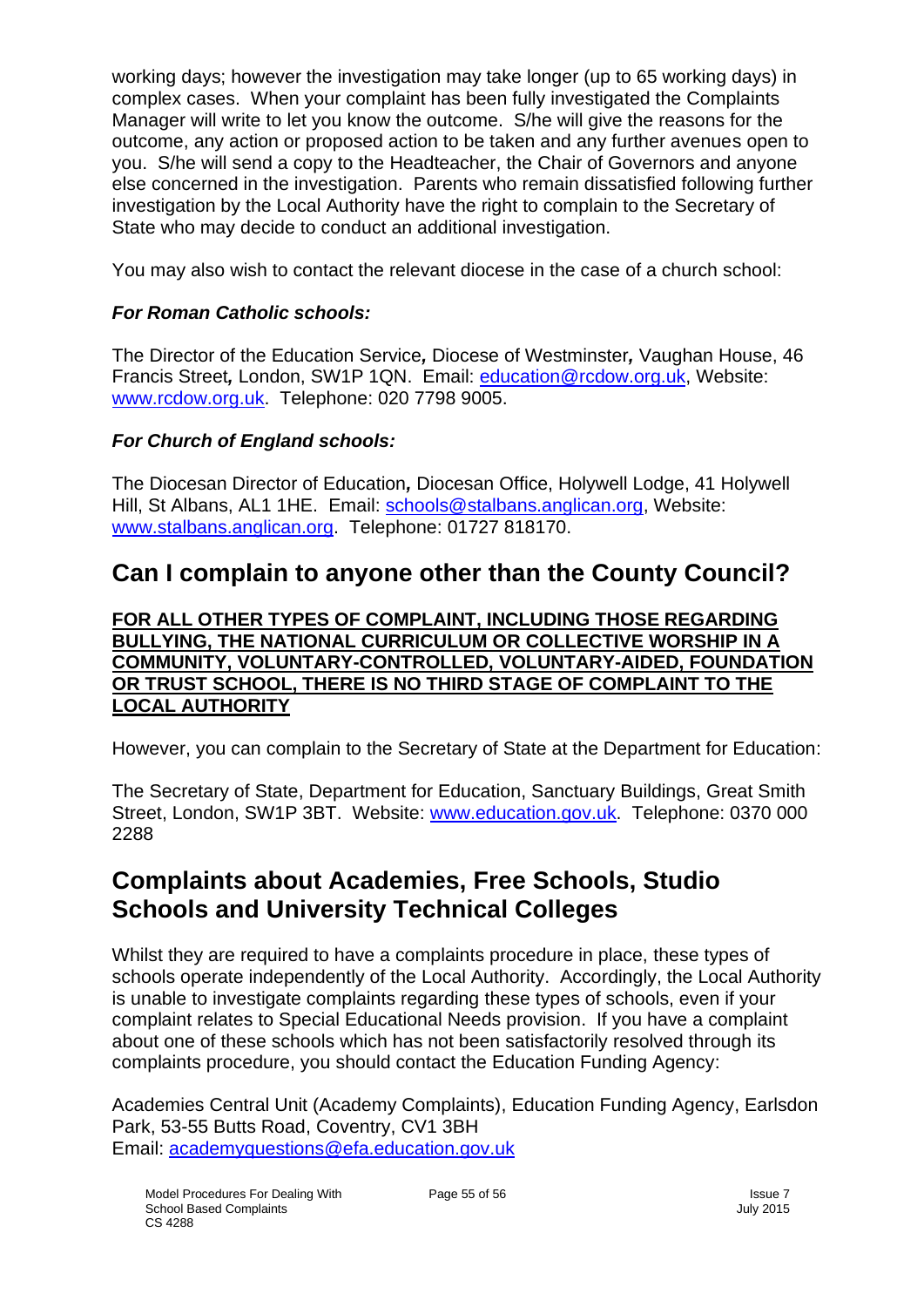working days; however the investigation may take longer (up to 65 working days) in complex cases. When your complaint has been fully investigated the Complaints Manager will write to let you know the outcome. S/he will give the reasons for the outcome, any action or proposed action to be taken and any further avenues open to you. S/he will send a copy to the Headteacher, the Chair of Governors and anyone else concerned in the investigation. Parents who remain dissatisfied following further investigation by the Local Authority have the right to complain to the Secretary of State who may decide to conduct an additional investigation.

You may also wish to contact the relevant diocese in the case of a church school:

***For Roman Catholic schools:***

The Director of the Education Service*,* Diocese of Westminster*,* Vaughan House, 46 Francis Street*,* London, SW1P 1QN. Email: education@rcdow.org.uk, Website: www.rcdow.org.uk. Telephone: 020 7798 9005.

***For Church of England schools:***

The Diocesan Director of Education*,* Diocesan Office, Holywell Lodge, 41 Holywell Hill, St Albans, AL1 1HE. Email: schools@stalbans.anglican.org, Website: www.stalbans.anglican.org. Telephone: 01727 818170.

## Can I complain to anyone other than the County Council?

**FOR ALL OTHER TYPES OF COMPLAINT, INCLUDING THOSE REGARDING BULLYING, THE NATIONAL CURRICULUM OR COLLECTIVE WORSHIP IN A COMMUNITY, VOLUNTARY-CONTROLLED, VOLUNTARY-AIDED, FOUNDATION OR TRUST SCHOOL, THERE IS NO THIRD STAGE OF COMPLAINT TO THE LOCAL AUTHORITY**

However, you can complain to the Secretary of State at the Department for Education:

The Secretary of State, Department for Education, Sanctuary Buildings, Great Smith Street, London, SW1P 3BT. Website: www.education.gov.uk. Telephone: 0370 000 2288

## Complaints about Academies, Free Schools, Studio Schools and University Technical Colleges

Whilst they are required to have a complaints procedure in place, these types of schools operate independently of the Local Authority. Accordingly, the Local Authority is unable to investigate complaints regarding these types of schools, even if your complaint relates to Special Educational Needs provision. If you have a complaint about one of these schools which has not been satisfactorily resolved through its complaints procedure, you should contact the Education Funding Agency:

Academies Central Unit (Academy Complaints), Education Funding Agency, Earlsdon Park, 53-55 Butts Road, Coventry, CV1 3BH
Email: academyquestions@efa.education.gov.uk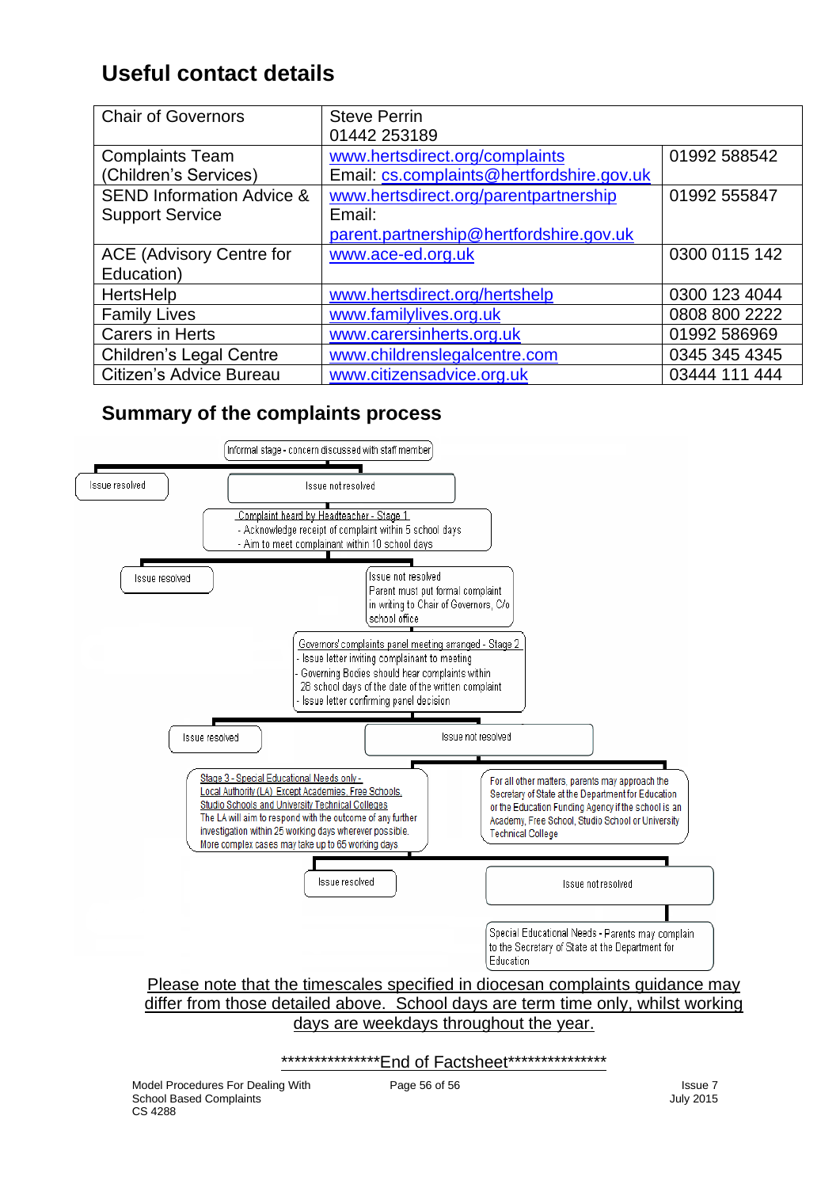## Useful contact details

| | | |
|---|---|---|
| Chair of Governors | Steve Perrin<br>01442 253189 | |
| Complaints Team (Children's Services) | www.hertsdirect.org/complaints<br>Email: cs.complaints@hertfordshire.gov.uk | 01992 588542 |
| SEND Information Advice & Support Service | www.hertsdirect.org/parentpartnership<br>Email: parent.partnership@hertfordshire.gov.uk | 01992 555847 |
| ACE (Advisory Centre for Education) | www.ace-ed.org.uk | 0300 0115 142 |
| HertsHelp | www.hertsdirect.org/hertshelp | 0300 123 4044 |
| Family Lives | www.familylives.org.uk | 0808 800 2222 |
| Carers in Herts | www.carersinherts.org.uk | 01992 586969 |
| Children's Legal Centre | www.childrenslegalcentre.com | 0345 345 4345 |
| Citizen's Advice Bureau | www.citizensadvice.org.uk | 03444 111 444 |

## Summary of the complaints process

Informal stage - concern discussed with staff member

Issue resolved

Issue not resolved

Complaint heard by Headteacher - Stage 1
- Acknowledge receipt of complaint within 5 school days
- Aim to meet complainant within 10 school days

Issue resolved

Issue not resolved
Parent must put formal complaint in writing to Chair of Governors, C/o school office

Governors' complaints panel meeting arranged - Stage 2
- Issue letter inviting complainant to meeting
- Governing Bodies should hear complaints within 28 school days of the date of the written complaint
- Issue letter confirming panel decision

Issue resolved

Issue not resolved

Stage 3 - Special Educational Needs only - Local Authority (LA) Except Academies, Free Schools, Studio Schools and University Technical Colleges
The LA will aim to respond with the outcome of any further investigation within 25 working days wherever possible. More complex cases may take up to 65 working days

For all other matters, parents may approach the Secretary of State at the Department for Education or the Education Funding Agency if the school is an Academy, Free School, Studio School or University Technical College

Issue resolved

Issue not resolved

Special Educational Needs - Parents may complain to the Secretary of State at the Department for Education

Please note that the timescales specified in diocesan complaints guidance may differ from those detailed above. School days are term time only, whilst working days are weekdays throughout the year.

***************End of Factsheet***************